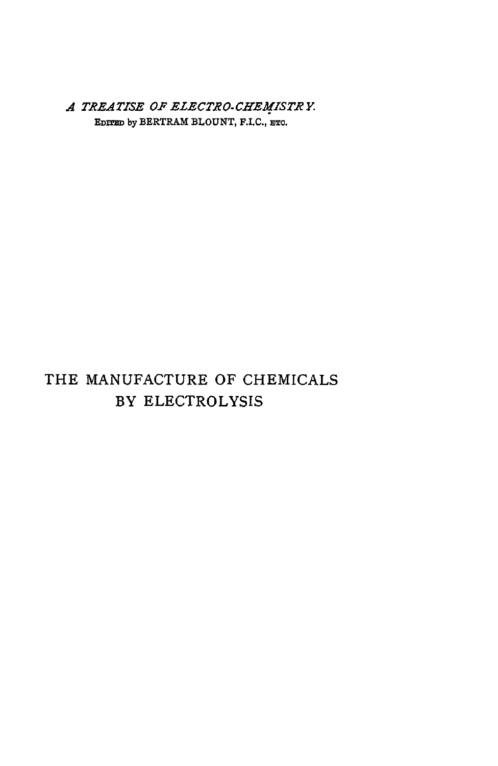*A TREATISE OF ELECTRO-CHEMISTRY.*

EDITED by BERTRAM BLOUNT, F.I.C., ETC.

# THE MANUFACTURE OF CHEMICALS BY ELECTROLYSIS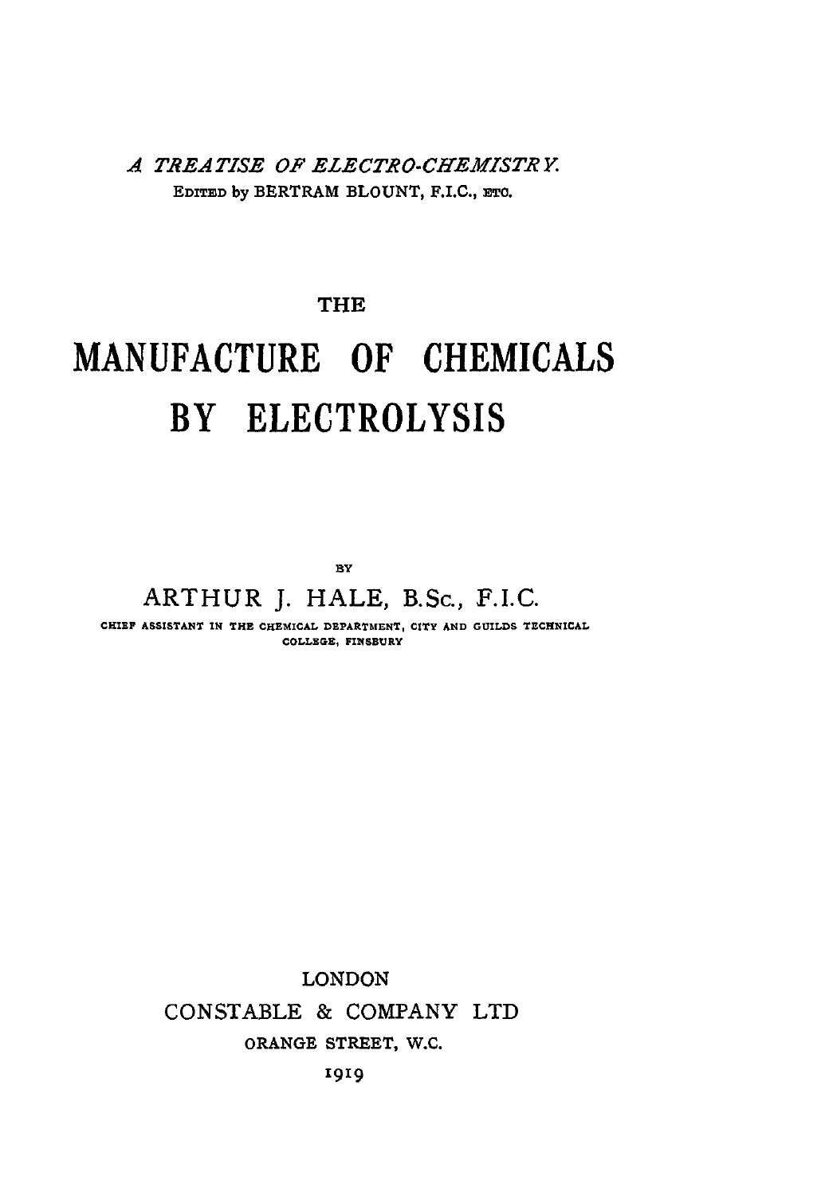*A TREATISE OF ELECTRO-CHEMISTRY.*
EDITED by BERTRAM BLOUNT, F.I.C., ETC.

THE

# MANUFACTURE OF CHEMICALS BY ELECTROLYSIS

BY

ARTHUR J. HALE, B.Sc., F.I.C.

CHIEF ASSISTANT IN THE CHEMICAL DEPARTMENT, CITY AND GUILDS TECHNICAL COLLEGE, FINSBURY

LONDON
CONSTABLE & COMPANY LTD
ORANGE STREET, W.C.
1919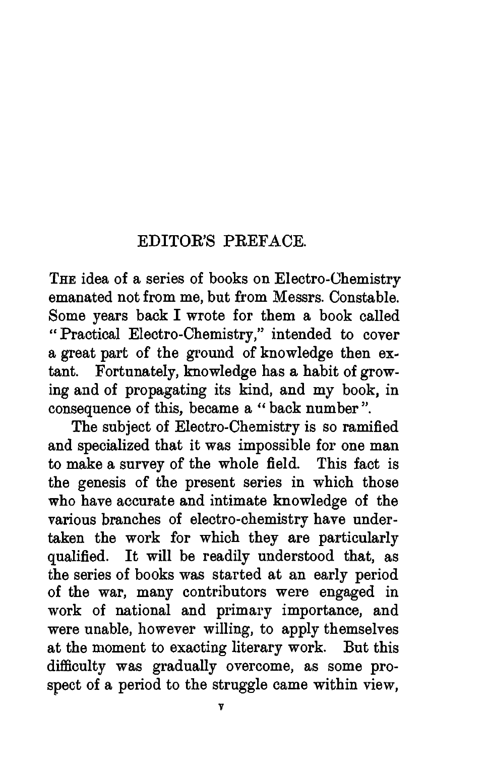# EDITOR'S PREFACE.

THE idea of a series of books on Electro-Chemistry emanated not from me, but from Messrs. Constable. Some years back I wrote for them a book called "Practical Electro-Chemistry," intended to cover a great part of the ground of knowledge then extant. Fortunately, knowledge has a habit of growing and of propagating its kind, and my book, in consequence of this, became a "back number".

The subject of Electro-Chemistry is so ramified and specialized that it was impossible for one man to make a survey of the whole field. This fact is the genesis of the present series in which those who have accurate and intimate knowledge of the various branches of electro-chemistry have undertaken the work for which they are particularly qualified. It will be readily understood that, as the series of books was started at an early period of the war, many contributors were engaged in work of national and primary importance, and were unable, however willing, to apply themselves at the moment to exacting literary work. But this difficulty was gradually overcome, as some prospect of a period to the struggle came within view,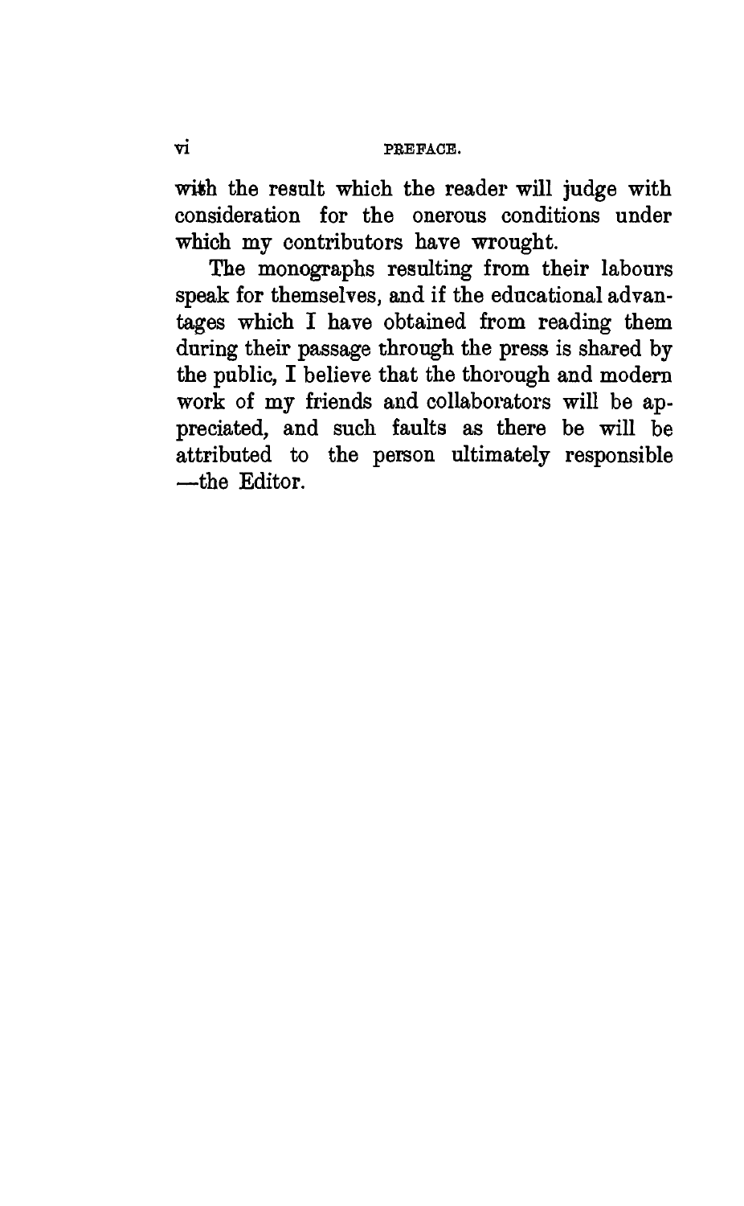with the result which the reader will judge with consideration for the onerous conditions under which my contributors have wrought.

The monographs resulting from their labours speak for themselves, and if the educational advantages which I have obtained from reading them during their passage through the press is shared by the public, I believe that the thorough and modern work of my friends and collaborators will be appreciated, and such faults as there be will be attributed to the person ultimately responsible —the Editor.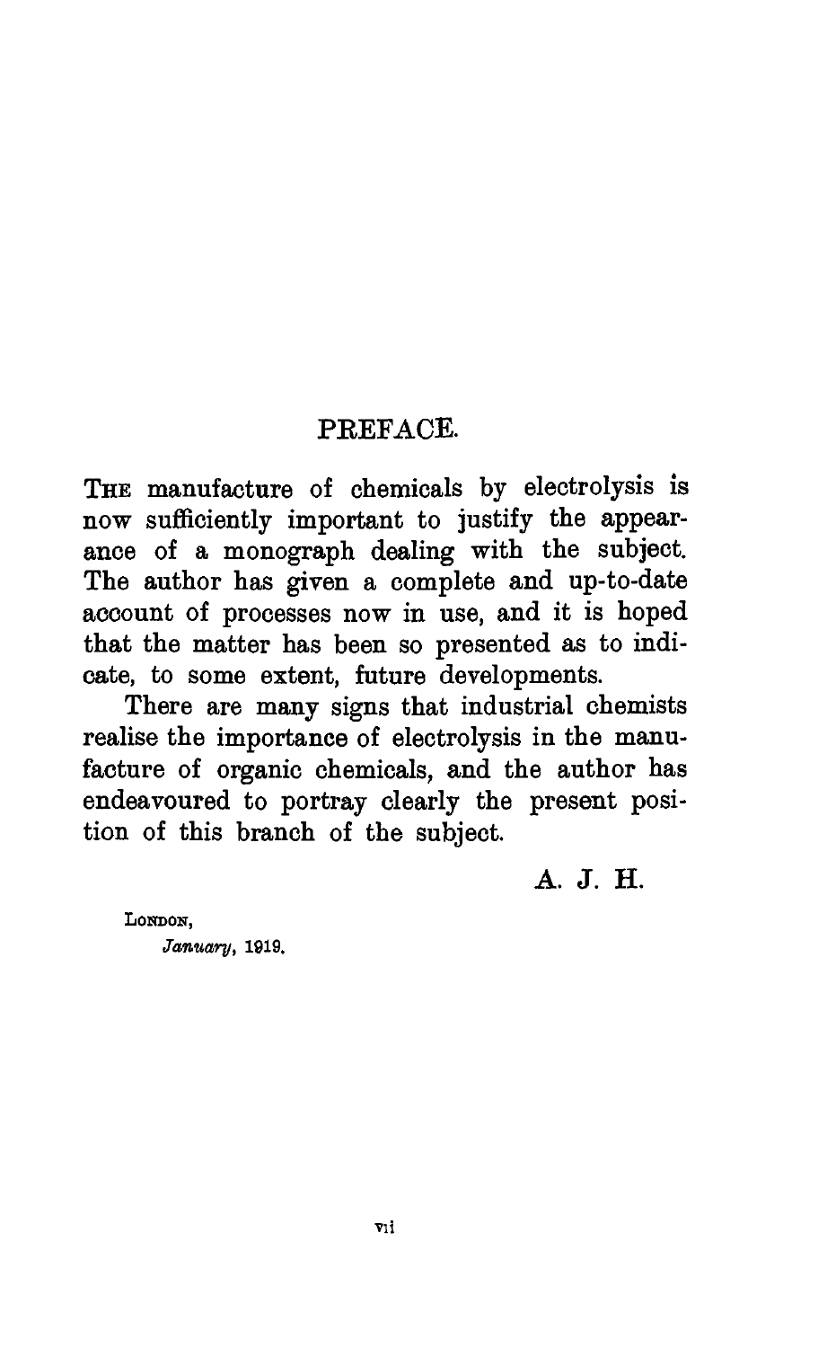# PREFACE.

THE manufacture of chemicals by electrolysis is now sufficiently important to justify the appearance of a monograph dealing with the subject. The author has given a complete and up-to-date account of processes now in use, and it is hoped that the matter has been so presented as to indicate, to some extent, future developments.

There are many signs that industrial chemists realise the importance of electrolysis in the manufacture of organic chemicals, and the author has endeavoured to portray clearly the present position of this branch of the subject.

A. J. H.

LONDON,
*January*, 1919.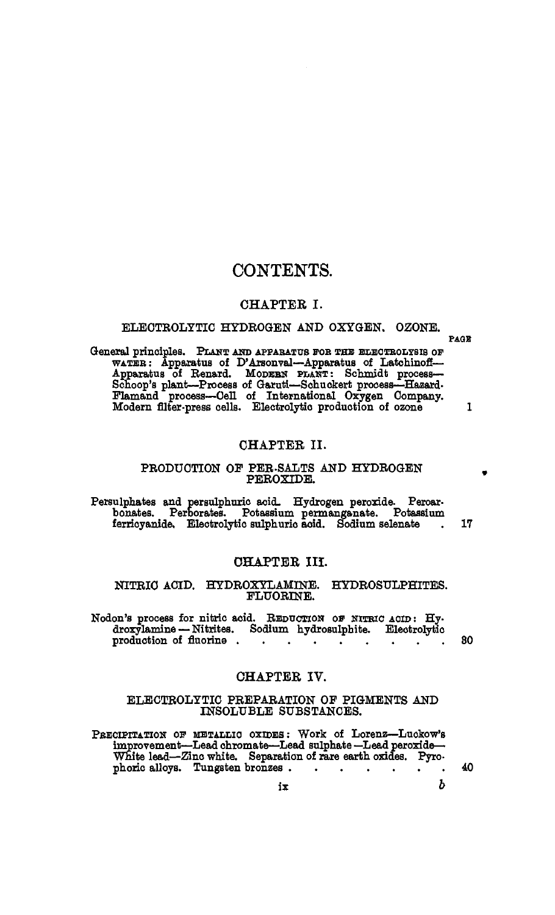# CONTENTS.

## CHAPTER I.

### ELECTROLYTIC HYDROGEN AND OXYGEN. OZONE.

PAGE

General principles. PLANT AND APPARATUS FOR THE ELECTROLYSIS OF WATER: Apparatus of D'Arsonval—Apparatus of Latchinoff—Apparatus of Renard. MODERN PLANT: Schmidt process—Schoop's plant—Process of Garuti—Schuckert process—Hazard-Flamand process—Cell of International Oxygen Company. Modern filter-press cells. Electrolytic production of ozone . . . 1

## CHAPTER II.

### PRODUCTION OF PER-SALTS AND HYDROGEN PEROXIDE.

Persulphates and persulphuric acid. Hydrogen peroxide. Percarbonates. Perborates. Potassium permanganate. Potassium ferricyanide. Electrolytic sulphuric acid. Sodium selenate . 17

## CHAPTER III.

### NITRIC ACID. HYDROXYLAMINE. HYDROSULPHITES. FLUORINE.

Nodon's process for nitric acid. REDUCTION OF NITRIC ACID: Hydroxylamine — Nitrites. Sodium hydrosulphite. Electrolytic production of fluorine . . . . . . . . . . 30

## CHAPTER IV.

### ELECTROLYTIC PREPARATION OF PIGMENTS AND INSOLUBLE SUBSTANCES.

PRECIPITATION OF METALLIC OXIDES: Work of Lorenz—Luckow's improvement—Lead chromate—Lead sulphate—Lead peroxide—White lead—Zinc white. Separation of rare earth oxides. Pyrophoric alloys. Tungsten bronzes . . . . . . . . 40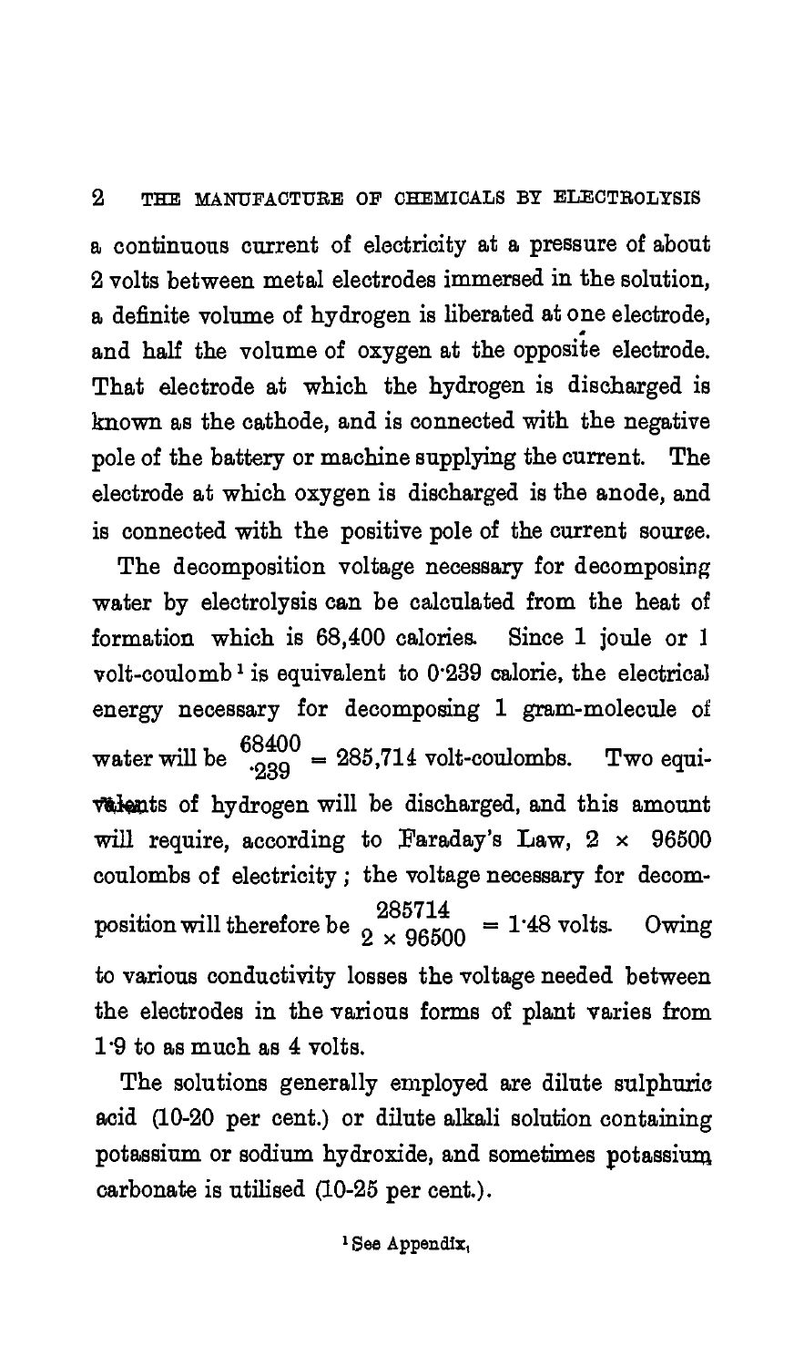a continuous current of electricity at a pressure of about 2 volts between metal electrodes immersed in the solution, a definite volume of hydrogen is liberated at one electrode, and half the volume of oxygen at the opposite electrode. That electrode at which the hydrogen is discharged is known as the cathode, and is connected with the negative pole of the battery or machine supplying the current. The electrode at which oxygen is discharged is the anode, and is connected with the positive pole of the current source.

The decomposition voltage necessary for decomposing water by electrolysis can be calculated from the heat of formation which is 68,400 calories. Since 1 joule or 1 volt-coulomb[1] is equivalent to 0·239 calorie, the electrical energy necessary for decomposing 1 gram-molecule of water will be $\frac{68400}{\cdot 239} = 285{,}714$ volt-coulombs. Two equivalents of hydrogen will be discharged, and this amount will require, according to Faraday's Law, $2 \times 96500$ coulombs of electricity; the voltage necessary for decomposition will therefore be $\frac{285714}{2 \times 96500} = 1{\cdot}48$ volts. Owing to various conductivity losses the voltage needed between the electrodes in the various forms of plant varies from 1·9 to as much as 4 volts.

The solutions generally employed are dilute sulphuric acid (10-20 per cent.) or dilute alkali solution containing potassium or sodium hydroxide, and sometimes potassium carbonate is utilised (10-25 per cent.).

[1] See Appendix.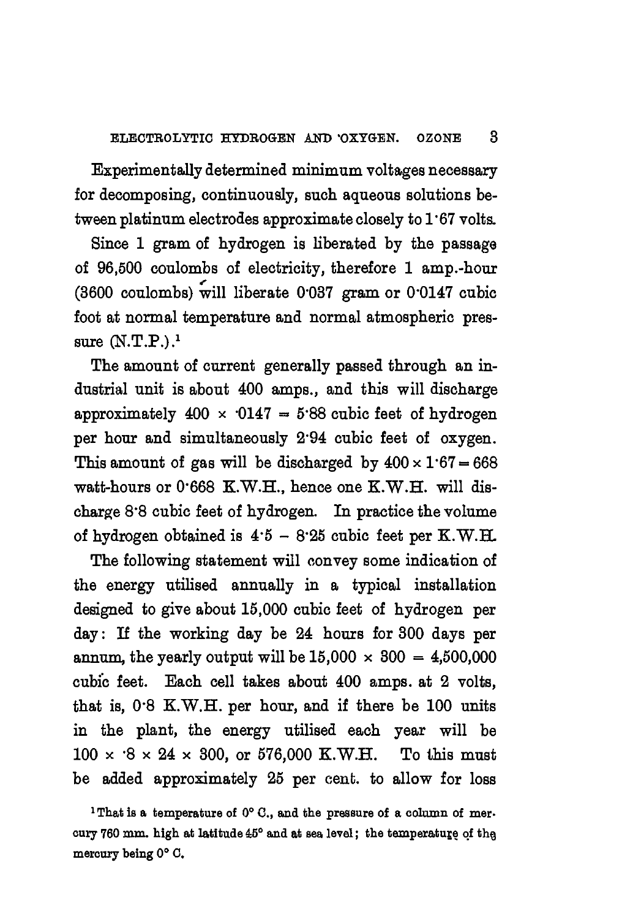Experimentally determined minimum voltages necessary for decomposing, continuously, such aqueous solutions between platinum electrodes approximate closely to 1·67 volts.

Since 1 gram of hydrogen is liberated by the passage of 96,500 coulombs of electricity, therefore 1 amp.-hour (3600 coulombs) will liberate 0·037 gram or 0·0147 cubic foot at normal temperature and normal atmospheric pressure (N.T.P.).[1]

The amount of current generally passed through an industrial unit is about 400 amps., and this will discharge approximately $400 \times \cdot 0147 = 5 \cdot 88$ cubic feet of hydrogen per hour and simultaneously 2·94 cubic feet of oxygen. This amount of gas will be discharged by $400 \times 1 \cdot 67 = 668$ watt-hours or 0·668 K.W.H., hence one K.W.H. will discharge 8·8 cubic feet of hydrogen. In practice the volume of hydrogen obtained is 4·5 – 8·25 cubic feet per K.W.H.

The following statement will convey some indication of the energy utilised annually in a typical installation designed to give about 15,000 cubic feet of hydrogen per day: If the working day be 24 hours for 300 days per annum, the yearly output will be $15,000 \times 300 = 4,500,000$ cubic feet. Each cell takes about 400 amps. at 2 volts, that is, 0·8 K.W.H. per hour, and if there be 100 units in the plant, the energy utilised each year will be $100 \times \cdot 8 \times 24 \times 300$, or 576,000 K.W.H. To this must be added approximately 25 per cent. to allow for loss

[1] That is a temperature of 0° C., and the pressure of a column of mercury 760 mm. high at latitude 45° and at sea level; the temperature of the mercury being 0° C.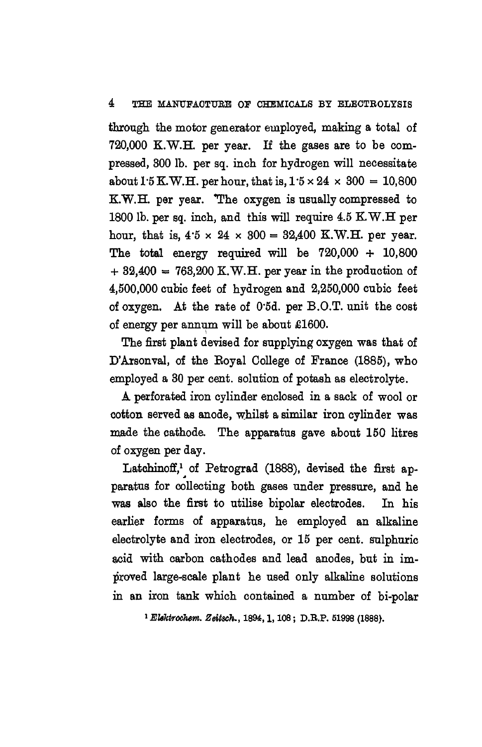through the motor generator employed, making a total of 720,000 K.W.H. per year. If the gases are to be compressed, 300 lb. per sq. inch for hydrogen will necessitate about 1·5 K.W.H. per hour, that is, $1{\cdot}5 \times 24 \times 300 = 10{,}800$ K.W.H. per year. The oxygen is usually compressed to 1800 lb. per sq. inch, and this will require 4.5 K.W.H per hour, that is, $4{\cdot}5 \times 24 \times 300 = 32{,}400$ K.W.H. per year. The total energy required will be $720{,}000 + 10{,}800 + 32{,}400 = 763{,}200$ K.W.H. per year in the production of 4,500,000 cubic feet of hydrogen and 2,250,000 cubic feet of oxygen. At the rate of 0·5d. per B.O.T. unit the cost of energy per annum will be about £1600.

The first plant devised for supplying oxygen was that of D'Arsonval, of the Royal College of France (1885), who employed a 30 per cent. solution of potash as electrolyte.

A perforated iron cylinder enclosed in a sack of wool or cotton served as anode, whilst a similar iron cylinder was made the cathode. The apparatus gave about 150 litres of oxygen per day.

Latchinoff,[1] of Petrograd (1888), devised the first apparatus for collecting both gases under pressure, and he was also the first to utilise bipolar electrodes. In his earlier forms of apparatus, he employed an alkaline electrolyte and iron electrodes, or 15 per cent. sulphuric acid with carbon cathodes and lead anodes, but in improved large-scale plant he used only alkaline solutions in an iron tank which contained a number of bi-polar

[1] *Elektrochem. Zeitsch.*, 1894, 1, 108; D.R.P. 51998 (1888).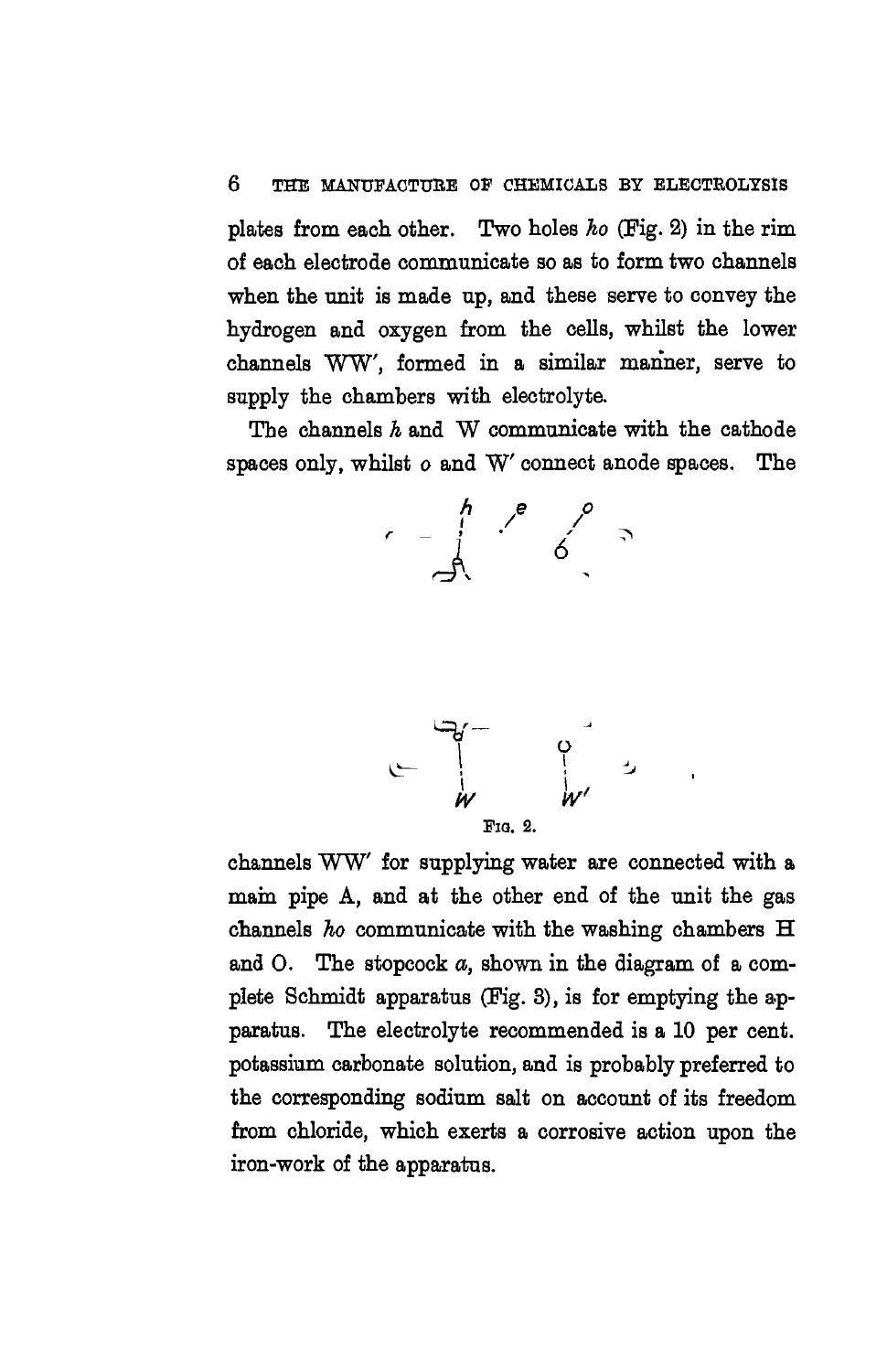plates from each other. Two holes *ho* (Fig. 2) in the rim of each electrode communicate so as to form two channels when the unit is made up, and these serve to convey the hydrogen and oxygen from the cells, whilst the lower channels WW′, formed in a similar manner, serve to supply the chambers with electrolyte.

The channels *h* and W communicate with the cathode spaces only, whilst *o* and W′ connect anode spaces. The

FIG. 2.

channels WW′ for supplying water are connected with a main pipe A, and at the other end of the unit the gas channels *ho* communicate with the washing chambers H and O. The stopcock *a*, shown in the diagram of a complete Schmidt apparatus (Fig. 3), is for emptying the apparatus. The electrolyte recommended is a 10 per cent. potassium carbonate solution, and is probably preferred to the corresponding sodium salt on account of its freedom from chloride, which exerts a corrosive action upon the iron-work of the apparatus.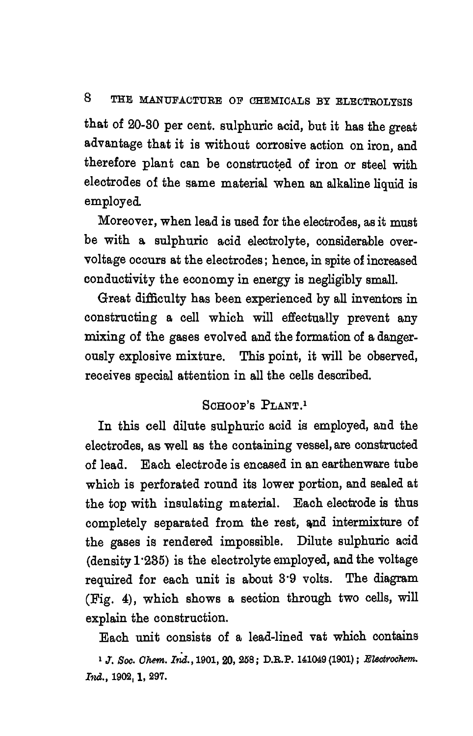that of 20-30 per cent. sulphuric acid, but it has the great advantage that it is without corrosive action on iron, and therefore plant can be constructed of iron or steel with electrodes of the same material when an alkaline liquid is employed.

Moreover, when lead is used for the electrodes, as it must be with a sulphuric acid electrolyte, considerable over-voltage occurs at the electrodes; hence, in spite of increased conductivity the economy in energy is negligibly small.

Great difficulty has been experienced by all inventors in constructing a cell which will effectually prevent any mixing of the gases evolved and the formation of a dangerously explosive mixture. This point, it will be observed, receives special attention in all the cells described.

## Schoop's Plant.[1]

In this cell dilute sulphuric acid is employed, and the electrodes, as well as the containing vessel, are constructed of lead. Each electrode is encased in an earthenware tube which is perforated round its lower portion, and sealed at the top with insulating material. Each electrode is thus completely separated from the rest, and intermixture of the gases is rendered impossible. Dilute sulphuric acid (density 1·235) is the electrolyte employed, and the voltage required for each unit is about 3·9 volts. The diagram (Fig. 4), which shows a section through two cells, will explain the construction.

Each unit consists of a lead-lined vat which contains

[1] *J. Soc. Chem. Ind.*, 1901, **20**, 258; D.R.P. 141049 (1901); *Electrochem. Ind.*, 1902, **1**, 297.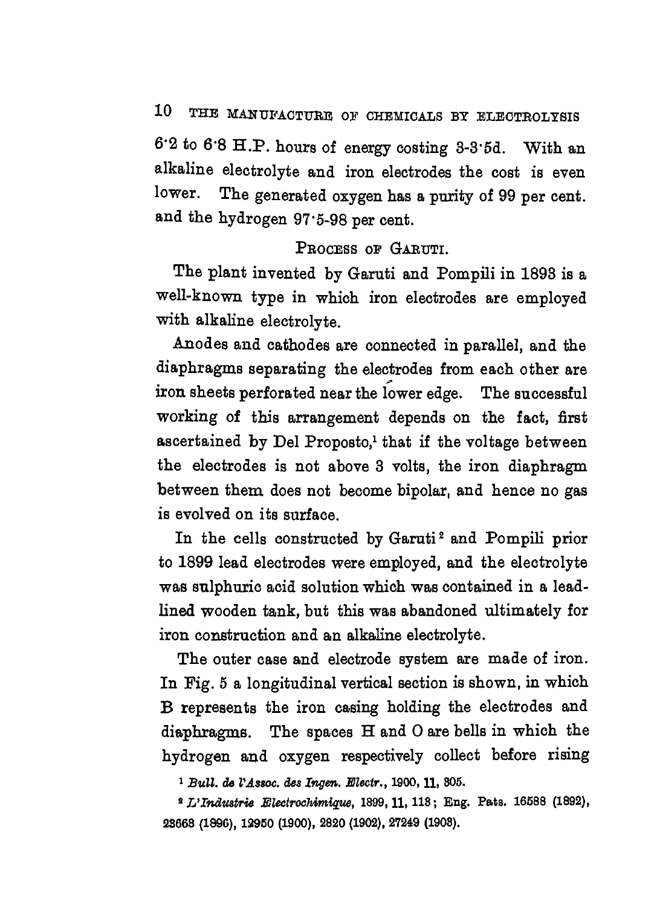6·2 to 6·8 H.P. hours of energy costing 3-3·5d. With an alkaline electrolyte and iron electrodes the cost is even lower. The generated oxygen has a purity of 99 per cent. and the hydrogen 97·5-98 per cent.

## Process of Garuti.

The plant invented by Garuti and Pompili in 1893 is a well-known type in which iron electrodes are employed with alkaline electrolyte.

Anodes and cathodes are connected in parallel, and the diaphragms separating the electrodes from each other are iron sheets perforated near the lower edge. The successful working of this arrangement depends on the fact, first ascertained by Del Proposto,[1] that if the voltage between the electrodes is not above 3 volts, the iron diaphragm between them does not become bipolar, and hence no gas is evolved on its surface.

In the cells constructed by Garuti[2] and Pompili prior to 1899 lead electrodes were employed, and the electrolyte was sulphuric acid solution which was contained in a lead-lined wooden tank, but this was abandoned ultimately for iron construction and an alkaline electrolyte.

The outer case and electrode system are made of iron. In Fig. 5 a longitudinal vertical section is shown, in which B represents the iron casing holding the electrodes and diaphragms. The spaces H and O are bells in which the hydrogen and oxygen respectively collect before rising

[1] *Bull. de l'Assoc. des Ingen. Electr.*, 1900, **11**, 305.

[2] *L'Industrie Electrochimique*, 1899, **11**, 113; Eng. Pats. 16588 (1892), 23663 (1896), 12950 (1900), 2820 (1902), 27249 (1903).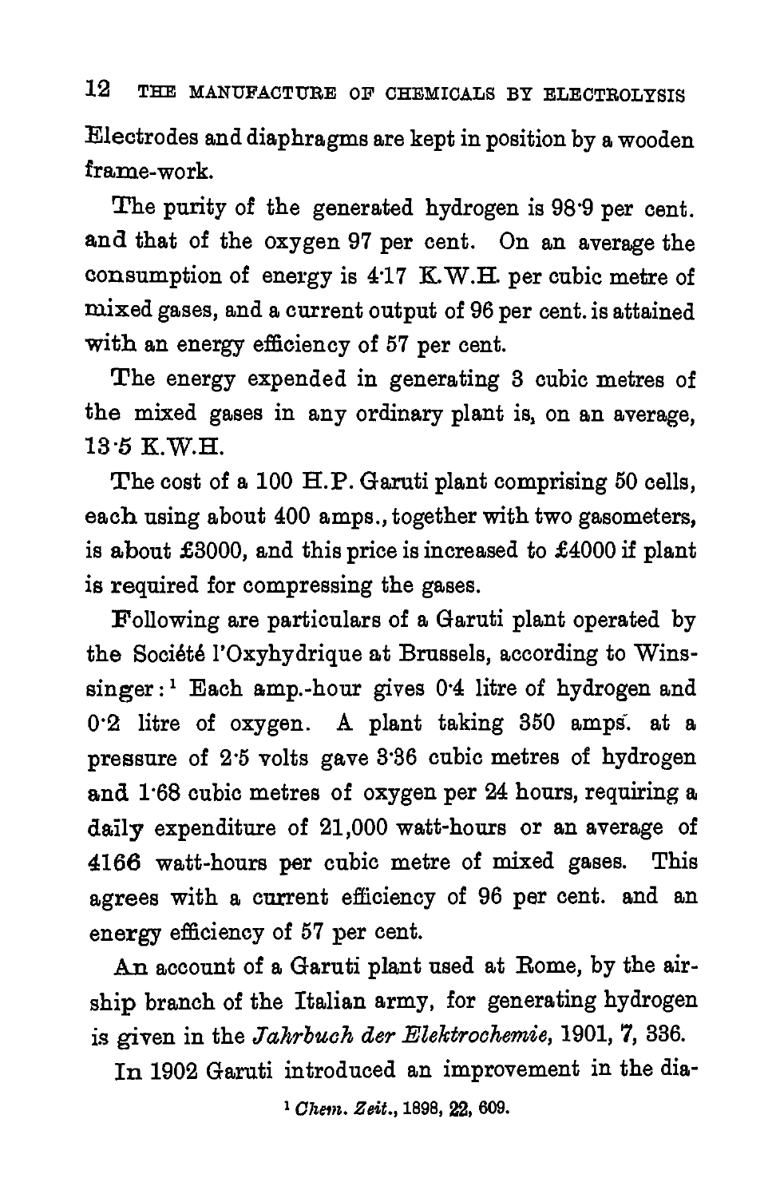Electrodes and diaphragms are kept in position by a wooden frame-work.

The purity of the generated hydrogen is 98·9 per cent. and that of the oxygen 97 per cent. On an average the consumption of energy is 4·17 K.W.H. per cubic metre of mixed gases, and a current output of 96 per cent. is attained with an energy efficiency of 57 per cent.

The energy expended in generating 3 cubic metres of the mixed gases in any ordinary plant is, on an average, 13·5 K.W.H.

The cost of a 100 H.P. Garuti plant comprising 50 cells, each using about 400 amps., together with two gasometers, is about £3000, and this price is increased to £4000 if plant is required for compressing the gases.

Following are particulars of a Garuti plant operated by the Société l'Oxyhydrique at Brussels, according to Winssinger:[1] Each amp.-hour gives 0·4 litre of hydrogen and 0·2 litre of oxygen. A plant taking 350 amps. at a pressure of 2·5 volts gave 3·36 cubic metres of hydrogen and 1·68 cubic metres of oxygen per 24 hours, requiring a daily expenditure of 21,000 watt-hours or an average of 4166 watt-hours per cubic metre of mixed gases. This agrees with a current efficiency of 96 per cent. and an energy efficiency of 57 per cent.

An account of a Garuti plant used at Rome, by the airship branch of the Italian army, for generating hydrogen is given in the *Jahrbuch der Elektrochemie*, 1901, **7**, 336.

In 1902 Garuti introduced an improvement in the dia-

[1] *Chem. Zeit.*, 1898, **22**, 609.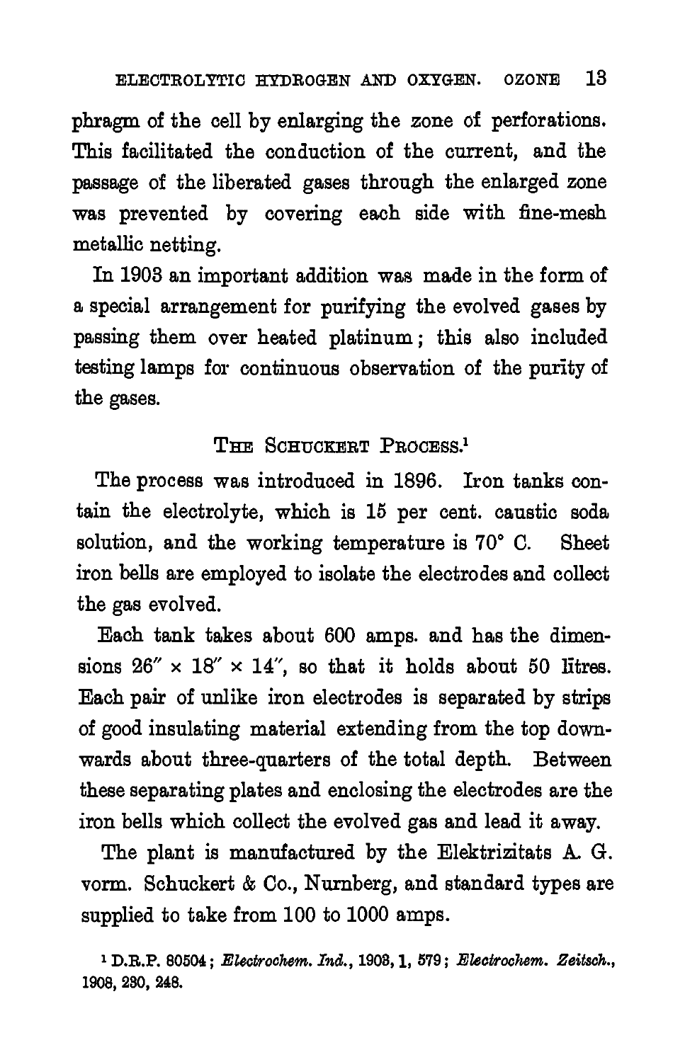phragm of the cell by enlarging the zone of perforations. This facilitated the conduction of the current, and the passage of the liberated gases through the enlarged zone was prevented by covering each side with fine-mesh metallic netting.

In 1903 an important addition was made in the form of a special arrangement for purifying the evolved gases by passing them over heated platinum; this also included testing lamps for continuous observation of the purity of the gases.

## The Schuckert Process.[1]

The process was introduced in 1896. Iron tanks contain the electrolyte, which is 15 per cent. caustic soda solution, and the working temperature is 70° C. Sheet iron bells are employed to isolate the electrodes and collect the gas evolved.

Each tank takes about 600 amps. and has the dimensions 26″ × 18″ × 14″, so that it holds about 50 litres. Each pair of unlike iron electrodes is separated by strips of good insulating material extending from the top downwards about three-quarters of the total depth. Between these separating plates and enclosing the electrodes are the iron bells which collect the evolved gas and lead it away.

The plant is manufactured by the Elektrizitats A. G. vorm. Schuckert & Co., Nurnberg, and standard types are supplied to take from 100 to 1000 amps.

[1] D.R.P. 80504; *Electrochem. Ind.*, 1903, **1**, 579; *Electrochem. Zeitsch.*, 1903, 230, 248.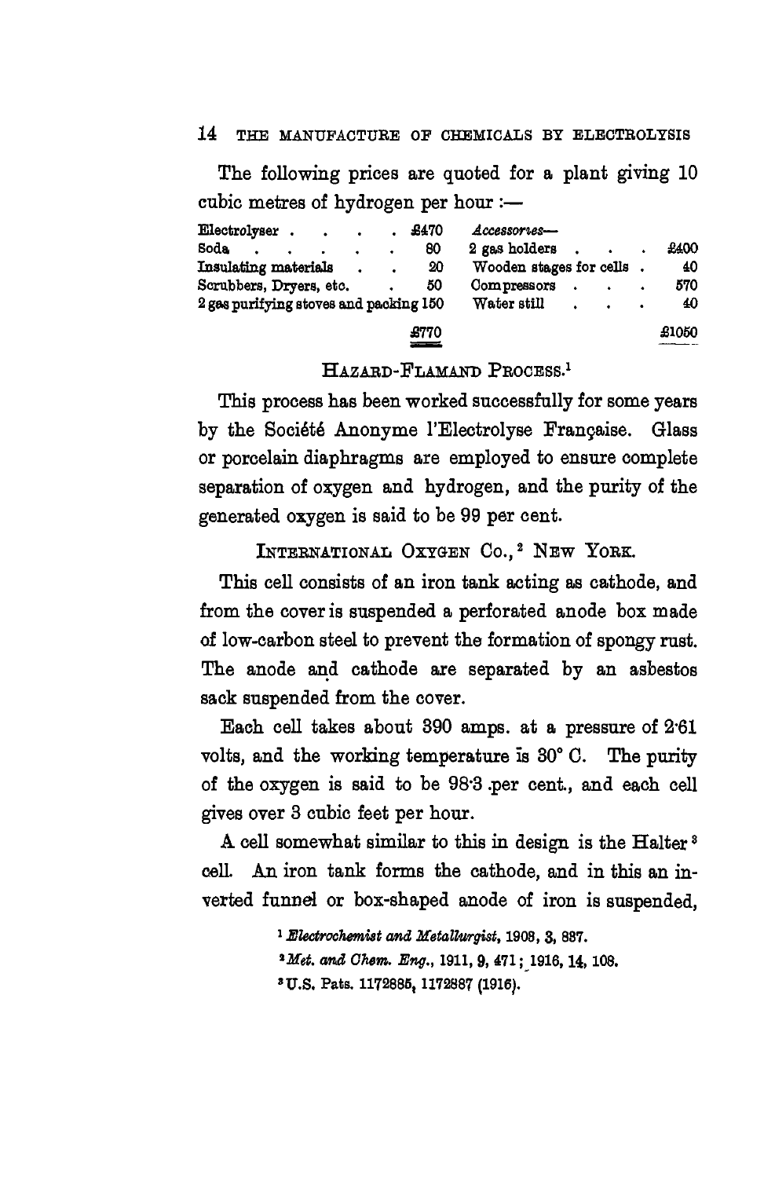The following prices are quoted for a plant giving 10 cubic metres of hydrogen per hour :—

| | | *Accessories*— | |
|---|---|---|---|
| Electrolyser | £470 | 2 gas holders | £400 |
| Soda | 80 | Wooden stages for cells | 40 |
| Insulating materials | 20 | Compressors | 570 |
| Scrubbers, Dryers, etc. | 50 | Water still | 40 |
| 2 gas purifying stoves and packing | 150 | | |
| | £770 | | £1050 |

## Hazard-Flamand Process.[1]

This process has been worked successfully for some years by the Société Anonyme l'Electrolyse Française. Glass or porcelain diaphragms are employed to ensure complete separation of oxygen and hydrogen, and the purity of the generated oxygen is said to be 99 per cent.

## International Oxygen Co.,[2] New York.

This cell consists of an iron tank acting as cathode, and from the cover is suspended a perforated anode box made of low-carbon steel to prevent the formation of spongy rust. The anode and cathode are separated by an asbestos sack suspended from the cover.

Each cell takes about 390 amps. at a pressure of 2·61 volts, and the working temperature is 30° C. The purity of the oxygen is said to be 98·3 per cent., and each cell gives over 3 cubic feet per hour.

A cell somewhat similar to this in design is the Halter[3] cell. An iron tank forms the cathode, and in this an inverted funnel or box-shaped anode of iron is suspended,

[1] *Electrochemist and Metallurgist*, 1903, 3, 887.

[2] *Met. and Chem. Eng.*, 1911, 9, 471; 1916, 14, 108.

[3] U.S. Pats. 1172885, 1172887 (1916).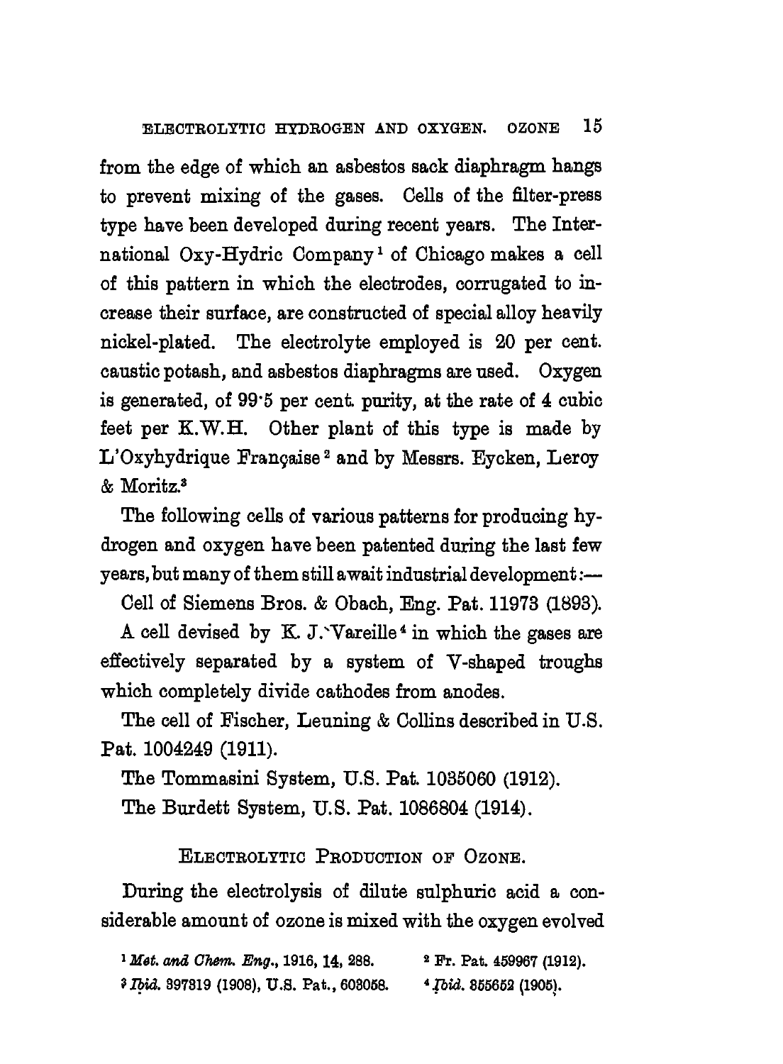from the edge of which an asbestos sack diaphragm hangs to prevent mixing of the gases. Cells of the filter-press type have been developed during recent years. The International Oxy-Hydric Company[1] of Chicago makes a cell of this pattern in which the electrodes, corrugated to increase their surface, are constructed of special alloy heavily nickel-plated. The electrolyte employed is 20 per cent. caustic potash, and asbestos diaphragms are used. Oxygen is generated, of 99·5 per cent. purity, at the rate of 4 cubic feet per K.W.H. Other plant of this type is made by L'Oxyhydrique Française[2] and by Messrs. Eycken, Leroy & Moritz.[3]

The following cells of various patterns for producing hydrogen and oxygen have been patented during the last few years, but many of them still await industrial development:—

Cell of Siemens Bros. & Obach, Eng. Pat. 11973 (1893).

A cell devised by K. J. Vareille[4] in which the gases are effectively separated by a system of V-shaped troughs which completely divide cathodes from anodes.

The cell of Fischer, Leuning & Collins described in U.S. Pat. 1004249 (1911).

The Tommasini System, U.S. Pat. 1035060 (1912).

The Burdett System, U.S. Pat. 1086804 (1914).

## Electrolytic Production of Ozone.

During the electrolysis of dilute sulphuric acid a considerable amount of ozone is mixed with the oxygen evolved

[1] *Met. and Chem. Eng.*, 1916, **14**, 288.

[2] Fr. Pat. 459967 (1912).

[3] *Ibid.* 397819 (1908), U.S. Pat., 608058.

[4] *Ibid.* 355652 (1905).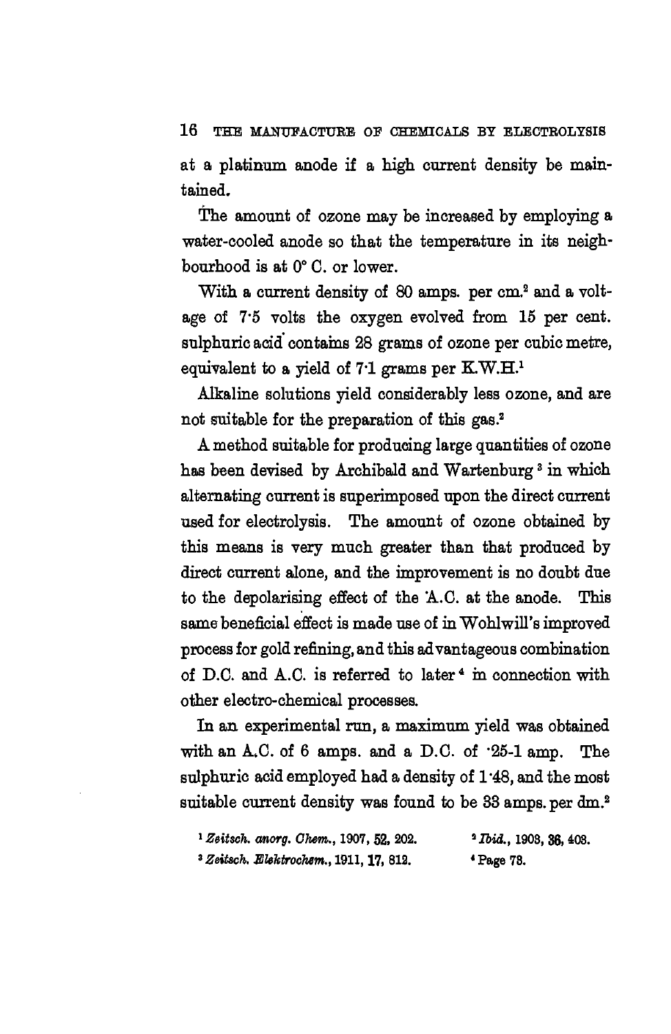at a platinum anode if a high current density be maintained.

The amount of ozone may be increased by employing a water-cooled anode so that the temperature in its neighbourhood is at 0° C. or lower.

With a current density of 80 amps. per cm.[2] and a voltage of 7·5 volts the oxygen evolved from 15 per cent. sulphuric acid contains 28 grams of ozone per cubic metre, equivalent to a yield of 7·1 grams per K.W.H.[1]

Alkaline solutions yield considerably less ozone, and are not suitable for the preparation of this gas.[2]

A method suitable for producing large quantities of ozone has been devised by Archibald and Wartenburg[3] in which alternating current is superimposed upon the direct current used for electrolysis. The amount of ozone obtained by this means is very much greater than that produced by direct current alone, and the improvement is no doubt due to the depolarising effect of the A.C. at the anode. This same beneficial effect is made use of in Wohlwill's improved process for gold refining, and this advantageous combination of D.C. and A.C. is referred to later[4] in connection with other electro-chemical processes.

In an experimental run, a maximum yield was obtained with an A.C. of 6 amps. and a D.C. of ·25-1 amp. The sulphuric acid employed had a density of 1·48, and the most suitable current density was found to be 33 amps. per dm.[2]

[1] *Zeitsch. anorg. Chem.*, 1907, **52**, 202.

[2] *Ibid.*, 1903, **36**, 403.

[3] *Zeitsch. Elektrochem.*, 1911, **17**, 812.

[4] Page 78.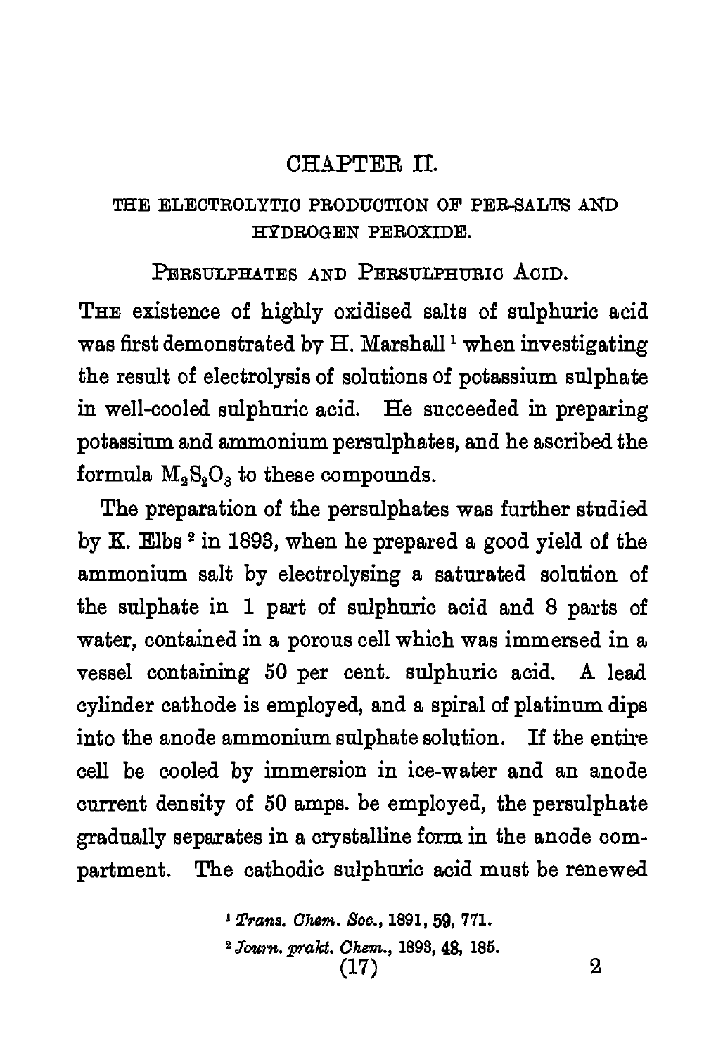# CHAPTER II.

## THE ELECTROLYTIC PRODUCTION OF PER-SALTS AND HYDROGEN PEROXIDE.

### Persulphates and Persulphuric Acid.

The existence of highly oxidised salts of sulphuric acid was first demonstrated by H. Marshall[1] when investigating the result of electrolysis of solutions of potassium sulphate in well-cooled sulphuric acid. He succeeded in preparing potassium and ammonium persulphates, and he ascribed the formula $M_2S_2O_8$ to these compounds.

The preparation of the persulphates was further studied by K. Elbs[2] in 1893, when he prepared a good yield of the ammonium salt by electrolysing a saturated solution of the sulphate in 1 part of sulphuric acid and 8 parts of water, contained in a porous cell which was immersed in a vessel containing 50 per cent. sulphuric acid. A lead cylinder cathode is employed, and a spiral of platinum dips into the anode ammonium sulphate solution. If the entire cell be cooled by immersion in ice-water and an anode current density of 50 amps. be employed, the persulphate gradually separates in a crystalline form in the anode compartment. The cathodic sulphuric acid must be renewed

[1] *Trans. Chem. Soc.*, 1891, **59**, 771.

[2] *Journ. prakt. Chem.*, 1893, **48**, 185.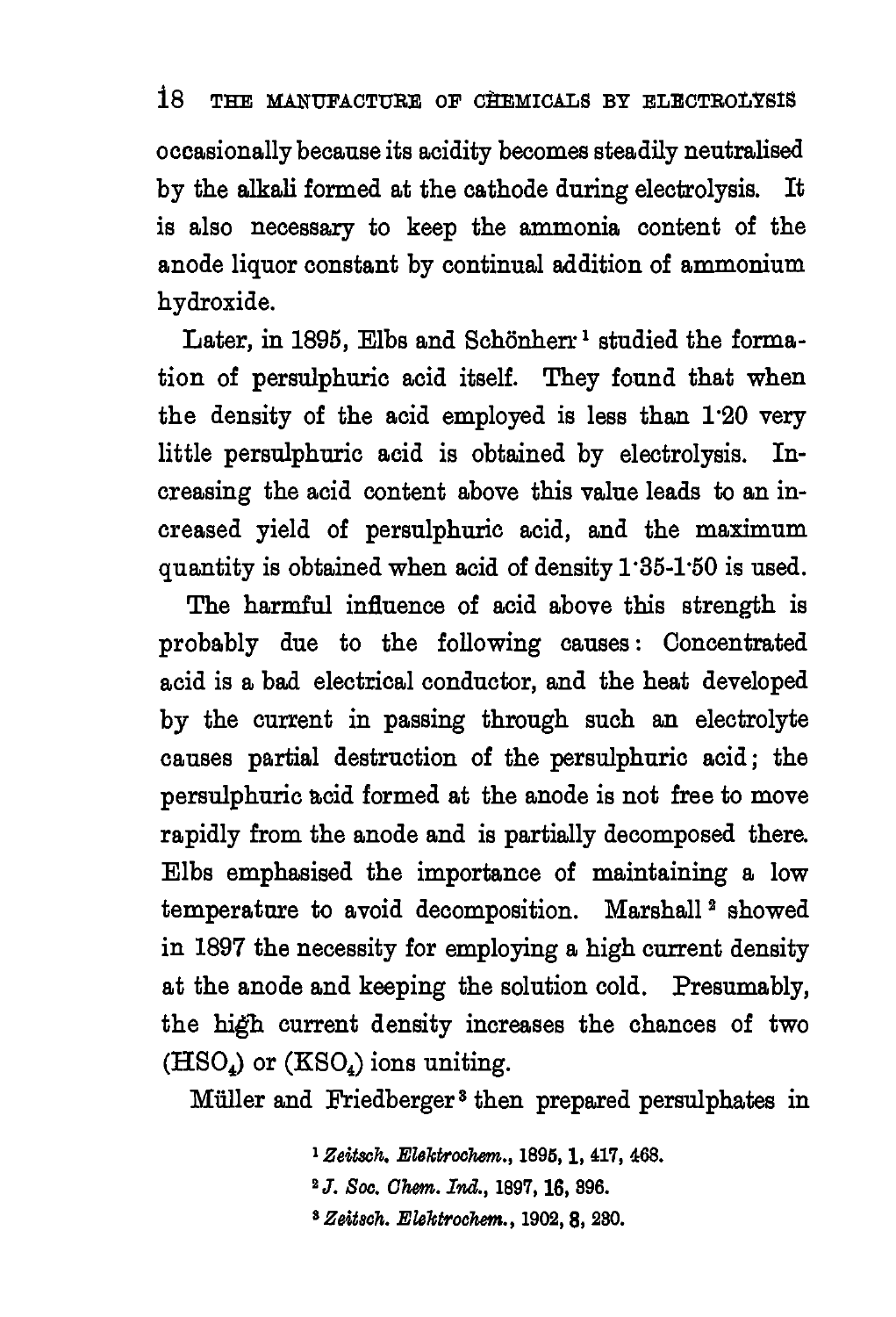occasionally because its acidity becomes steadily neutralised by the alkali formed at the cathode during electrolysis. It is also necessary to keep the ammonia content of the anode liquor constant by continual addition of ammonium hydroxide.

Later, in 1895, Elbs and Schönherr[1] studied the formation of persulphuric acid itself. They found that when the density of the acid employed is less than 1·20 very little persulphuric acid is obtained by electrolysis. Increasing the acid content above this value leads to an increased yield of persulphuric acid, and the maximum quantity is obtained when acid of density 1·35-1·50 is used.

The harmful influence of acid above this strength is probably due to the following causes: Concentrated acid is a bad electrical conductor, and the heat developed by the current in passing through such an electrolyte causes partial destruction of the persulphuric acid; the persulphuric acid formed at the anode is not free to move rapidly from the anode and is partially decomposed there. Elbs emphasised the importance of maintaining a low temperature to avoid decomposition. Marshall[2] showed in 1897 the necessity for employing a high current density at the anode and keeping the solution cold. Presumably, the high current density increases the chances of two ($HSO_4$) or ($KSO_4$) ions uniting.

Müller and Friedberger[3] then prepared persulphates in

[1] *Zeitsch. Elektrochem.*, 1895, **1**, 417, 468.

[2] *J. Soc. Chem. Ind.*, 1897, **16**, 396.

[3] *Zeitsch. Elektrochem.*, 1902, **8**, 230.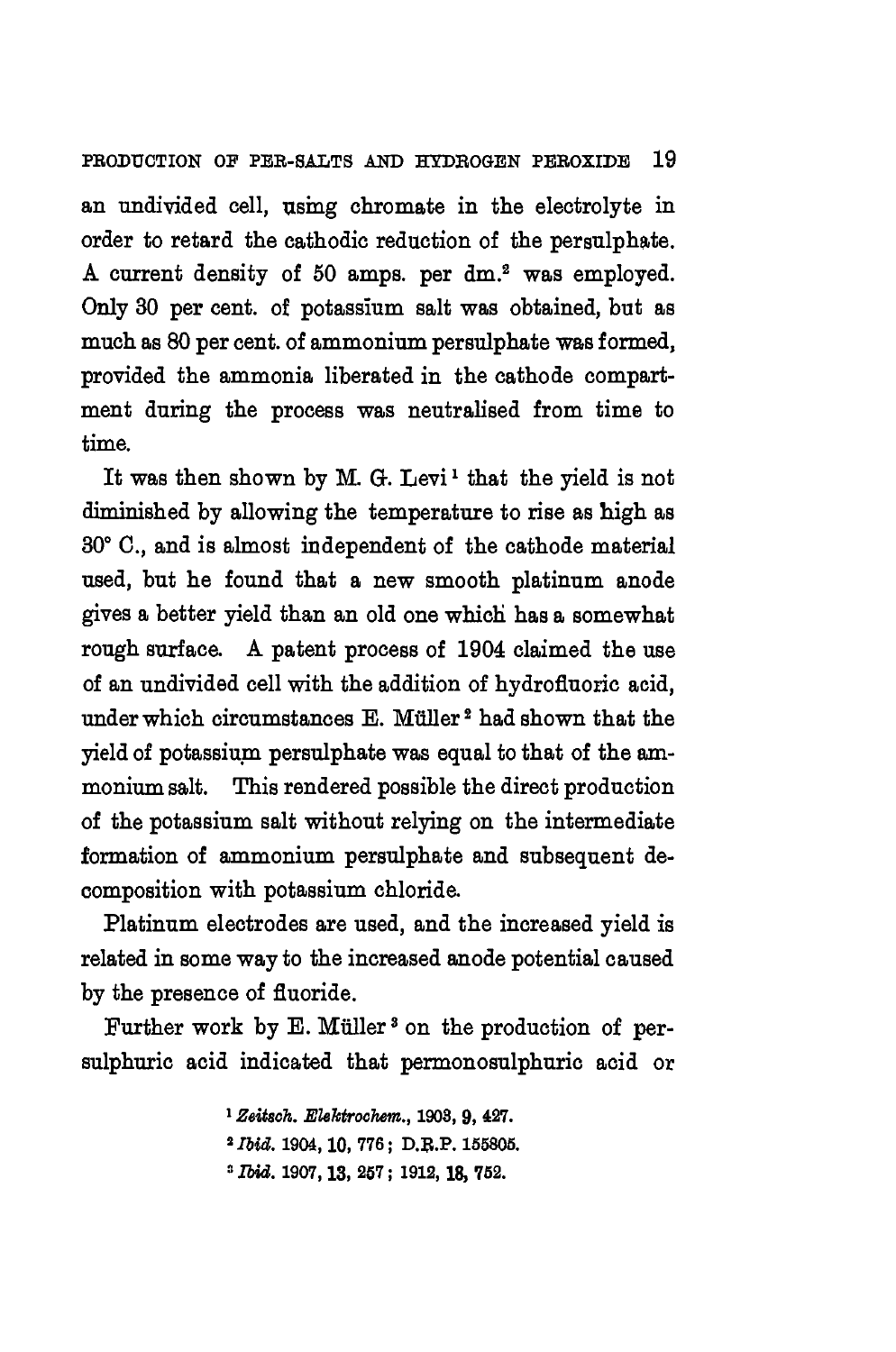an undivided cell, using chromate in the electrolyte in order to retard the cathodic reduction of the persulphate. A current density of 50 amps. per dm.$^2$ was employed. Only 30 per cent. of potassium salt was obtained, but as much as 80 per cent. of ammonium persulphate was formed, provided the ammonia liberated in the cathode compartment during the process was neutralised from time to time.

It was then shown by M. G. Levi[1] that the yield is not diminished by allowing the temperature to rise as high as 30° C., and is almost independent of the cathode material used, but he found that a new smooth platinum anode gives a better yield than an old one which has a somewhat rough surface. A patent process of 1904 claimed the use of an undivided cell with the addition of hydrofluoric acid, under which circumstances E. Müller[2] had shown that the yield of potassium persulphate was equal to that of the ammonium salt. This rendered possible the direct production of the potassium salt without relying on the intermediate formation of ammonium persulphate and subsequent decomposition with potassium chloride.

Platinum electrodes are used, and the increased yield is related in some way to the increased anode potential caused by the presence of fluoride.

Further work by E. Müller[3] on the production of persulphuric acid indicated that permonosulphuric acid or

[1] *Zeitsch. Elektrochem.*, 1903, **9**, 427.

[2] *Ibid.* 1904, **10**, 776; D.R.P. 155805.

[3] *Ibid.* 1907, **13**, 257; 1912, **18**, 752.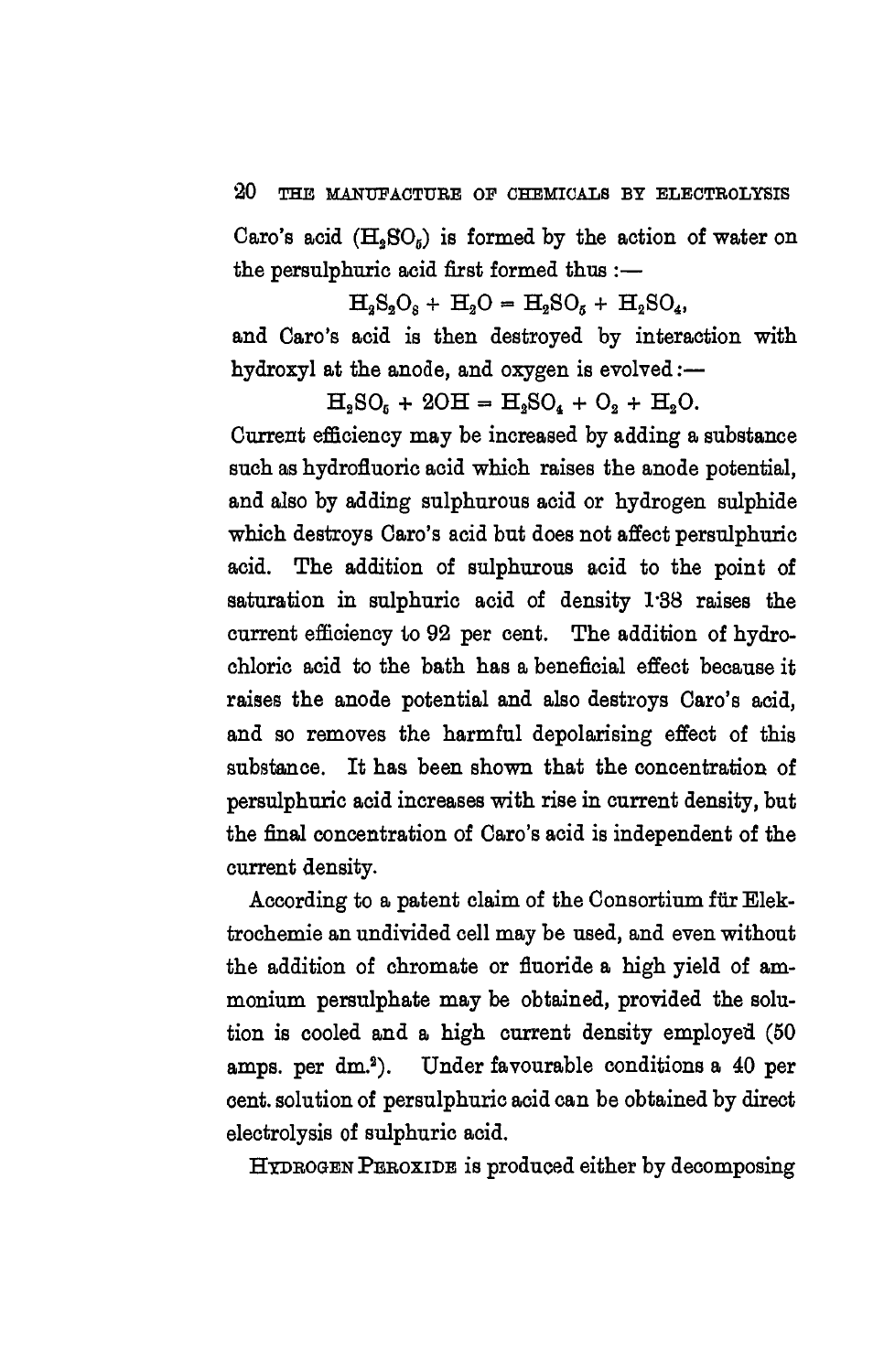Caro's acid ($H_2SO_5$) is formed by the action of water on the persulphuric acid first formed thus :—

$$H_2S_2O_8 + H_2O = H_2SO_5 + H_2SO_4,$$

and Caro's acid is then destroyed by interaction with hydroxyl at the anode, and oxygen is evolved :—

$$H_2SO_5 + 2OH = H_2SO_4 + O_2 + H_2O.$$

Current efficiency may be increased by adding a substance such as hydrofluoric acid which raises the anode potential, and also by adding sulphurous acid or hydrogen sulphide which destroys Caro's acid but does not affect persulphuric acid. The addition of sulphurous acid to the point of saturation in sulphuric acid of density 1·38 raises the current efficiency to 92 per cent. The addition of hydrochloric acid to the bath has a beneficial effect because it raises the anode potential and also destroys Caro's acid, and so removes the harmful depolarising effect of this substance. It has been shown that the concentration of persulphuric acid increases with rise in current density, but the final concentration of Caro's acid is independent of the current density.

According to a patent claim of the Consortium für Elektrochemie an undivided cell may be used, and even without the addition of chromate or fluoride a high yield of ammonium persulphate may be obtained, provided the solution is cooled and a high current density employed (50 amps. per $dm.^2$). Under favourable conditions a 40 per cent. solution of persulphuric acid can be obtained by direct electrolysis of sulphuric acid.

HYDROGEN PEROXIDE is produced either by decomposing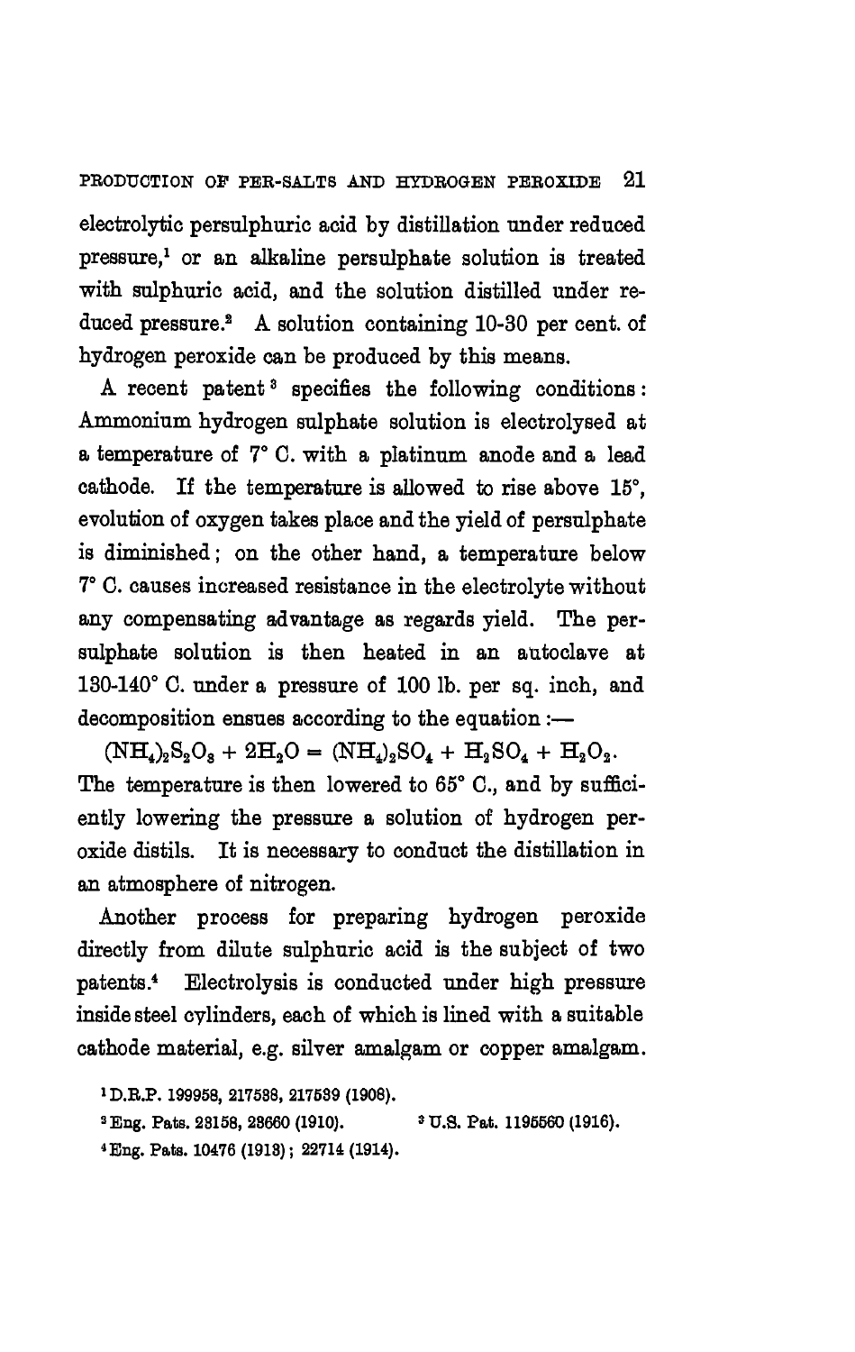electrolytic persulphuric acid by distillation under reduced pressure,[1] or an alkaline persulphate solution is treated with sulphuric acid, and the solution distilled under reduced pressure.[2] A solution containing 10-30 per cent. of hydrogen peroxide can be produced by this means.

A recent patent[3] specifies the following conditions: Ammonium hydrogen sulphate solution is electrolysed at a temperature of 7° C. with a platinum anode and a lead cathode. If the temperature is allowed to rise above 15°, evolution of oxygen takes place and the yield of persulphate is diminished; on the other hand, a temperature below 7° C. causes increased resistance in the electrolyte without any compensating advantage as regards yield. The persulphate solution is then heated in an autoclave at 130-140° C. under a pressure of 100 lb. per sq. inch, and decomposition ensues according to the equation:—

$$(NH_4)_2S_2O_8 + 2H_2O = (NH_4)_2SO_4 + H_2SO_4 + H_2O_2.$$

The temperature is then lowered to 65° C., and by sufficiently lowering the pressure a solution of hydrogen peroxide distils. It is necessary to conduct the distillation in an atmosphere of nitrogen.

Another process for preparing hydrogen peroxide directly from dilute sulphuric acid is the subject of two patents.[4] Electrolysis is conducted under high pressure inside steel cylinders, each of which is lined with a suitable cathode material, e.g. silver amalgam or copper amalgam.

[1] D.R.P. 199958, 217538, 217539 (1908).

[2] Eng. Pats. 23158, 23660 (1910).

[3] U.S. Pat. 1195560 (1916).

[4] Eng. Pats. 10476 (1913); 22714 (1914).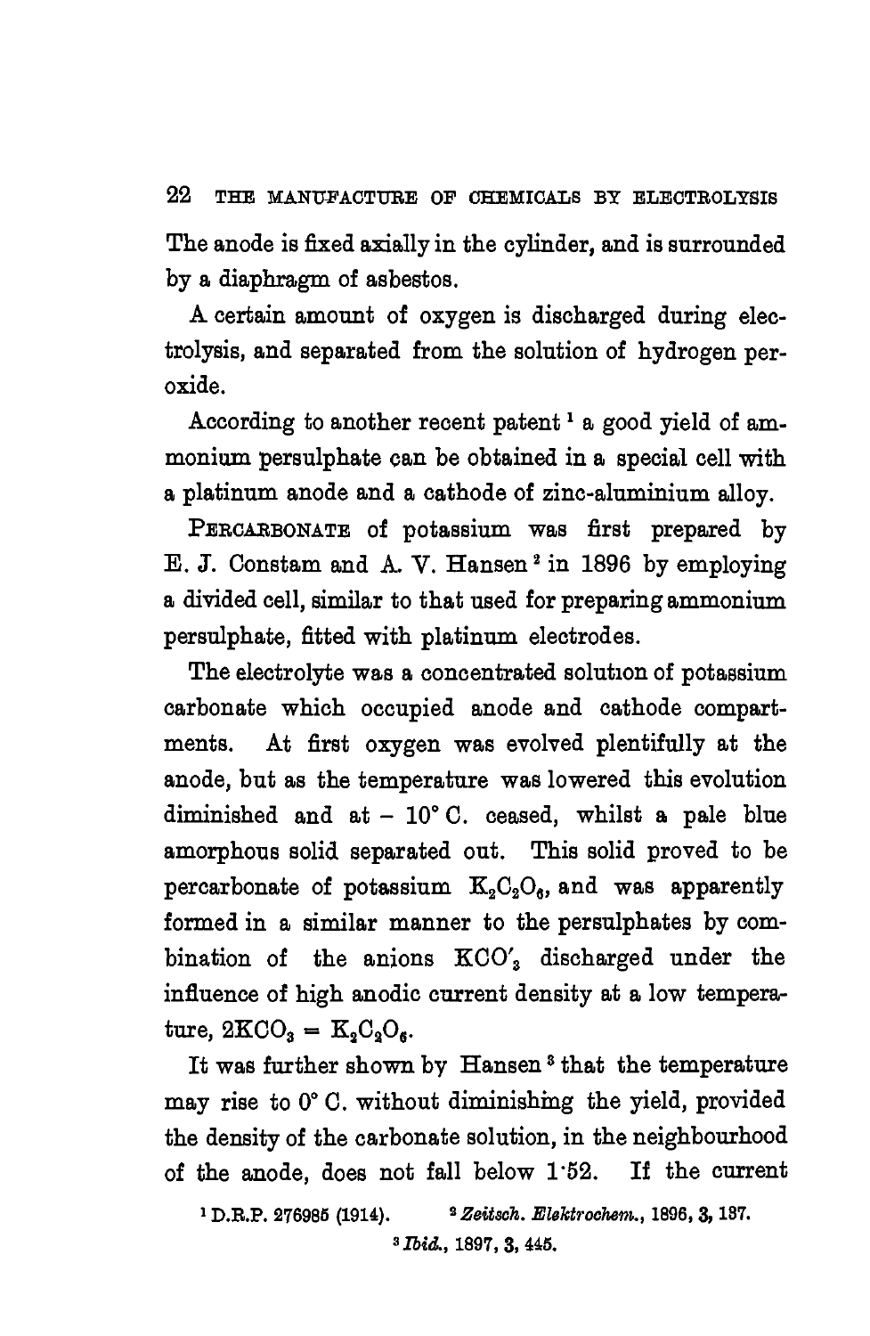The anode is fixed axially in the cylinder, and is surrounded by a diaphragm of asbestos.

A certain amount of oxygen is discharged during electrolysis, and separated from the solution of hydrogen peroxide.

According to another recent patent [1] a good yield of ammonium persulphate can be obtained in a special cell with a platinum anode and a cathode of zinc-aluminium alloy.

PERCARBONATE of potassium was first prepared by E. J. Constam and A. V. Hansen [2] in 1896 by employing a divided cell, similar to that used for preparing ammonium persulphate, fitted with platinum electrodes.

The electrolyte was a concentrated solution of potassium carbonate which occupied anode and cathode compartments. At first oxygen was evolved plentifully at the anode, but as the temperature was lowered this evolution diminished and at − 10° C. ceased, whilst a pale blue amorphous solid separated out. This solid proved to be percarbonate of potassium $K_2C_2O_6$, and was apparently formed in a similar manner to the persulphates by combination of the anions $KCO'_3$ discharged under the influence of high anodic current density at a low temperature, $2KCO_3 = K_2C_2O_6$.

It was further shown by Hansen [3] that the temperature may rise to 0° C. without diminishing the yield, provided the density of the carbonate solution, in the neighbourhood of the anode, does not fall below 1·52. If the current

[1] D.R.P. 276985 (1914). [2] *Zeitsch. Elektrochem.*, 1896, **3**, 137.
[3] *Ibid.*, 1897, **3**, 445.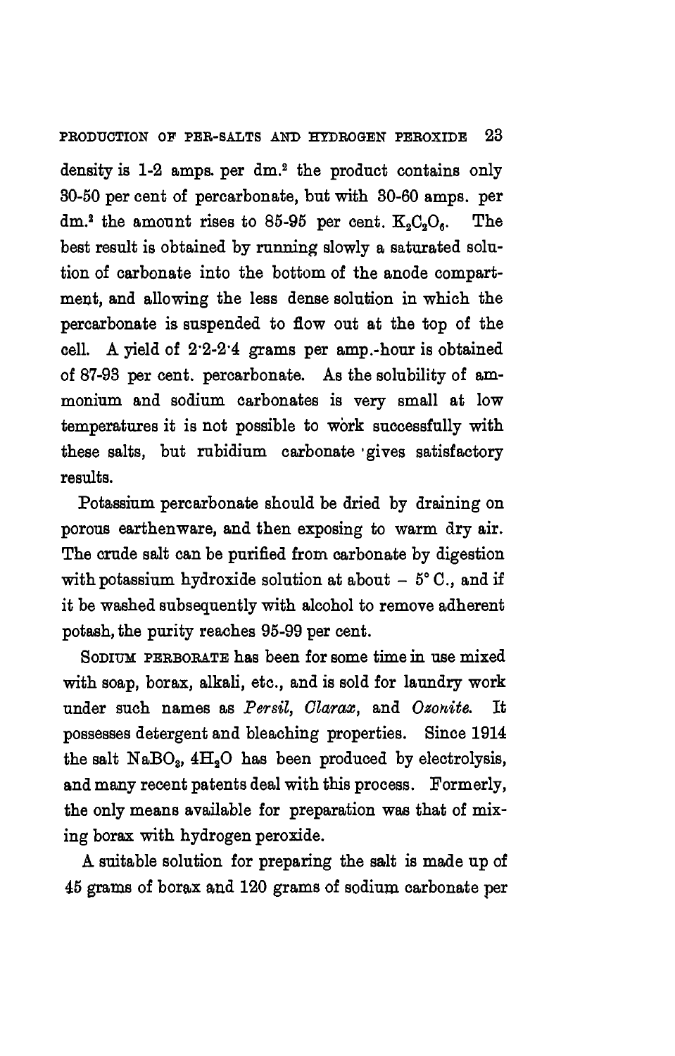density is 1-2 amps. per dm.$^2$ the product contains only 30-50 per cent of percarbonate, but with 30-60 amps. per dm.$^2$ the amount rises to 85-95 per cent. $K_2C_2O_6$. The best result is obtained by running slowly a saturated solution of carbonate into the bottom of the anode compartment, and allowing the less dense solution in which the percarbonate is suspended to flow out at the top of the cell. A yield of 2·2-2·4 grams per amp.-hour is obtained of 87-93 per cent. percarbonate. As the solubility of ammonium and sodium carbonates is very small at low temperatures it is not possible to work successfully with these salts, but rubidium carbonate gives satisfactory results.

Potassium percarbonate should be dried by draining on porous earthenware, and then exposing to warm dry air. The crude salt can be purified from carbonate by digestion with potassium hydroxide solution at about − 5° C., and if it be washed subsequently with alcohol to remove adherent potash, the purity reaches 95-99 per cent.

SODIUM PERBORATE has been for some time in use mixed with soap, borax, alkali, etc., and is sold for laundry work under such names as *Persil*, *Clarax*, and *Ozonite*. It possesses detergent and bleaching properties. Since 1914 the salt $NaBO_3, 4H_2O$ has been produced by electrolysis, and many recent patents deal with this process. Formerly, the only means available for preparation was that of mixing borax with hydrogen peroxide.

A suitable solution for preparing the salt is made up of 45 grams of borax and 120 grams of sodium carbonate per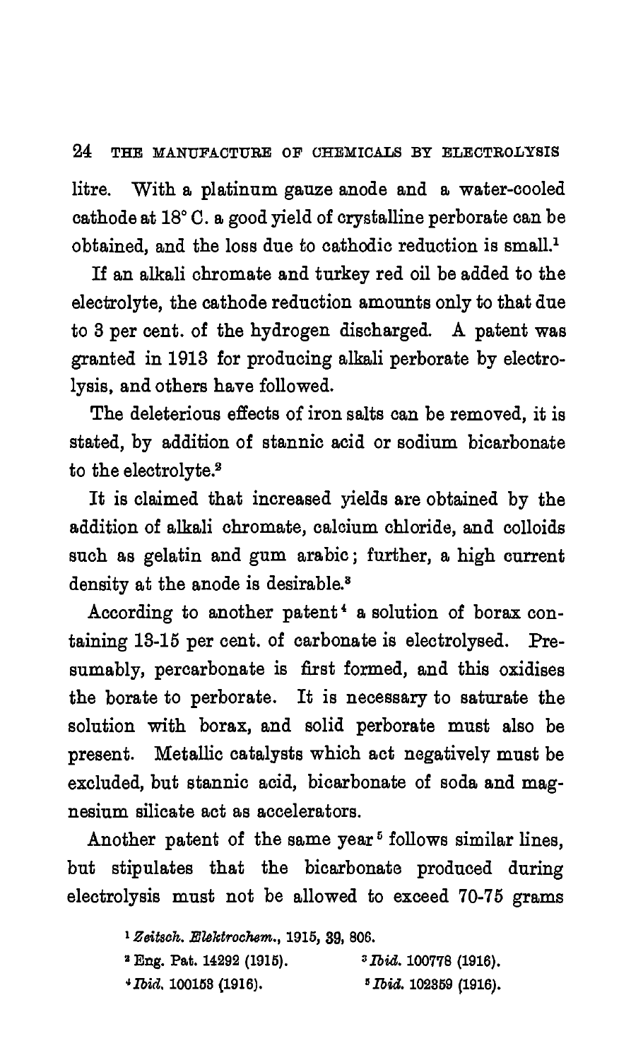litre. With a platinum gauze anode and a water-cooled cathode at 18° C. a good yield of crystalline perborate can be obtained, and the loss due to cathodic reduction is small.[1]

If an alkali chromate and turkey red oil be added to the electrolyte, the cathode reduction amounts only to that due to 3 per cent. of the hydrogen discharged. A patent was granted in 1913 for producing alkali perborate by electrolysis, and others have followed.

The deleterious effects of iron salts can be removed, it is stated, by addition of stannic acid or sodium bicarbonate to the electrolyte.[2]

It is claimed that increased yields are obtained by the addition of alkali chromate, calcium chloride, and colloids such as gelatin and gum arabic; further, a high current density at the anode is desirable.[3]

According to another patent[4] a solution of borax containing 13-15 per cent. of carbonate is electrolysed. Presumably, percarbonate is first formed, and this oxidises the borate to perborate. It is necessary to saturate the solution with borax, and solid perborate must also be present. Metallic catalysts which act negatively must be excluded, but stannic acid, bicarbonate of soda and magnesium silicate act as accelerators.

Another patent of the same year[5] follows similar lines, but stipulates that the bicarbonate produced during electrolysis must not be allowed to exceed 70-75 grams

[1] *Zeitsch. Elektrochem.*, 1915, 39, 806.

[2] Eng. Pat. 14292 (1915).

[3] *Ibid.* 100778 (1916).

[4] *Ibid.* 100153 (1916).

[5] *Ibid.* 102359 (1916).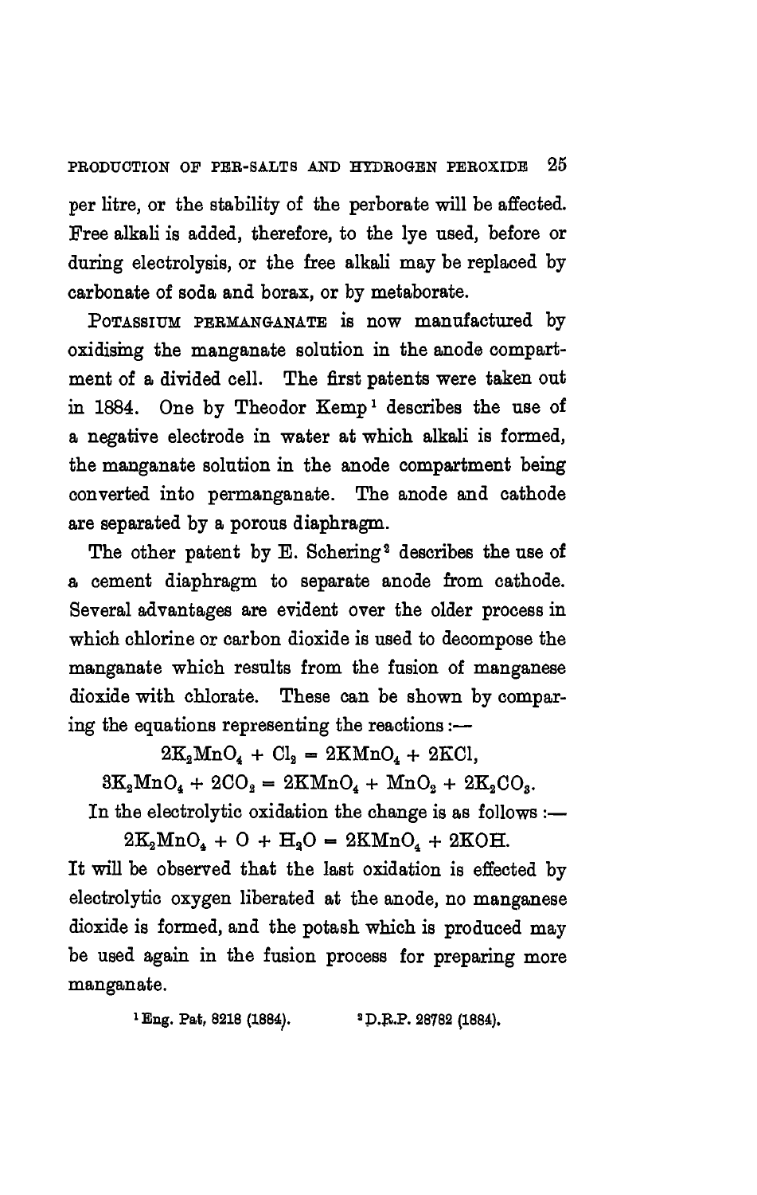per litre, or the stability of the perborate will be affected. Free alkali is added, therefore, to the lye used, before or during electrolysis, or the free alkali may be replaced by carbonate of soda and borax, or by metaborate.

POTASSIUM PERMANGANATE is now manufactured by oxidising the manganate solution in the anode compartment of a divided cell. The first patents were taken out in 1884. One by Theodor Kemp[1] describes the use of a negative electrode in water at which alkali is formed, the manganate solution in the anode compartment being converted into permanganate. The anode and cathode are separated by a porous diaphragm.

The other patent by E. Schering[2] describes the use of a cement diaphragm to separate anode from cathode. Several advantages are evident over the older process in which chlorine or carbon dioxide is used to decompose the manganate which results from the fusion of manganese dioxide with chlorate. These can be shown by comparing the equations representing the reactions :—

$$2K_2MnO_4 + Cl_2 = 2KMnO_4 + 2KCl,$$

$$3K_2MnO_4 + 2CO_2 = 2KMnO_4 + MnO_2 + 2K_2CO_3.$$

In the electrolytic oxidation the change is as follows :—

$$2K_2MnO_4 + O + H_2O = 2KMnO_4 + 2KOH.$$

It will be observed that the last oxidation is effected by electrolytic oxygen liberated at the anode, no manganese dioxide is formed, and the potash which is produced may be used again in the fusion process for preparing more manganate.

[1] Eng. Pat, 8218 (1884). [2] D.R.P. 28782 (1884).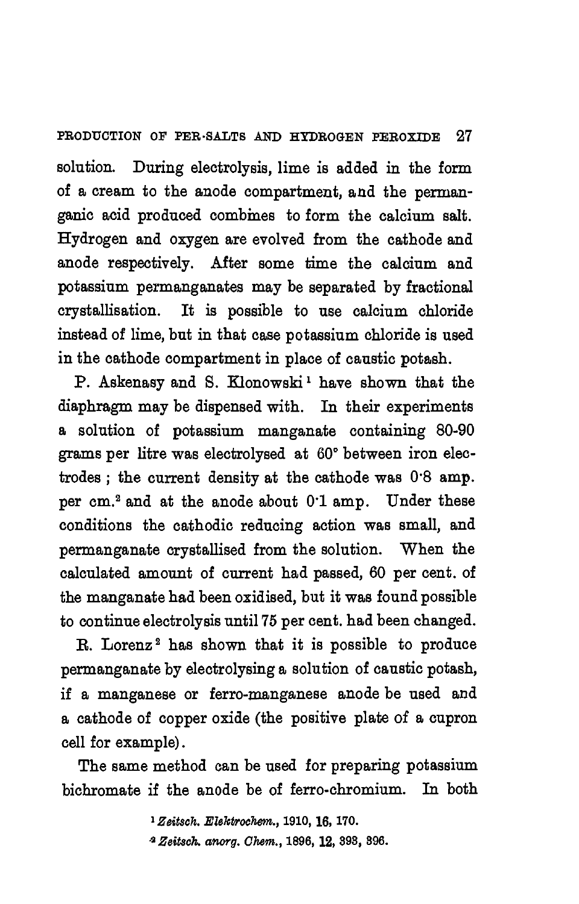solution. During electrolysis, lime is added in the form of a cream to the anode compartment, and the permanganic acid produced combines to form the calcium salt. Hydrogen and oxygen are evolved from the cathode and anode respectively. After some time the calcium and potassium permanganates may be separated by fractional crystallisation. It is possible to use calcium chloride instead of lime, but in that case potassium chloride is used in the cathode compartment in place of caustic potash.

P. Askenasy and S. Klonowski[1] have shown that the diaphragm may be dispensed with. In their experiments a solution of potassium manganate containing 80-90 grams per litre was electrolysed at 60° between iron electrodes; the current density at the cathode was 0·8 amp. per cm.$^2$ and at the anode about 0·1 amp. Under these conditions the cathodic reducing action was small, and permanganate crystallised from the solution. When the calculated amount of current had passed, 60 per cent. of the manganate had been oxidised, but it was found possible to continue electrolysis until 75 per cent. had been changed.

R. Lorenz[2] has shown that it is possible to produce permanganate by electrolysing a solution of caustic potash, if a manganese or ferro-manganese anode be used and a cathode of copper oxide (the positive plate of a cupron cell for example).

The same method can be used for preparing potassium bichromate if the anode be of ferro-chromium. In both

[1] *Zeitsch. Elektrochem.*, 1910, **16**, 170.

[2] *Zeitsch. anorg. Chem.*, 1896, **12**, 393, 396.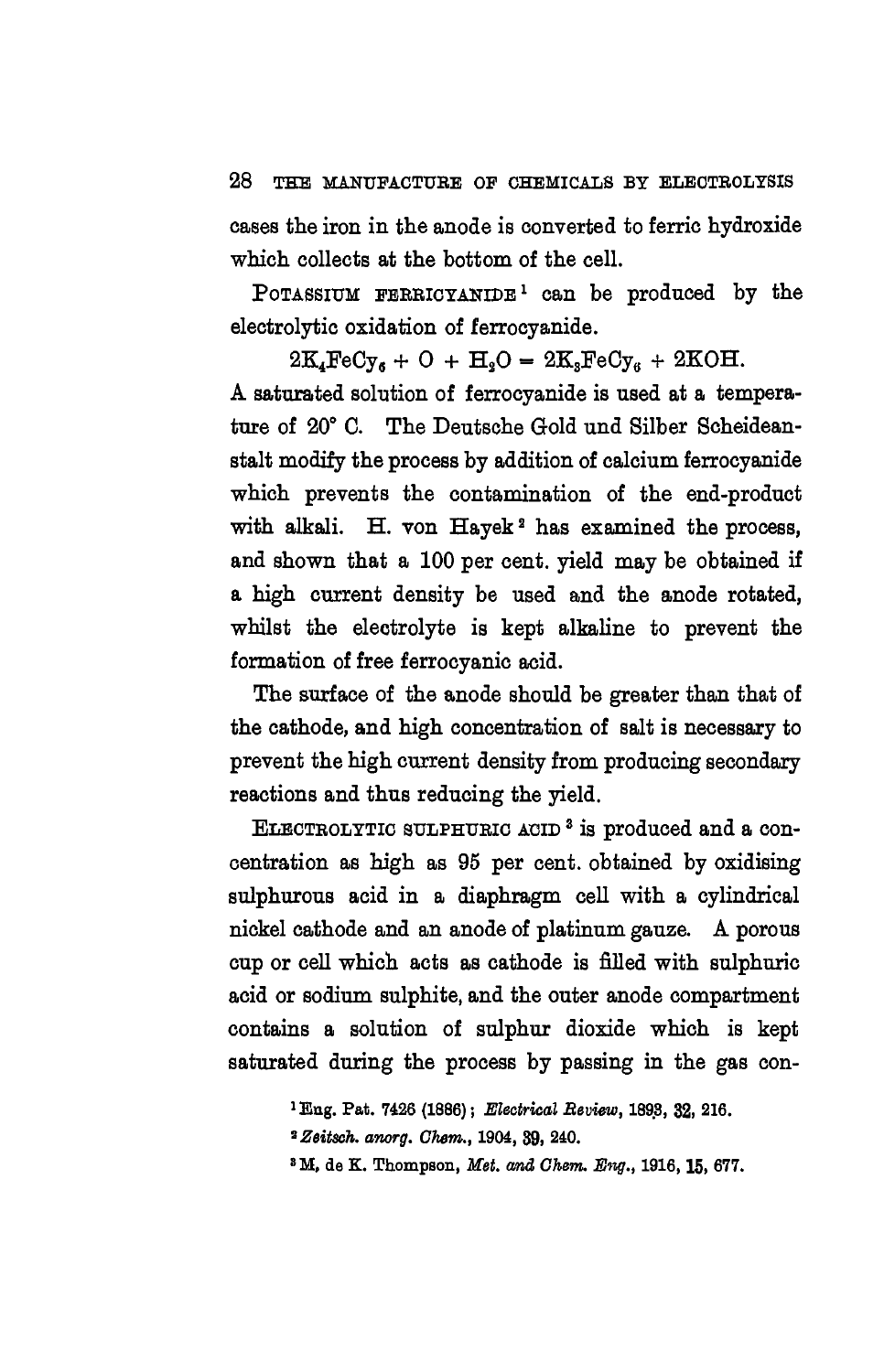cases the iron in the anode is converted to ferric hydroxide which collects at the bottom of the cell.

POTASSIUM FERRICYANIDE[1] can be produced by the electrolytic oxidation of ferrocyanide.

$$2K_4FeCy_6 + O + H_2O = 2K_3FeCy_6 + 2KOH.$$

A saturated solution of ferrocyanide is used at a temperature of 20° C. The Deutsche Gold und Silber Scheideanstalt modify the process by addition of calcium ferrocyanide which prevents the contamination of the end-product with alkali. H. von Hayek[2] has examined the process, and shown that a 100 per cent. yield may be obtained if a high current density be used and the anode rotated, whilst the electrolyte is kept alkaline to prevent the formation of free ferrocyanic acid.

The surface of the anode should be greater than that of the cathode, and high concentration of salt is necessary to prevent the high current density from producing secondary reactions and thus reducing the yield.

ELECTROLYTIC SULPHURIC ACID[3] is produced and a concentration as high as 95 per cent. obtained by oxidising sulphurous acid in a diaphragm cell with a cylindrical nickel cathode and an anode of platinum gauze. A porous cup or cell which acts as cathode is filled with sulphuric acid or sodium sulphite, and the outer anode compartment contains a solution of sulphur dioxide which is kept saturated during the process by passing in the gas con-

[1] Eng. Pat. 7426 (1886); *Electrical Review*, 1893, **32**, 216.

[2] *Zeitsch. anorg. Chem.*, 1904, **39**, 240.

[3] M. de K. Thompson, *Met. and Chem. Eng.*, 1916, **15**, 677.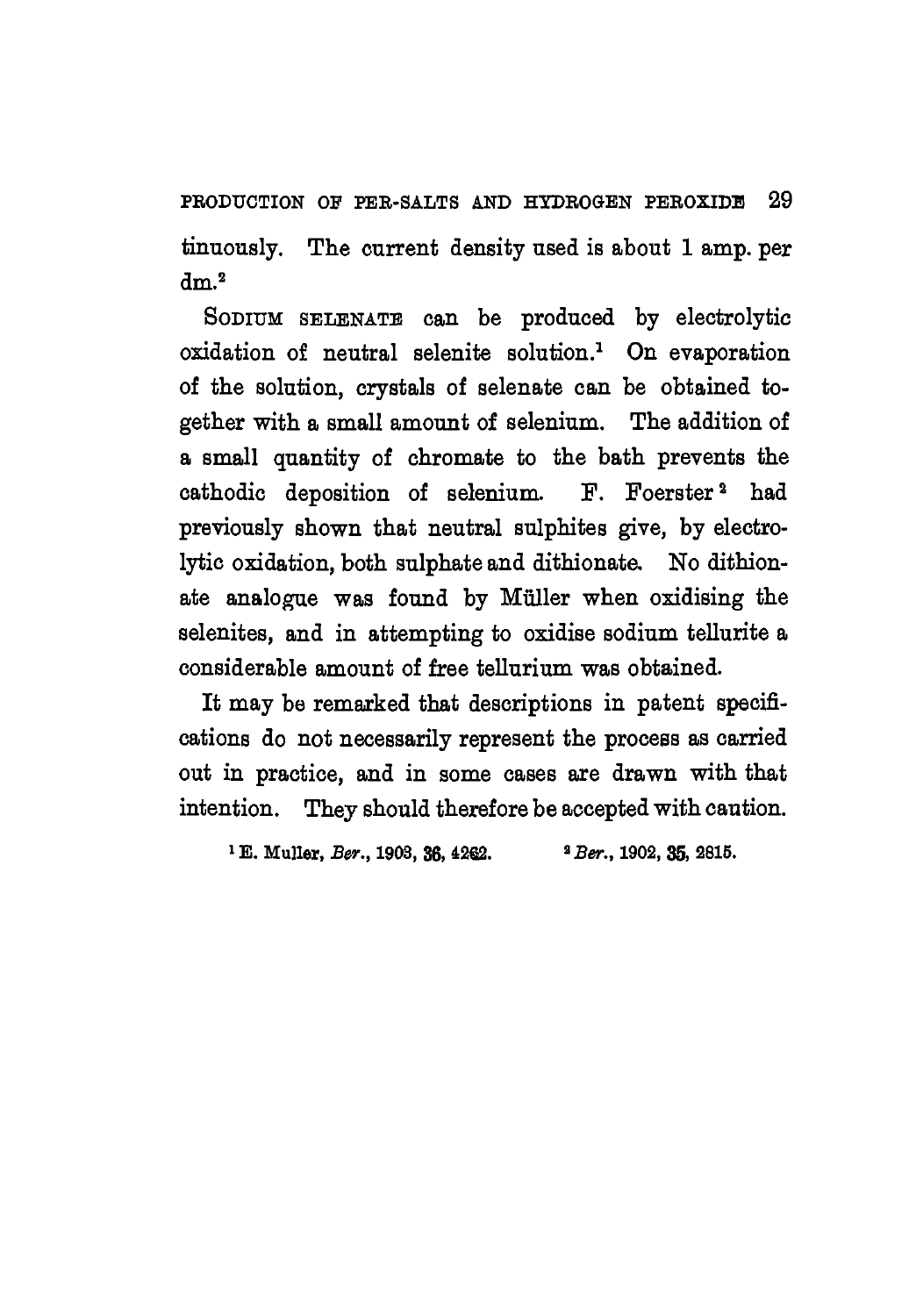tinuously. The current density used is about 1 amp. per $dm.^2$

SODIUM SELENATE can be produced by electrolytic oxidation of neutral selenite solution.[1] On evaporation of the solution, crystals of selenate can be obtained together with a small amount of selenium. The addition of a small quantity of chromate to the bath prevents the cathodic deposition of selenium. F. Foerster[2] had previously shown that neutral sulphites give, by electrolytic oxidation, both sulphate and dithionate. No dithionate analogue was found by Müller when oxidising the selenites, and in attempting to oxidise sodium tellurite a considerable amount of free tellurium was obtained.

It may be remarked that descriptions in patent specifications do not necessarily represent the process as carried out in practice, and in some cases are drawn with that intention. They should therefore be accepted with caution.

[1] E. Muller, *Ber.*, 1903, **36**, 4262. [2] *Ber.*, 1902, **35**, 2815.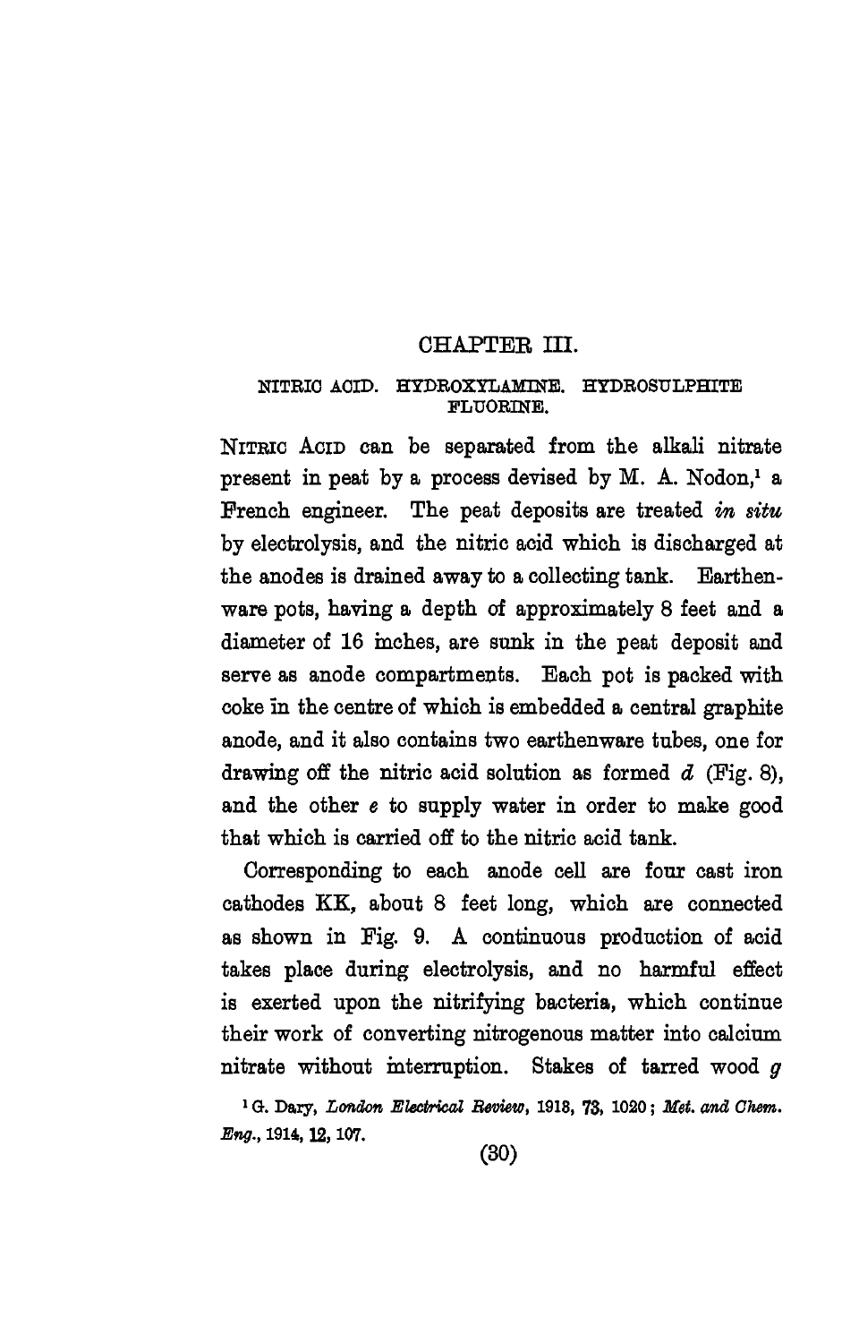# CHAPTER III.

## NITRIC ACID. HYDROXYLAMINE. HYDROSULPHITE FLUORINE.

NITRIC ACID can be separated from the alkali nitrate present in peat by a process devised by M. A. Nodon,[1] a French engineer. The peat deposits are treated *in situ* by electrolysis, and the nitric acid which is discharged at the anodes is drained away to a collecting tank. Earthenware pots, having a depth of approximately 8 feet and a diameter of 16 inches, are sunk in the peat deposit and serve as anode compartments. Each pot is packed with coke in the centre of which is embedded a central graphite anode, and it also contains two earthenware tubes, one for drawing off the nitric acid solution as formed *d* (Fig. 8), and the other *e* to supply water in order to make good that which is carried off to the nitric acid tank.

Corresponding to each anode cell are four cast iron cathodes KK, about 8 feet long, which are connected as shown in Fig. 9. A continuous production of acid takes place during electrolysis, and no harmful effect is exerted upon the nitrifying bacteria, which continue their work of converting nitrogenous matter into calcium nitrate without interruption. Stakes of tarred wood *g*

[1] G. Dary, *London Electrical Review*, 1913, **73**, 1020; *Met. and Chem. Eng.*, 1914, **12**, 107.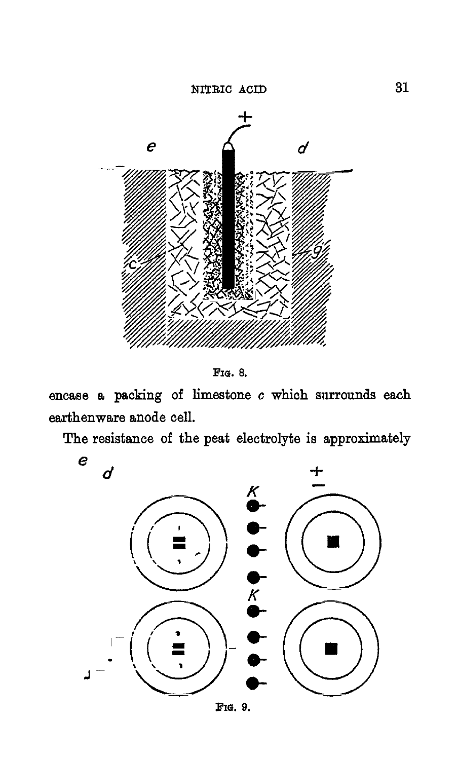Fig. 8.

encase a packing of limestone *c* which surrounds each earthenware anode cell.

The resistance of the peat electrolyte is approximately

Fig. 9.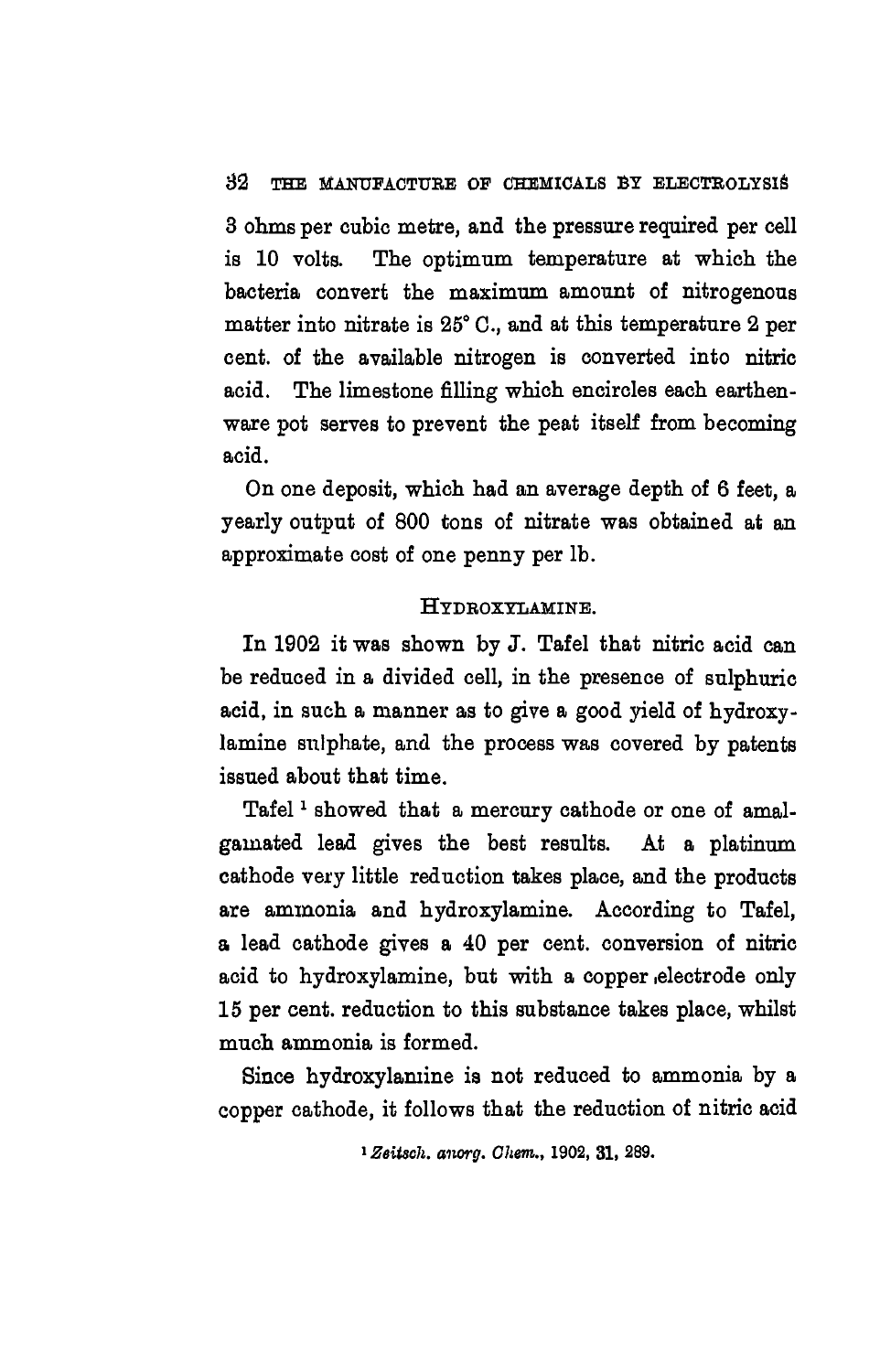3 ohms per cubic metre, and the pressure required per cell is 10 volts. The optimum temperature at which the bacteria convert the maximum amount of nitrogenous matter into nitrate is 25° C., and at this temperature 2 per cent. of the available nitrogen is converted into nitric acid. The limestone filling which encircles each earthenware pot serves to prevent the peat itself from becoming acid.

On one deposit, which had an average depth of 6 feet, a yearly output of 800 tons of nitrate was obtained at an approximate cost of one penny per lb.

## Hydroxylamine.

In 1902 it was shown by J. Tafel that nitric acid can be reduced in a divided cell, in the presence of sulphuric acid, in such a manner as to give a good yield of hydroxylamine sulphate, and the process was covered by patents issued about that time.

Tafel [1] showed that a mercury cathode or one of amalgamated lead gives the best results. At a platinum cathode very little reduction takes place, and the products are ammonia and hydroxylamine. According to Tafel, a lead cathode gives a 40 per cent. conversion of nitric acid to hydroxylamine, but with a copper electrode only 15 per cent. reduction to this substance takes place, whilst much ammonia is formed.

Since hydroxylamine is not reduced to ammonia by a copper cathode, it follows that the reduction of nitric acid

[1] *Zeitsch. anorg. Chem.*, 1902, **31**, 289.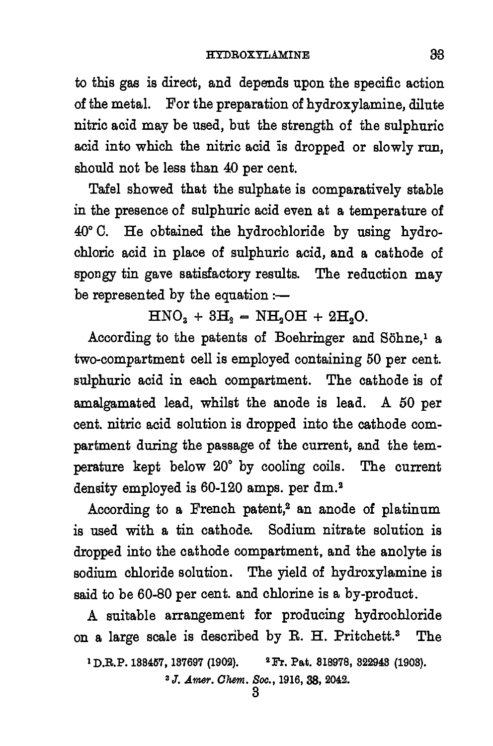to this gas is direct, and depends upon the specific action of the metal. For the preparation of hydroxylamine, dilute nitric acid may be used, but the strength of the sulphuric acid into which the nitric acid is dropped or slowly run, should not be less than 40 per cent.

Tafel showed that the sulphate is comparatively stable in the presence of sulphuric acid even at a temperature of 40° C. He obtained the hydrochloride by using hydrochloric acid in place of sulphuric acid, and a cathode of spongy tin gave satisfactory results. The reduction may be represented by the equation :—

$$HNO_3 + 3H_2 = NH_2OH + 2H_2O.$$

According to the patents of Boehringer and Söhne,[1] a two-compartment cell is employed containing 50 per cent. sulphuric acid in each compartment. The cathode is of amalgamated lead, whilst the anode is lead. A 50 per cent. nitric acid solution is dropped into the cathode compartment during the passage of the current, and the temperature kept below 20° by cooling coils. The current density employed is 60-120 amps. per $dm.^2$

According to a French patent,[2] an anode of platinum is used with a tin cathode. Sodium nitrate solution is dropped into the cathode compartment, and the anolyte is sodium chloride solution. The yield of hydroxylamine is said to be 60-80 per cent. and chlorine is a by-product.

A suitable arrangement for producing hydrochloride on a large scale is described by R. H. Pritchett.[3] The

[1] D.R.P. 133457, 137697 (1902). [2] Fr. Pat. 318978, 322943 (1903).

[3] *J. Amer. Chem. Soc.*, 1916, **38**, 2042.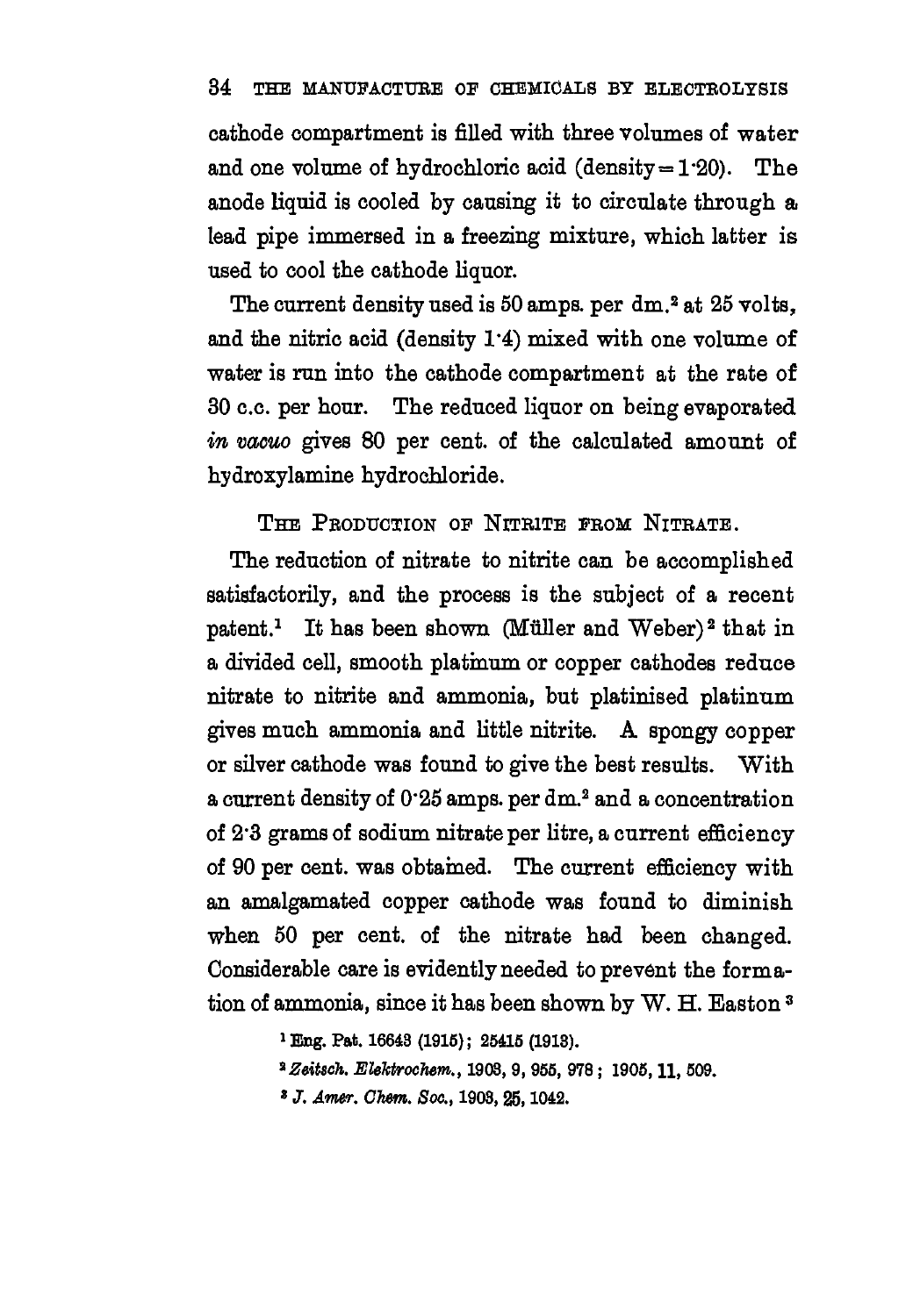cathode compartment is filled with three volumes of water and one volume of hydrochloric acid (density = 1·20). The anode liquid is cooled by causing it to circulate through a lead pipe immersed in a freezing mixture, which latter is used to cool the cathode liquor.

The current density used is 50 amps. per $dm.^2$ at 25 volts, and the nitric acid (density 1·4) mixed with one volume of water is run into the cathode compartment at the rate of 30 c.c. per hour. The reduced liquor on being evaporated *in vacuo* gives 80 per cent. of the calculated amount of hydroxylamine hydrochloride.

## THE PRODUCTION OF NITRITE FROM NITRATE.

The reduction of nitrate to nitrite can be accomplished satisfactorily, and the process is the subject of a recent patent.[1] It has been shown (Müller and Weber)[2] that in a divided cell, smooth platinum or copper cathodes reduce nitrate to nitrite and ammonia, but platinised platinum gives much ammonia and little nitrite. A spongy copper or silver cathode was found to give the best results. With a current density of 0·25 amps. per $dm.^2$ and a concentration of 2·3 grams of sodium nitrate per litre, a current efficiency of 90 per cent. was obtained. The current efficiency with an amalgamated copper cathode was found to diminish when 50 per cent. of the nitrate had been changed. Considerable care is evidently needed to prevent the formation of ammonia, since it has been shown by W. H. Easton[3]

[1] Eng. Pat. 16643 (1915); 25415 (1913).

[2] *Zeitsch. Elektrochem.*, 1903, 9, 955, 978; 1905, **11**, 509.

[3] *J. Amer. Chem. Soc.*, 1903, **25**, 1042.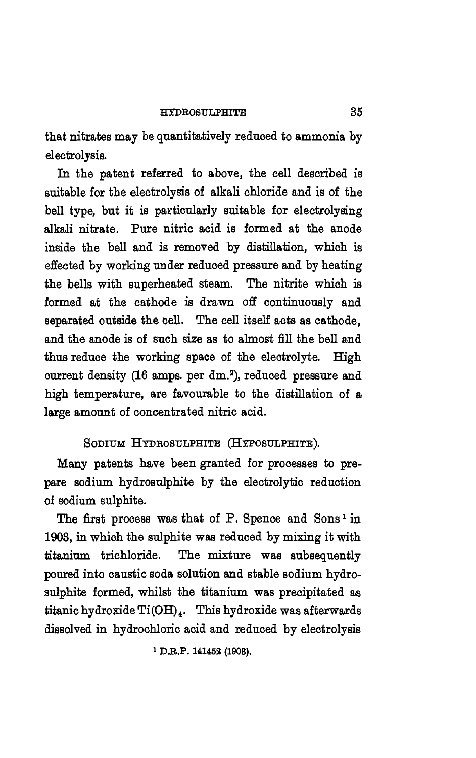that nitrates may be quantitatively reduced to ammonia by electrolysis.

In the patent referred to above, the cell described is suitable for the electrolysis of alkali chloride and is of the bell type, but it is particularly suitable for electrolysing alkali nitrate. Pure nitric acid is formed at the anode inside the bell and is removed by distillation, which is effected by working under reduced pressure and by heating the bells with superheated steam. The nitrite which is formed at the cathode is drawn off continuously and separated outside the cell. The cell itself acts as cathode, and the anode is of such size as to almost fill the bell and thus reduce the working space of the electrolyte. High current density (16 amps. per $dm.^2$), reduced pressure and high temperature, are favourable to the distillation of a large amount of concentrated nitric acid.

## Sodium Hydrosulphite (Hyposulphite).

Many patents have been granted for processes to prepare sodium hydrosulphite by the electrolytic reduction of sodium sulphite.

The first process was that of P. Spence and Sons[1] in 1903, in which the sulphite was reduced by mixing it with titanium trichloride. The mixture was subsequently poured into caustic soda solution and stable sodium hydrosulphite formed, whilst the titanium was precipitated as titanic hydroxide $Ti(OH)_4$. This hydroxide was afterwards dissolved in hydrochloric acid and reduced by electrolysis

[1] D.R.P. 141452 (1903).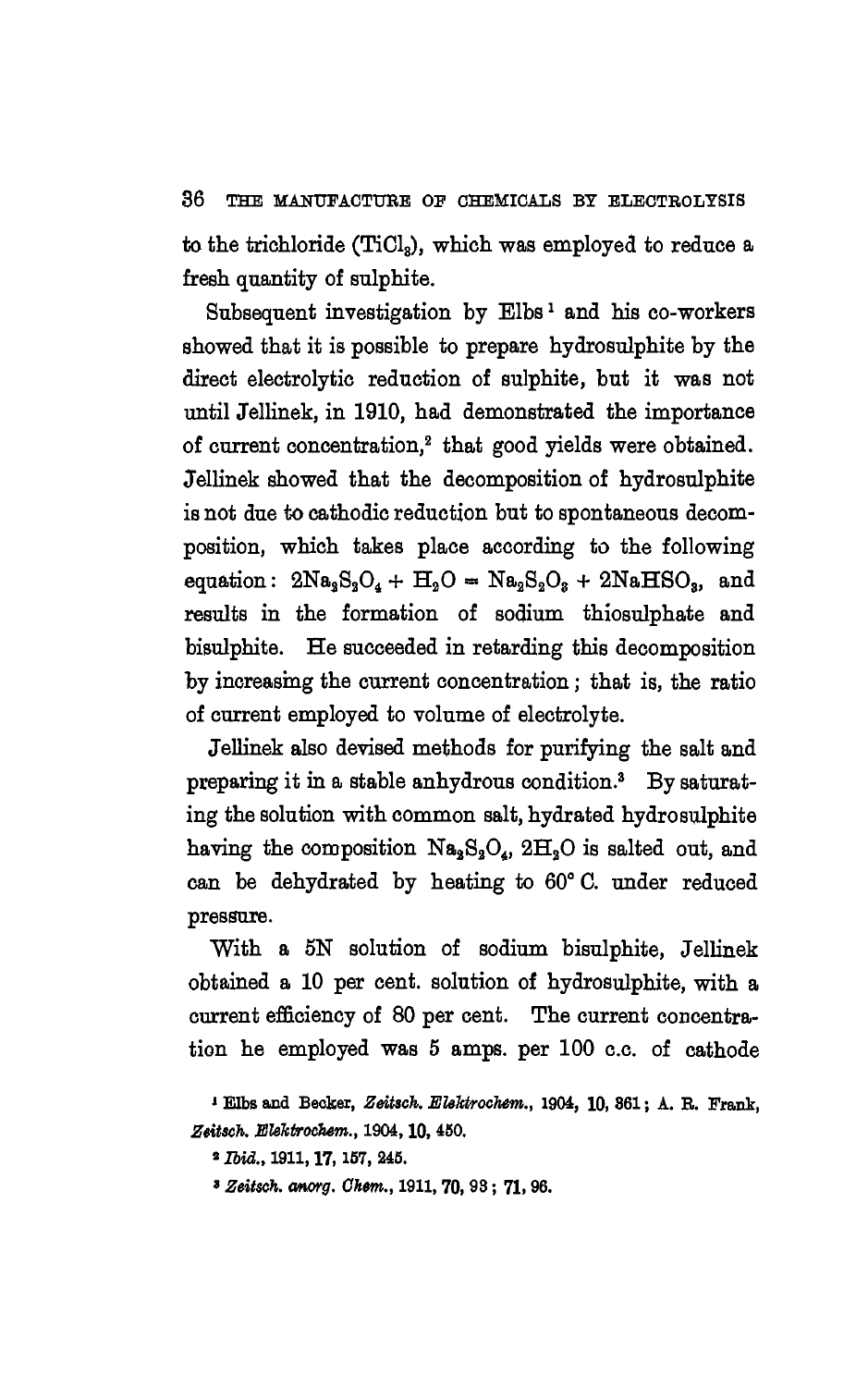to the trichloride ($TiCl_3$), which was employed to reduce a fresh quantity of sulphite.

Subsequent investigation by Elbs[1] and his co-workers showed that it is possible to prepare hydrosulphite by the direct electrolytic reduction of sulphite, but it was not until Jellinek, in 1910, had demonstrated the importance of current concentration,[2] that good yields were obtained. Jellinek showed that the decomposition of hydrosulphite is not due to cathodic reduction but to spontaneous decomposition, which takes place according to the following equation: $2Na_2S_2O_4 + H_2O = Na_2S_2O_3 + 2NaHSO_3$, and results in the formation of sodium thiosulphate and bisulphite. He succeeded in retarding this decomposition by increasing the current concentration; that is, the ratio of current employed to volume of electrolyte.

Jellinek also devised methods for purifying the salt and preparing it in a stable anhydrous condition.[3] By saturating the solution with common salt, hydrated hydrosulphite having the composition $Na_2S_2O_4, 2H_2O$ is salted out, and can be dehydrated by heating to 60° C. under reduced pressure.

With a 5N solution of sodium bisulphite, Jellinek obtained a 10 per cent. solution of hydrosulphite, with a current efficiency of 80 per cent. The current concentration he employed was 5 amps. per 100 c.c. of cathode

[1] Elbs and Becker, *Zeitsch. Elektrochem.*, 1904, **10**, 361; A. R. Frank, *Zeitsch. Elektrochem.*, 1904, **10**, 450.

[2] *Ibid.*, 1911, **17**, 157, 245.

[3] *Zeitsch. anorg. Chem.*, 1911, **70**, 93; **71**, 96.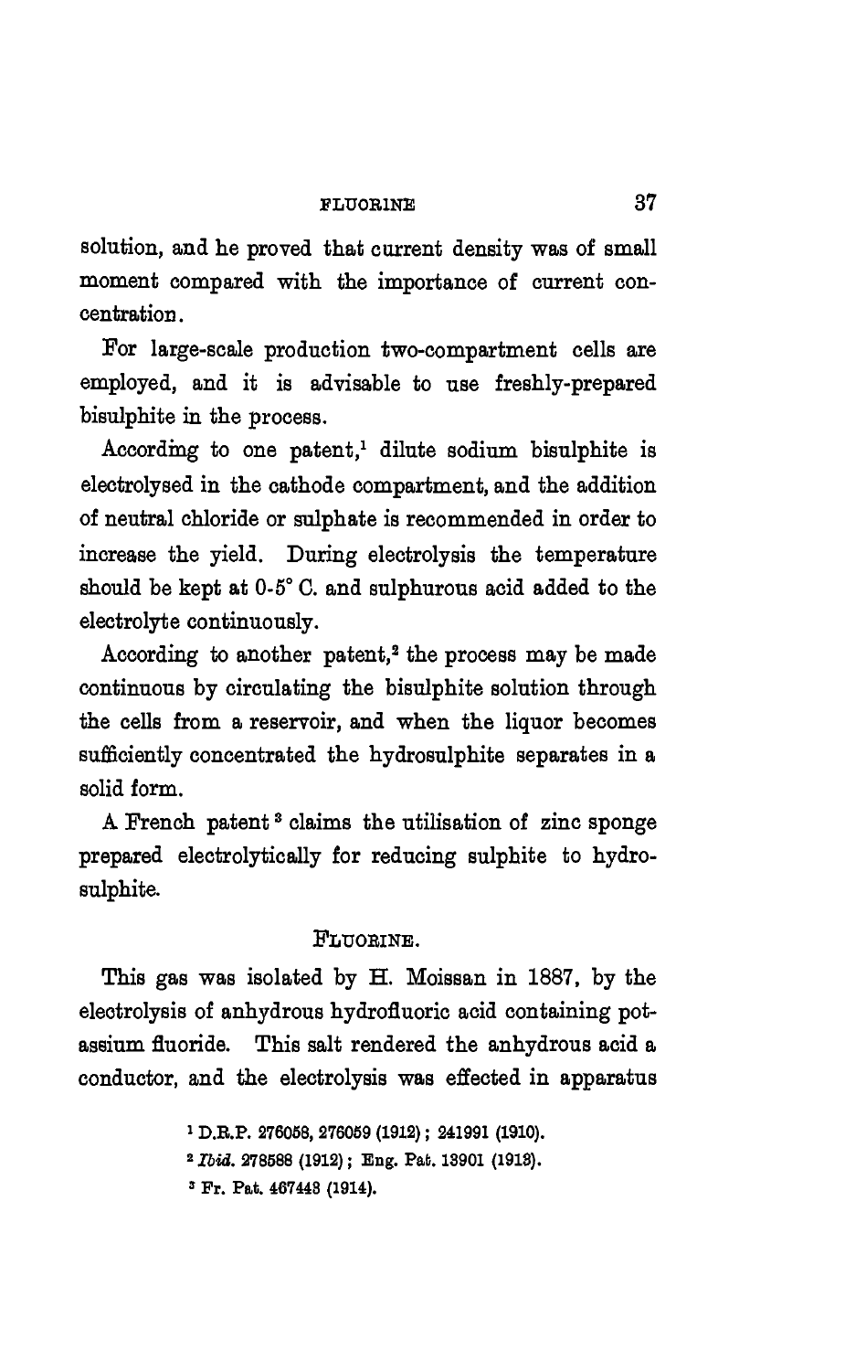solution, and he proved that current density was of small moment compared with the importance of current concentration.

For large-scale production two-compartment cells are employed, and it is advisable to use freshly-prepared bisulphite in the process.

According to one patent,[1] dilute sodium bisulphite is electrolysed in the cathode compartment, and the addition of neutral chloride or sulphate is recommended in order to increase the yield. During electrolysis the temperature should be kept at 0-5° C. and sulphurous acid added to the electrolyte continuously.

According to another patent,[2] the process may be made continuous by circulating the bisulphite solution through the cells from a reservoir, and when the liquor becomes sufficiently concentrated the hydrosulphite separates in a solid form.

A French patent[3] claims the utilisation of zinc sponge prepared electrolytically for reducing sulphite to hydrosulphite.

## FLUORINE.

This gas was isolated by H. Moissan in 1887, by the electrolysis of anhydrous hydrofluoric acid containing potassium fluoride. This salt rendered the anhydrous acid a conductor, and the electrolysis was effected in apparatus

[1] D.R.P. 276058, 276059 (1912); 241991 (1910).

[2] *Ibid.* 278588 (1912); Eng. Pat. 13901 (1913).

[3] Fr. Pat. 467443 (1914).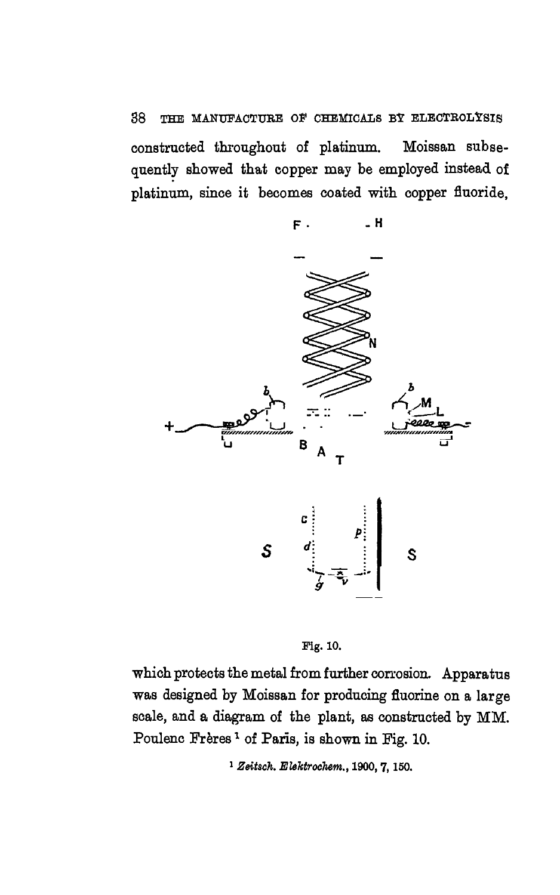constructed throughout of platinum. Moissan subsequently showed that copper may be employed instead of platinum, since it becomes coated with copper fluoride,

Fig. 10.

which protects the metal from further corrosion. Apparatus was designed by Moissan for producing fluorine on a large scale, and a diagram of the plant, as constructed by MM. Poulenc Frères [1] of Paris, is shown in Fig. 10.

[1] *Zeitsch. Elektrochem.*, 1900, 7, 150.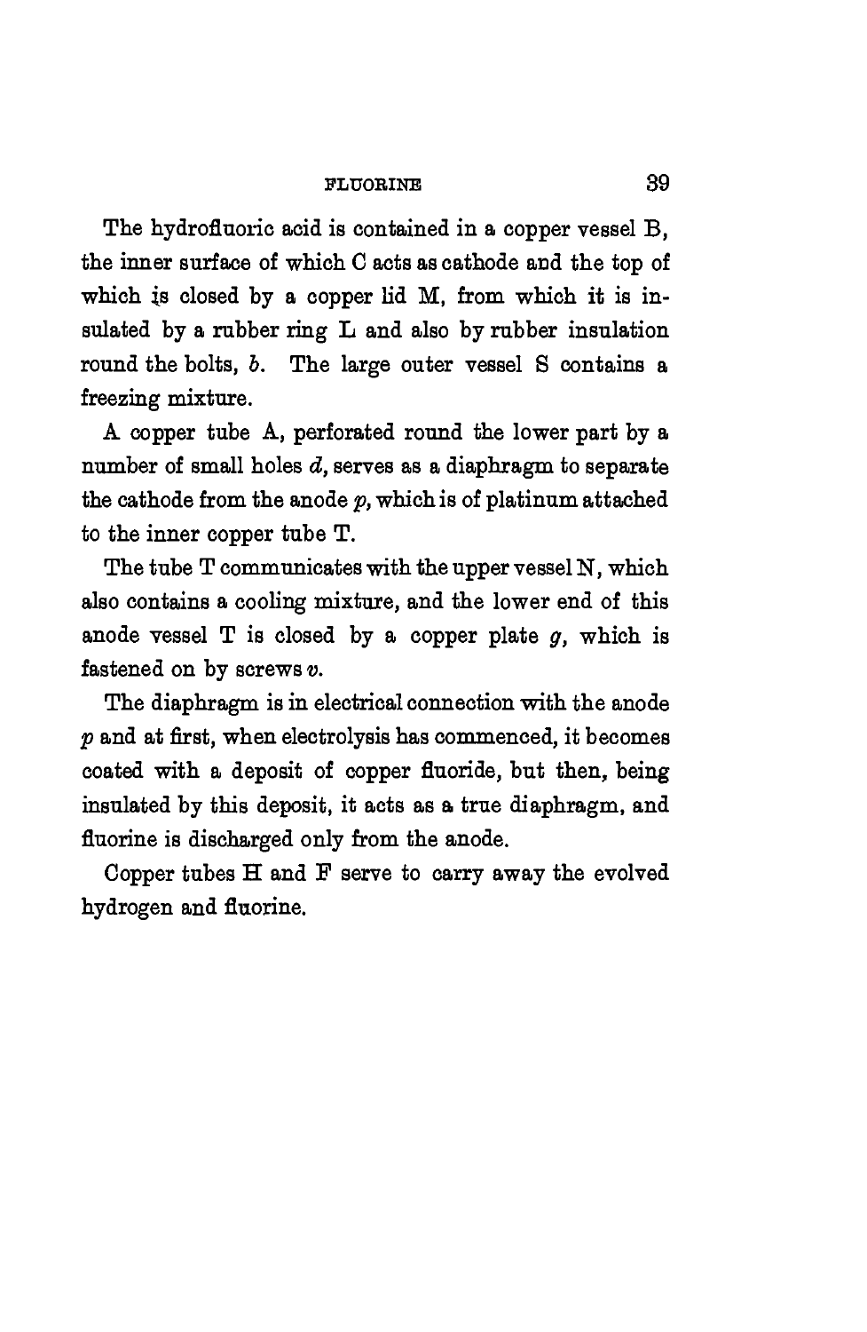The hydrofluoric acid is contained in a copper vessel B, the inner surface of which C acts as cathode and the top of which is closed by a copper lid M, from which it is insulated by a rubber ring L and also by rubber insulation round the bolts, *b*. The large outer vessel S contains a freezing mixture.

A copper tube A, perforated round the lower part by a number of small holes *d*, serves as a diaphragm to separate the cathode from the anode *p*, which is of platinum attached to the inner copper tube T.

The tube T communicates with the upper vessel N, which also contains a cooling mixture, and the lower end of this anode vessel T is closed by a copper plate *g*, which is fastened on by screws *v*.

The diaphragm is in electrical connection with the anode *p* and at first, when electrolysis has commenced, it becomes coated with a deposit of copper fluoride, but then, being insulated by this deposit, it acts as a true diaphragm, and fluorine is discharged only from the anode.

Copper tubes H and F serve to carry away the evolved hydrogen and fluorine.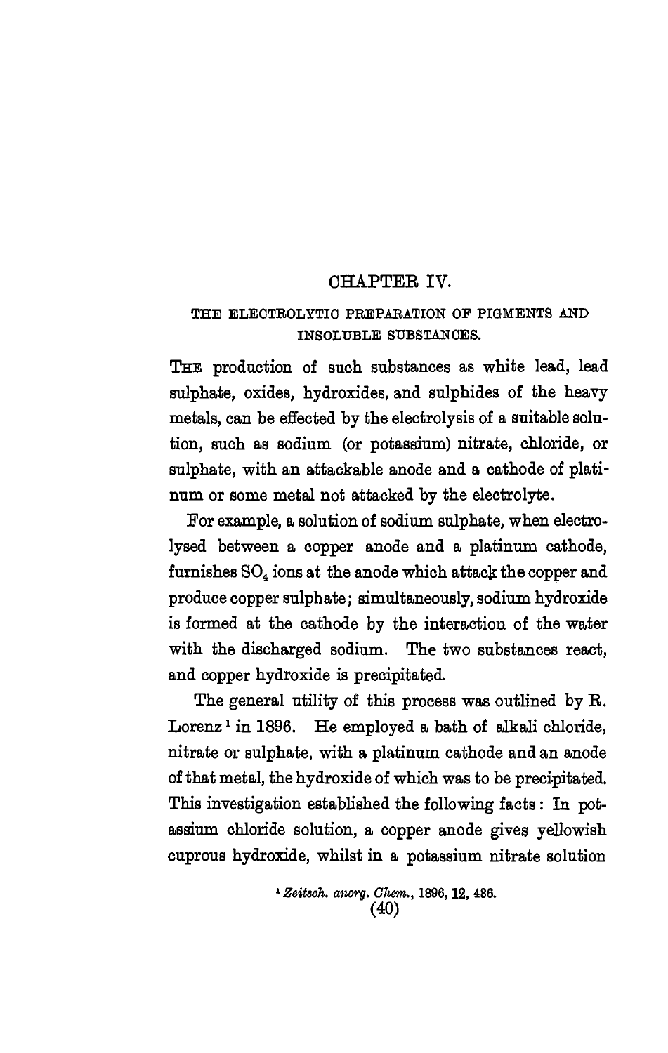# CHAPTER IV.

## THE ELECTROLYTIC PREPARATION OF PIGMENTS AND INSOLUBLE SUBSTANCES.

THE production of such substances as white lead, lead sulphate, oxides, hydroxides, and sulphides of the heavy metals, can be effected by the electrolysis of a suitable solution, such as sodium (or potassium) nitrate, chloride, or sulphate, with an attackable anode and a cathode of platinum or some metal not attacked by the electrolyte.

For example, a solution of sodium sulphate, when electrolysed between a copper anode and a platinum cathode, furnishes $SO_4$ ions at the anode which attack the copper and produce copper sulphate; simultaneously, sodium hydroxide is formed at the cathode by the interaction of the water with the discharged sodium. The two substances react, and copper hydroxide is precipitated.

The general utility of this process was outlined by R. Lorenz[1] in 1896. He employed a bath of alkali chloride, nitrate or sulphate, with a platinum cathode and an anode of that metal, the hydroxide of which was to be precipitated. This investigation established the following facts: In potassium chloride solution, a copper anode gives yellowish cuprous hydroxide, whilst in a potassium nitrate solution

[1] *Zeitsch. anorg. Chem.*, 1896, **12**, 436.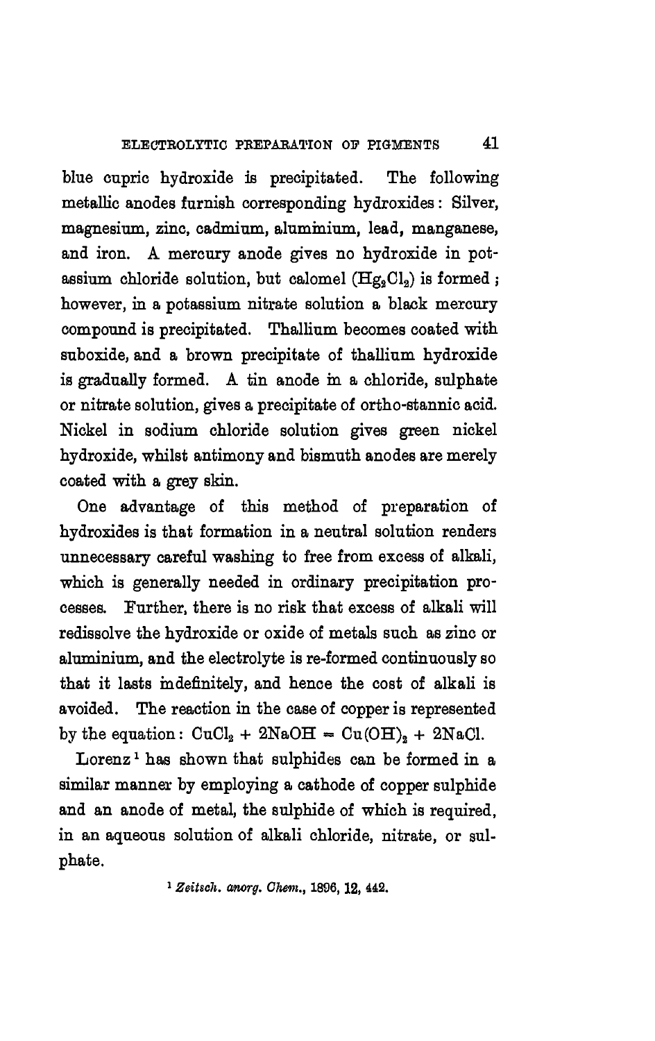blue cupric hydroxide is precipitated. The following metallic anodes furnish corresponding hydroxides: Silver, magnesium, zinc, cadmium, aluminium, lead, manganese, and iron. A mercury anode gives no hydroxide in potassium chloride solution, but calomel ($Hg_2Cl_2$) is formed; however, in a potassium nitrate solution a black mercury compound is precipitated. Thallium becomes coated with suboxide, and a brown precipitate of thallium hydroxide is gradually formed. A tin anode in a chloride, sulphate or nitrate solution, gives a precipitate of ortho-stannic acid. Nickel in sodium chloride solution gives green nickel hydroxide, whilst antimony and bismuth anodes are merely coated with a grey skin.

One advantage of this method of preparation of hydroxides is that formation in a neutral solution renders unnecessary careful washing to free from excess of alkali, which is generally needed in ordinary precipitation processes. Further, there is no risk that excess of alkali will redissolve the hydroxide or oxide of metals such as zinc or aluminium, and the electrolyte is re-formed continuously so that it lasts indefinitely, and hence the cost of alkali is avoided. The reaction in the case of copper is represented by the equation: $CuCl_2 + 2NaOH = Cu(OH)_2 + 2NaCl$.

Lorenz[1] has shown that sulphides can be formed in a similar manner by employing a cathode of copper sulphide and an anode of metal, the sulphide of which is required, in an aqueous solution of alkali chloride, nitrate, or sulphate.

[1] *Zeitsch. anorg. Chem.*, 1896, **12**, 442.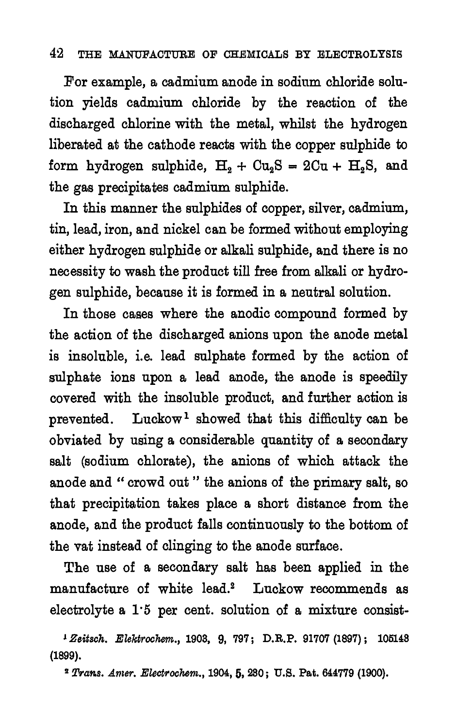For example, a cadmium anode in sodium chloride solution yields cadmium chloride by the reaction of the discharged chlorine with the metal, whilst the hydrogen liberated at the cathode reacts with the copper sulphide to form hydrogen sulphide, $H_2 + Cu_2S = 2Cu + H_2S$, and the gas precipitates cadmium sulphide.

In this manner the sulphides of copper, silver, cadmium, tin, lead, iron, and nickel can be formed without employing either hydrogen sulphide or alkali sulphide, and there is no necessity to wash the product till free from alkali or hydrogen sulphide, because it is formed in a neutral solution.

In those cases where the anodic compound formed by the action of the discharged anions upon the anode metal is insoluble, i.e. lead sulphate formed by the action of sulphate ions upon a lead anode, the anode is speedily covered with the insoluble product, and further action is prevented. Luckow[1] showed that this difficulty can be obviated by using a considerable quantity of a secondary salt (sodium chlorate), the anions of which attack the anode and "crowd out" the anions of the primary salt, so that precipitation takes place a short distance from the anode, and the product falls continuously to the bottom of the vat instead of clinging to the anode surface.

The use of a secondary salt has been applied in the manufacture of white lead.[2] Luckow recommends as electrolyte a 1·5 per cent. solution of a mixture consist-

[1] *Zeitsch. Elektrochem.*, 1903, 9, 797; D.R.P. 91707 (1897); 105143 (1899).

[2] *Trans. Amer. Electrochem.*, 1904, 5, 230; U.S. Pat. 644779 (1900).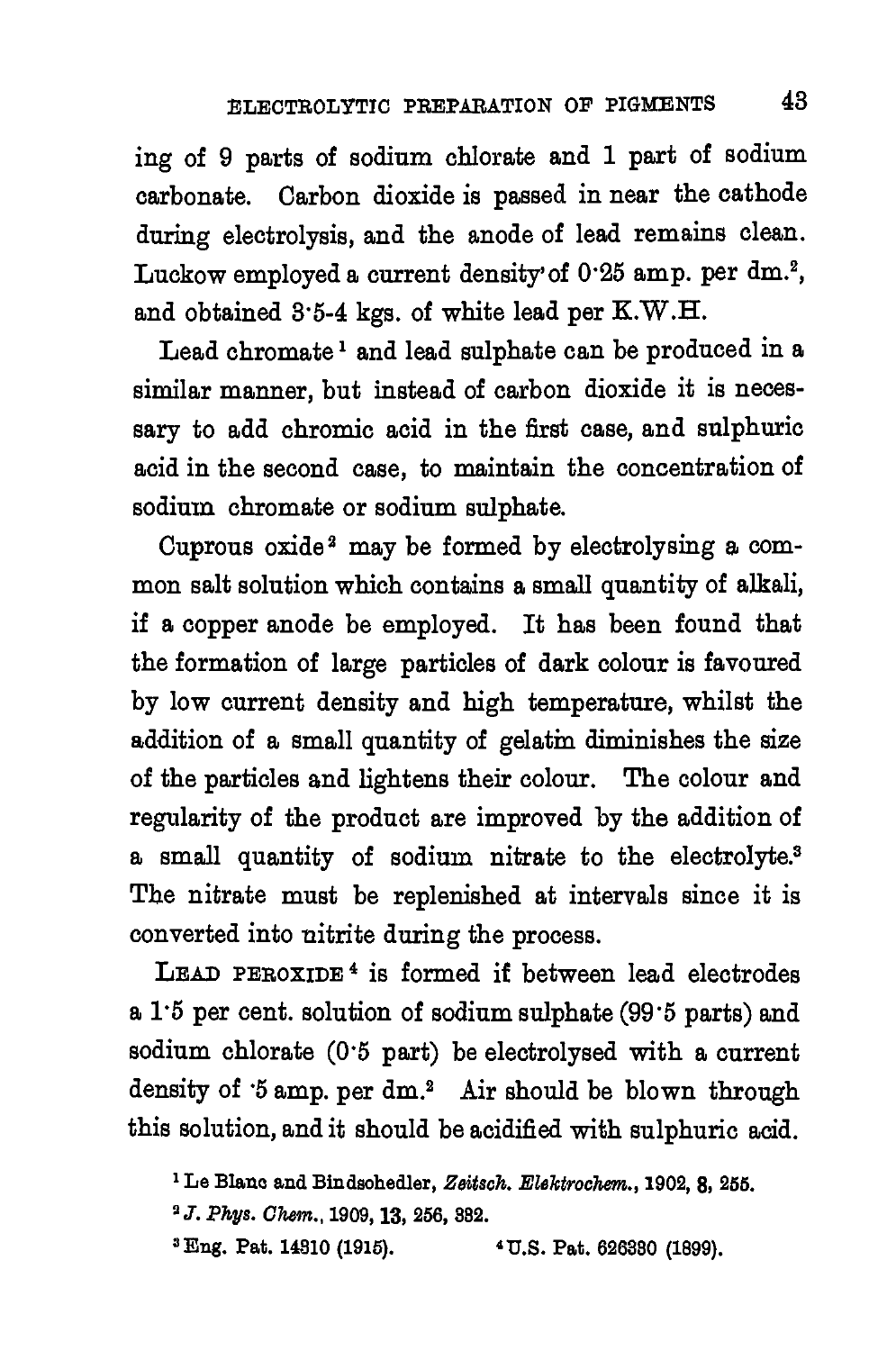ing of 9 parts of sodium chlorate and 1 part of sodium carbonate. Carbon dioxide is passed in near the cathode during electrolysis, and the anode of lead remains clean. Luckow employed a current density of 0·25 amp. per $dm.^2$, and obtained 3·5-4 kgs. of white lead per K.W.H.

Lead chromate [1] and lead sulphate can be produced in a similar manner, but instead of carbon dioxide it is necessary to add chromic acid in the first case, and sulphuric acid in the second case, to maintain the concentration of sodium chromate or sodium sulphate.

Cuprous oxide [2] may be formed by electrolysing a common salt solution which contains a small quantity of alkali, if a copper anode be employed. It has been found that the formation of large particles of dark colour is favoured by low current density and high temperature, whilst the addition of a small quantity of gelatin diminishes the size of the particles and lightens their colour. The colour and regularity of the product are improved by the addition of a small quantity of sodium nitrate to the electrolyte.[3] The nitrate must be replenished at intervals since it is converted into nitrite during the process.

LEAD PEROXIDE [4] is formed if between lead electrodes a 1·5 per cent. solution of sodium sulphate (99·5 parts) and sodium chlorate (0·5 part) be electrolysed with a current density of ·5 amp. per $dm.^2$ Air should be blown through this solution, and it should be acidified with sulphuric acid.

[1] Le Blanc and Bindschedler, *Zeitsch. Elektrochem.*, 1902, **8**, 255.

[2] *J. Phys. Chem.*, 1909, **13**, 256, 382.

[3] Eng. Pat. 14910 (1915).

[4] U.S. Pat. 626330 (1899).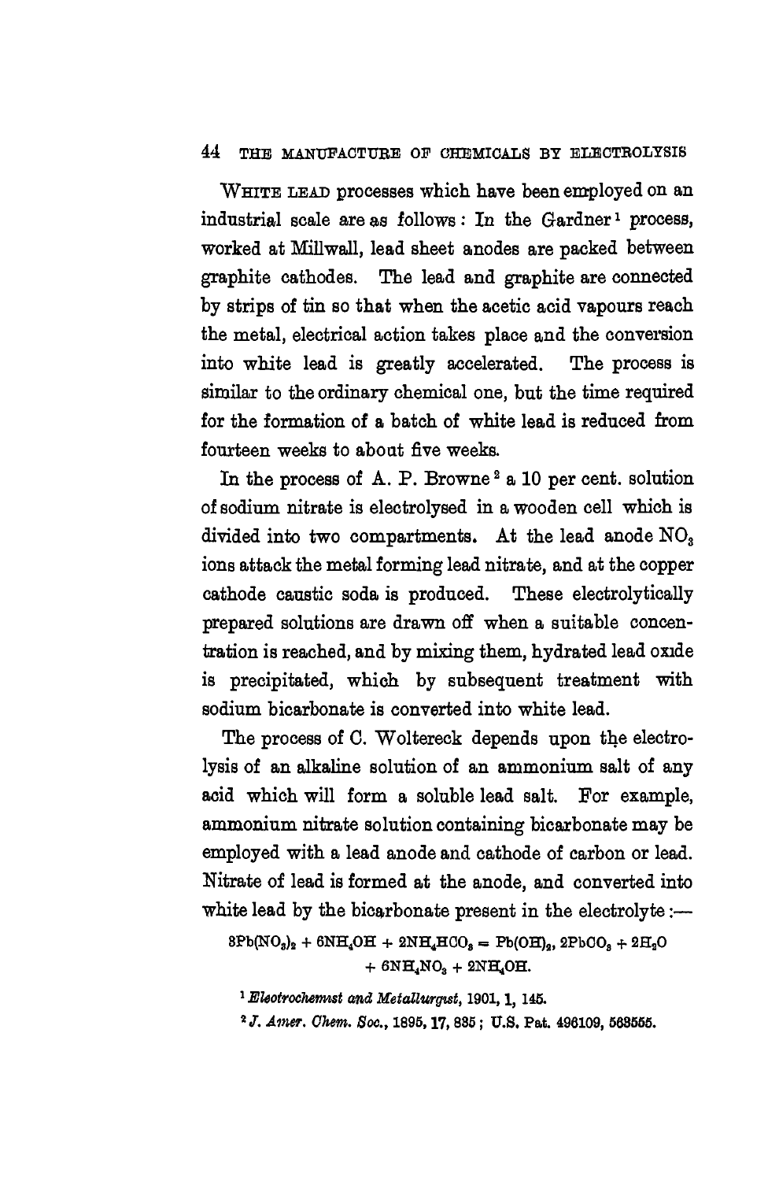WHITE LEAD processes which have been employed on an industrial scale are as follows: In the Gardner[1] process, worked at Millwall, lead sheet anodes are packed between graphite cathodes. The lead and graphite are connected by strips of tin so that when the acetic acid vapours reach the metal, electrical action takes place and the conversion into white lead is greatly accelerated. The process is similar to the ordinary chemical one, but the time required for the formation of a batch of white lead is reduced from fourteen weeks to about five weeks.

In the process of A. P. Browne[2] a 10 per cent. solution of sodium nitrate is electrolysed in a wooden cell which is divided into two compartments. At the lead anode $NO_3$ ions attack the metal forming lead nitrate, and at the copper cathode caustic soda is produced. These electrolytically prepared solutions are drawn off when a suitable concentration is reached, and by mixing them, hydrated lead oxide is precipitated, which by subsequent treatment with sodium bicarbonate is converted into white lead.

The process of C. Woltereck depends upon the electrolysis of an alkaline solution of an ammonium salt of any acid which will form a soluble lead salt. For example, ammonium nitrate solution containing bicarbonate may be employed with a lead anode and cathode of carbon or lead. Nitrate of lead is formed at the anode, and converted into white lead by the bicarbonate present in the electrolyte:—

$$3Pb(NO_3)_2 + 6NH_4OH + 2NH_4HCO_3 = Pb(OH)_2, 2PbCO_3 + 2H_2O + 6NH_4NO_3 + 2NH_4OH.$$

[1] *Electrochemist and Metallurgist*, 1901, **1**, 145.

[2] *J. Amer. Chem. Soc.*, 1895, **17**, 835; U.S. Pat. 496109, 563555.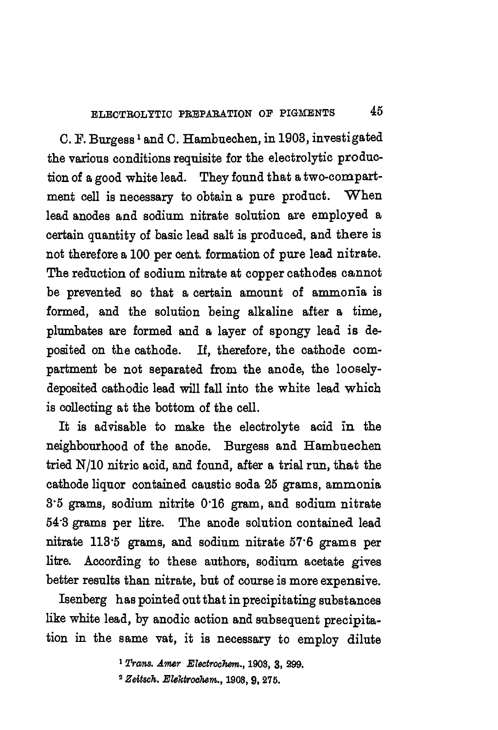C. F. Burgess [1] and C. Hambuechen, in 1903, investigated the various conditions requisite for the electrolytic production of a good white lead. They found that a two-compartment cell is necessary to obtain a pure product. When lead anodes and sodium nitrate solution are employed a certain quantity of basic lead salt is produced, and there is not therefore a 100 per cent. formation of pure lead nitrate. The reduction of sodium nitrate at copper cathodes cannot be prevented so that a certain amount of ammonia is formed, and the solution being alkaline after a time, plumbates are formed and a layer of spongy lead is deposited on the cathode. If, therefore, the cathode compartment be not separated from the anode, the loosely-deposited cathodic lead will fall into the white lead which is collecting at the bottom of the cell.

It is advisable to make the electrolyte acid in the neighbourhood of the anode. Burgess and Hambuechen tried N/10 nitric acid, and found, after a trial run, that the cathode liquor contained caustic soda 25 grams, ammonia 3·5 grams, sodium nitrite 0·16 gram, and sodium nitrate 54·3 grams per litre. The anode solution contained lead nitrate 113·5 grams, and sodium nitrate 57·6 grams per litre. According to these authors, sodium acetate gives better results than nitrate, but of course is more expensive.

Isenberg has pointed out that in precipitating substances like white lead, by anodic action and subsequent precipitation in the same vat, it is necessary to employ dilute

[1] *Trans. Amer Electrochem.*, 1903, 3, 299.

[2] *Zeitsch. Elektrochem.*, 1903, 9, 275.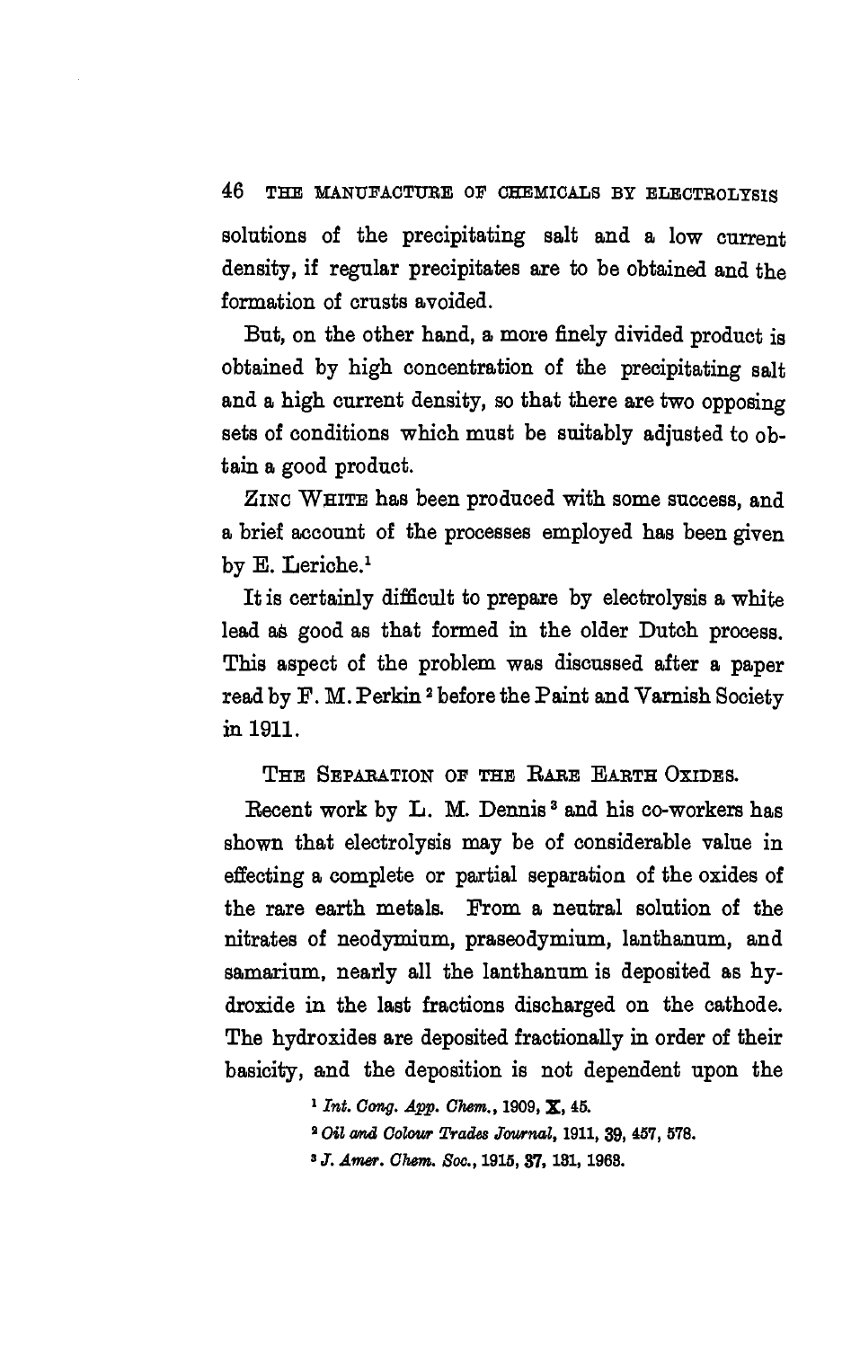solutions of the precipitating salt and a low current density, if regular precipitates are to be obtained and the formation of crusts avoided.

But, on the other hand, a more finely divided product is obtained by high concentration of the precipitating salt and a high current density, so that there are two opposing sets of conditions which must be suitably adjusted to obtain a good product.

ZINC WHITE has been produced with some success, and a brief account of the processes employed has been given by E. Leriche.[1]

It is certainly difficult to prepare by electrolysis a white lead as good as that formed in the older Dutch process. This aspect of the problem was discussed after a paper read by F. M. Perkin[2] before the Paint and Varnish Society in 1911.

## THE SEPARATION OF THE RARE EARTH OXIDES.

Recent work by L. M. Dennis[3] and his co-workers has shown that electrolysis may be of considerable value in effecting a complete or partial separation of the oxides of the rare earth metals. From a neutral solution of the nitrates of neodymium, praseodymium, lanthanum, and samarium, nearly all the lanthanum is deposited as hydroxide in the last fractions discharged on the cathode. The hydroxides are deposited fractionally in order of their basicity, and the deposition is not dependent upon the

[1] *Int. Cong. App. Chem.*, 1909, **X**, 45.

[2] *Oil and Colour Trades Journal*, 1911, **39**, 457, 578.

[3] *J. Amer. Chem. Soc.*, 1915, **37**, 131, 1963.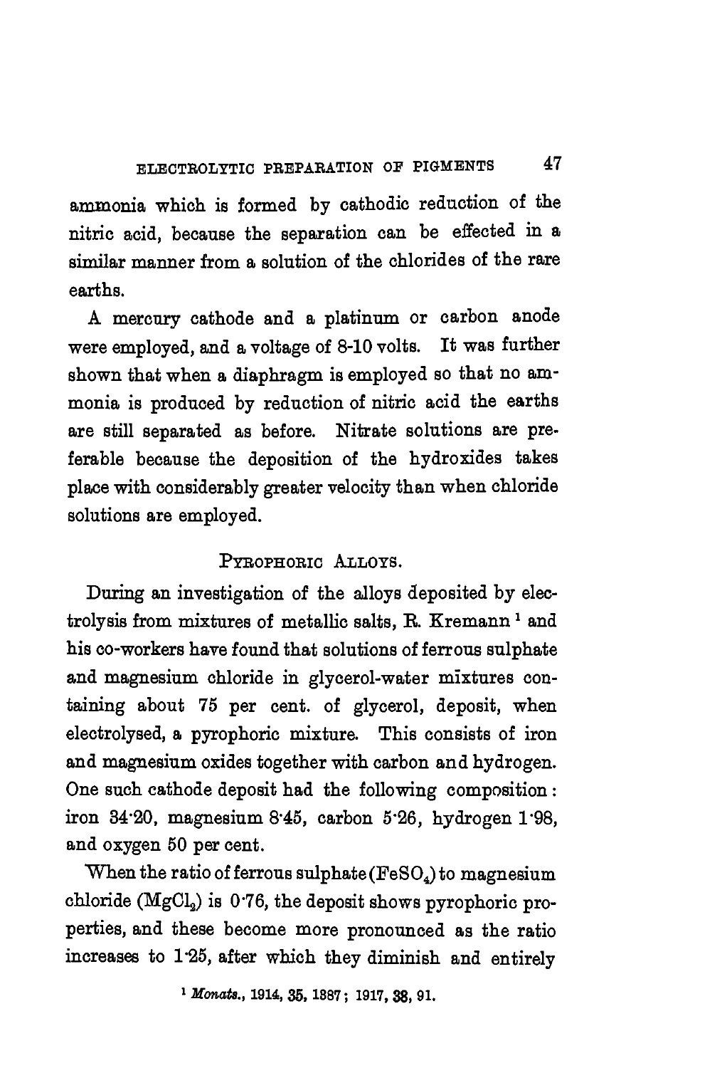ammonia which is formed by cathodic reduction of the nitric acid, because the separation can be effected in a similar manner from a solution of the chlorides of the rare earths.

A mercury cathode and a platinum or carbon anode were employed, and a voltage of 8-10 volts. It was further shown that when a diaphragm is employed so that no ammonia is produced by reduction of nitric acid the earths are still separated as before. Nitrate solutions are preferable because the deposition of the hydroxides takes place with considerably greater velocity than when chloride solutions are employed.

## Pyrophoric Alloys.

During an investigation of the alloys deposited by electrolysis from mixtures of metallic salts, R. Kremann [1] and his co-workers have found that solutions of ferrous sulphate and magnesium chloride in glycerol-water mixtures containing about 75 per cent. of glycerol, deposit, when electrolysed, a pyrophoric mixture. This consists of iron and magnesium oxides together with carbon and hydrogen. One such cathode deposit had the following composition: iron 34·20, magnesium 8·45, carbon 5·26, hydrogen 1·98, and oxygen 50 per cent.

When the ratio of ferrous sulphate ($FeSO_4$) to magnesium chloride ($MgCl_2$) is 0·76, the deposit shows pyrophoric properties, and these become more pronounced as the ratio increases to 1·25, after which they diminish and entirely

[1] *Monats.*, 1914, **35**, 1387; 1917, **38**, 91.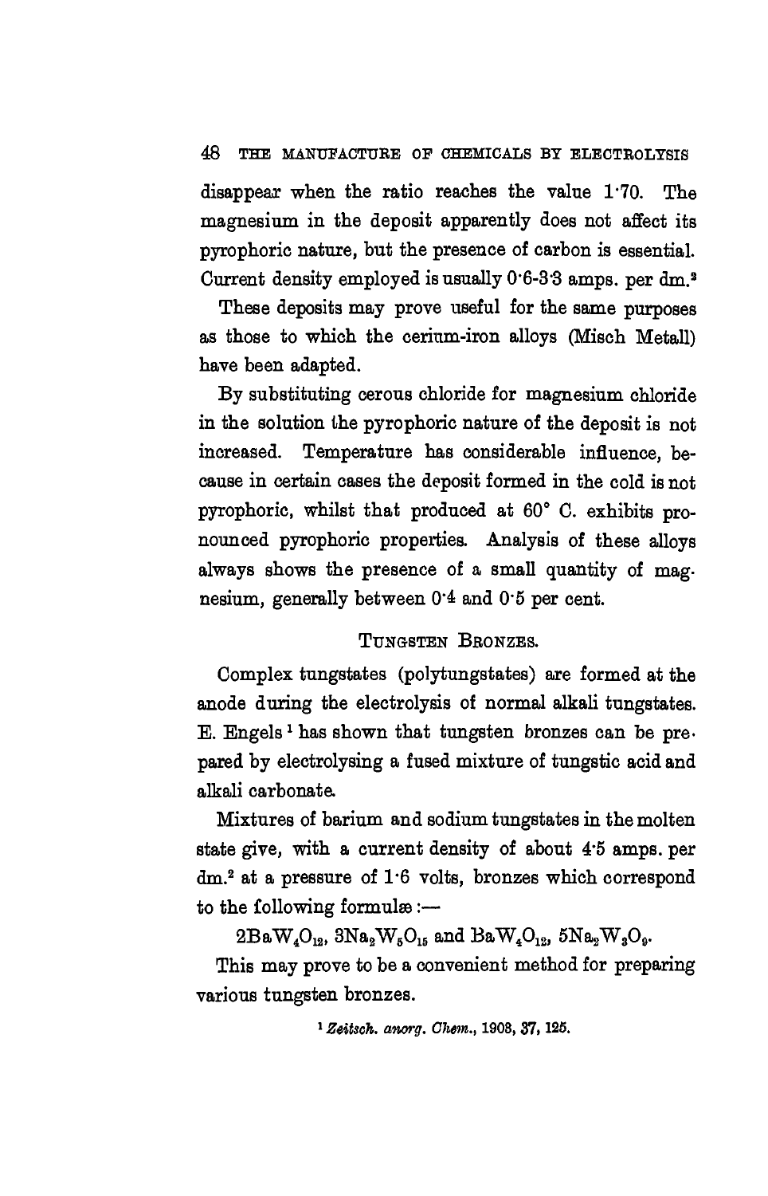disappear when the ratio reaches the value 1·70. The magnesium in the deposit apparently does not affect its pyrophoric nature, but the presence of carbon is essential. Current density employed is usually 0·6-3·3 amps. per $dm.^2$

These deposits may prove useful for the same purposes as those to which the cerium-iron alloys (Misch Metall) have been adapted.

By substituting cerous chloride for magnesium chloride in the solution the pyrophoric nature of the deposit is not increased. Temperature has considerable influence, because in certain cases the deposit formed in the cold is not pyrophoric, whilst that produced at 60° C. exhibits pronounced pyrophoric properties. Analysis of these alloys always shows the presence of a small quantity of magnesium, generally between 0·4 and 0·5 per cent.

### TUNGSTEN BRONZES.

Complex tungstates (polytungstates) are formed at the anode during the electrolysis of normal alkali tungstates. E. Engels[1] has shown that tungsten bronzes can be prepared by electrolysing a fused mixture of tungstic acid and alkali carbonate.

Mixtures of barium and sodium tungstates in the molten state give, with a current density of about 4·5 amps. per $dm.^2$ at a pressure of 1·6 volts, bronzes which correspond to the following formulæ:—

$$2BaW_4O_{12}, 3Na_2W_5O_{15} \text{ and } BaW_4O_{12}, 5Na_2W_3O_9.$$

This may prove to be a convenient method for preparing various tungsten bronzes.

[1] *Zeitsch. anorg. Chem.*, 1903, 37, 125.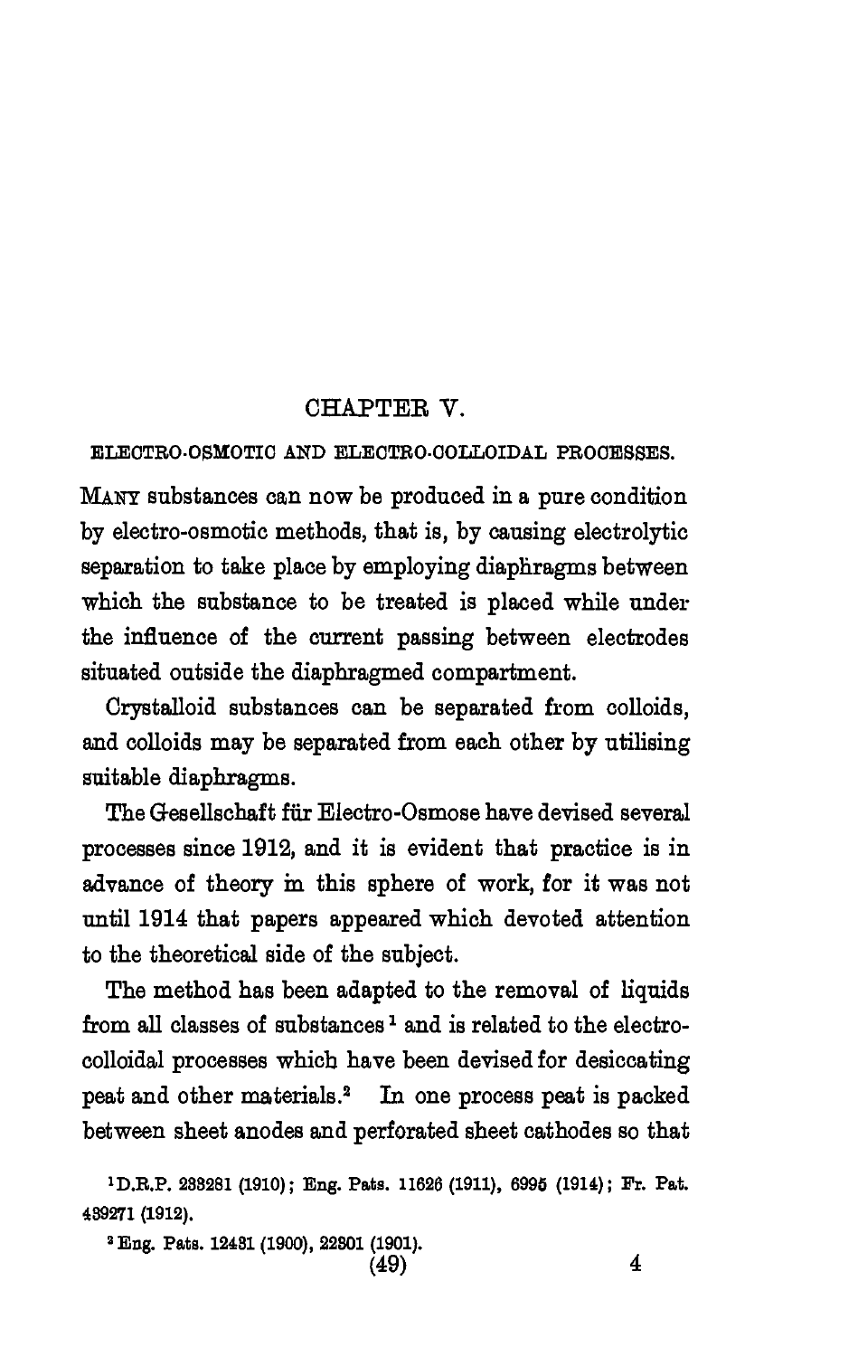## CHAPTER V.

### ELECTRO-OSMOTIC AND ELECTRO-COLLOIDAL PROCESSES.

MANY substances can now be produced in a pure condition by electro-osmotic methods, that is, by causing electrolytic separation to take place by employing diaphragms between which the substance to be treated is placed while under the influence of the current passing between electrodes situated outside the diaphragmed compartment.

Crystalloid substances can be separated from colloids, and colloids may be separated from each other by utilising suitable diaphragms.

The Gesellschaft für Electro-Osmose have devised several processes since 1912, and it is evident that practice is in advance of theory in this sphere of work, for it was not until 1914 that papers appeared which devoted attention to the theoretical side of the subject.

The method has been adapted to the removal of liquids from all classes of substances [1] and is related to the electro-colloidal processes which have been devised for desiccating peat and other materials.[2] In one process peat is packed between sheet anodes and perforated sheet cathodes so that

[1] D.R.P. 233281 (1910); Eng. Pats. 11626 (1911), 6995 (1914); Fr. Pat. 439271 (1912).

[2] Eng. Pats. 12431 (1900), 22301 (1901).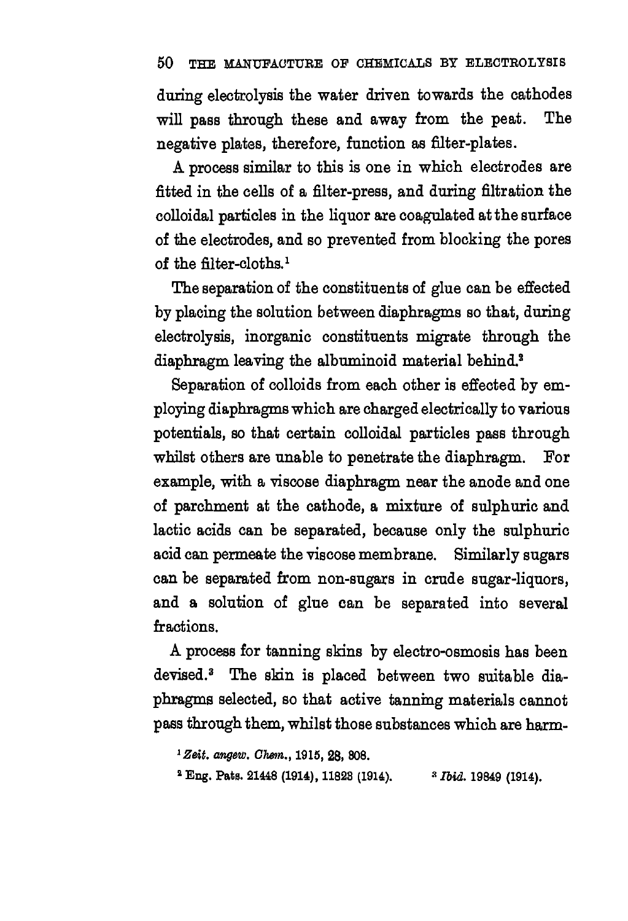during electrolysis the water driven towards the cathodes will pass through these and away from the peat. The negative plates, therefore, function as filter-plates.

A process similar to this is one in which electrodes are fitted in the cells of a filter-press, and during filtration the colloidal particles in the liquor are coagulated at the surface of the electrodes, and so prevented from blocking the pores of the filter-cloths.[1]

The separation of the constituents of glue can be effected by placing the solution between diaphragms so that, during electrolysis, inorganic constituents migrate through the diaphragm leaving the albuminoid material behind.[2]

Separation of colloids from each other is effected by employing diaphragms which are charged electrically to various potentials, so that certain colloidal particles pass through whilst others are unable to penetrate the diaphragm. For example, with a viscose diaphragm near the anode and one of parchment at the cathode, a mixture of sulphuric and lactic acids can be separated, because only the sulphuric acid can permeate the viscose membrane. Similarly sugars can be separated from non-sugars in crude sugar-liquors, and a solution of glue can be separated into several fractions.

A process for tanning skins by electro-osmosis has been devised.[3] The skin is placed between two suitable diaphragms selected, so that active tanning materials cannot pass through them, whilst those substances which are harm-

[1] *Zeit. angew. Chem.*, 1915, **28**, 808.

[2] Eng. Pats. 21448 (1914), 11828 (1914).

[3] *Ibid.* 19849 (1914).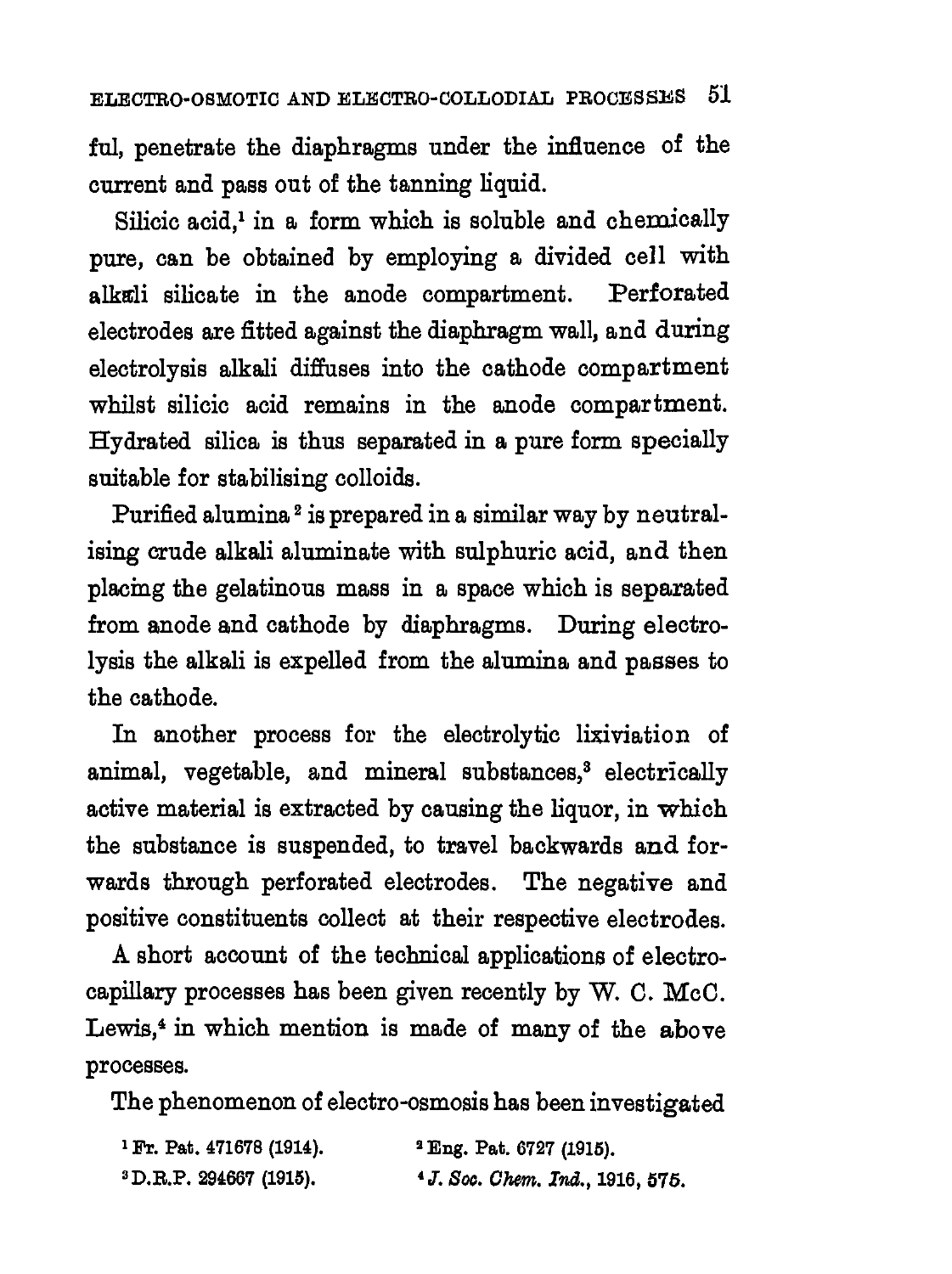ful, penetrate the diaphragms under the influence of the current and pass out of the tanning liquid.

Silicic acid,[1] in a form which is soluble and chemically pure, can be obtained by employing a divided cell with alkali silicate in the anode compartment. Perforated electrodes are fitted against the diaphragm wall, and during electrolysis alkali diffuses into the cathode compartment whilst silicic acid remains in the anode compartment. Hydrated silica is thus separated in a pure form specially suitable for stabilising colloids.

Purified alumina[2] is prepared in a similar way by neutralising crude alkali aluminate with sulphuric acid, and then placing the gelatinous mass in a space which is separated from anode and cathode by diaphragms. During electrolysis the alkali is expelled from the alumina and passes to the cathode.

In another process for the electrolytic lixiviation of animal, vegetable, and mineral substances,[3] electrically active material is extracted by causing the liquor, in which the substance is suspended, to travel backwards and forwards through perforated electrodes. The negative and positive constituents collect at their respective electrodes.

A short account of the technical applications of electrocapillary processes has been given recently by W. C. McC. Lewis,[4] in which mention is made of many of the above processes.

The phenomenon of electro-osmosis has been investigated

[1] Fr. Pat. 471678 (1914).

[2] Eng. Pat. 6727 (1915).

[3] D.R.P. 294667 (1915).

[4] *J. Soc. Chem. Ind.*, 1916, 575.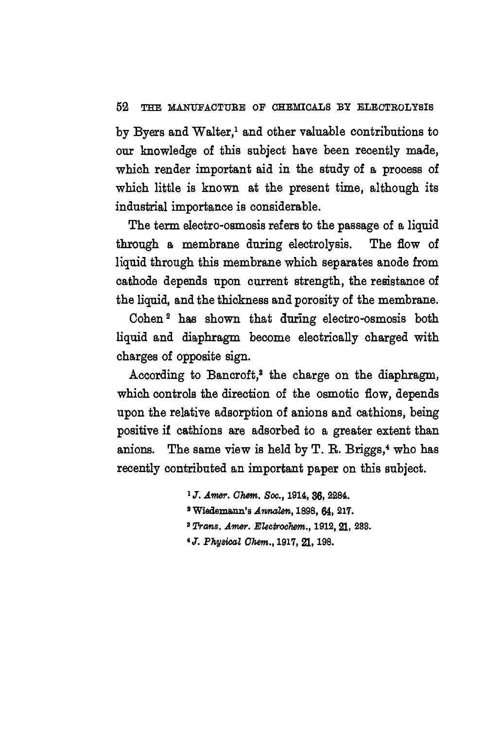by Byers and Walter,[1] and other valuable contributions to our knowledge of this subject have been recently made, which render important aid in the study of a process of which little is known at the present time, although its industrial importance is considerable.

The term electro-osmosis refers to the passage of a liquid through a membrane during electrolysis. The flow of liquid through this membrane which separates anode from cathode depends upon current strength, the resistance of the liquid, and the thickness and porosity of the membrane.

Cohen[2] has shown that during electro-osmosis both liquid and diaphragm become electrically charged with charges of opposite sign.

According to Bancroft,[3] the charge on the diaphragm, which controls the direction of the osmotic flow, depends upon the relative adsorption of anions and cathions, being positive if cathions are adsorbed to a greater extent than anions. The same view is held by T. R. Briggs,[4] who has recently contributed an important paper on this subject.

[1] *J. Amer. Chem. Soc.*, 1914, **36**, 2284.

[2] Wiedemann's *Annalen*, 1898, **64**, 217.

[3] *Trans. Amer. Electrochem.*, 1912, **21**, 233.

[4] *J. Physical Chem.*, 1917, **21**, 198.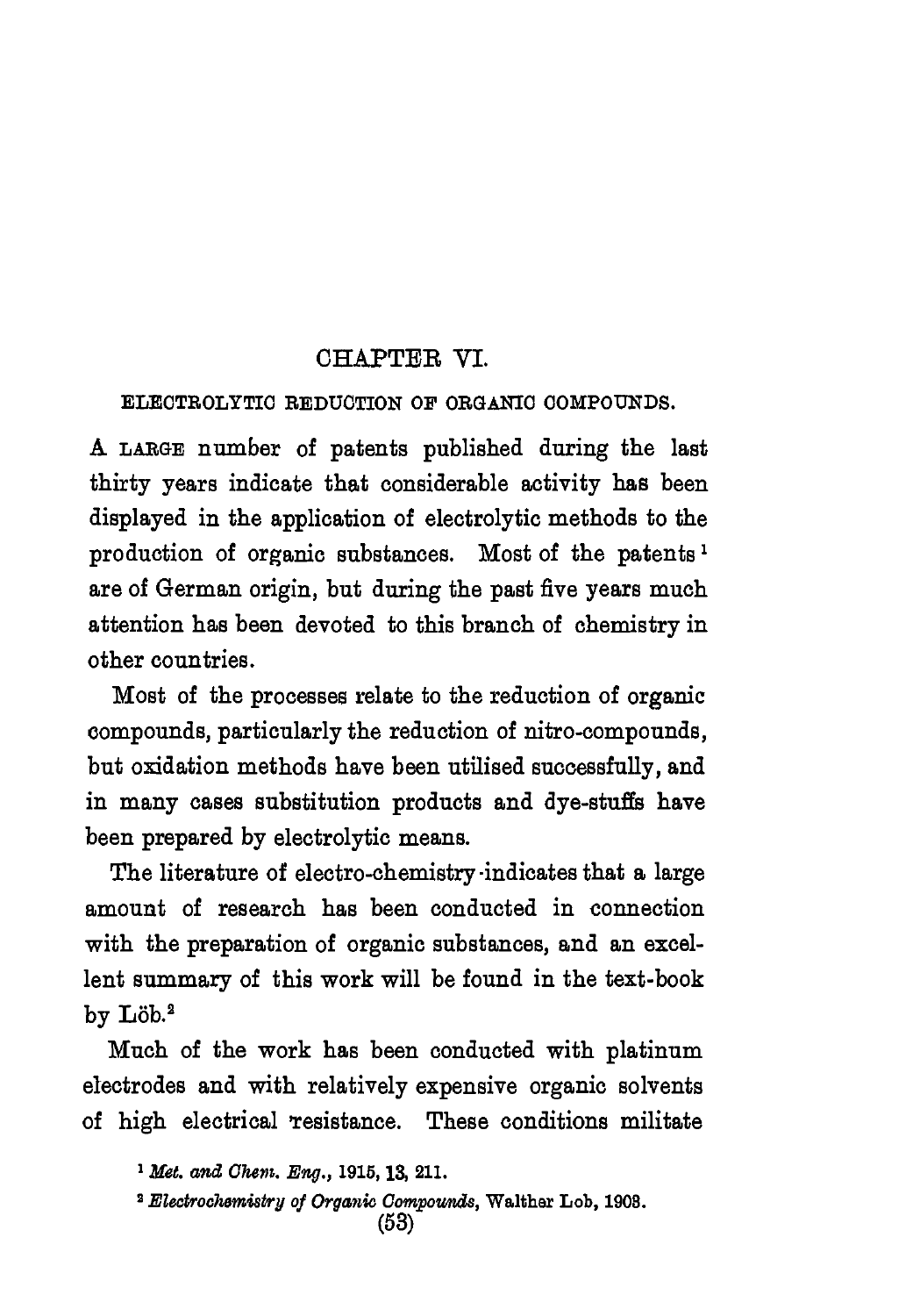# CHAPTER VI.

## ELECTROLYTIC REDUCTION OF ORGANIC COMPOUNDS.

A LARGE number of patents published during the last thirty years indicate that considerable activity has been displayed in the application of electrolytic methods to the production of organic substances. Most of the patents [1] are of German origin, but during the past five years much attention has been devoted to this branch of chemistry in other countries.

Most of the processes relate to the reduction of organic compounds, particularly the reduction of nitro-compounds, but oxidation methods have been utilised successfully, and in many cases substitution products and dye-stuffs have been prepared by electrolytic means.

The literature of electro-chemistry indicates that a large amount of research has been conducted in connection with the preparation of organic substances, and an excellent summary of this work will be found in the text-book by Löb.[2]

Much of the work has been conducted with platinum electrodes and with relatively expensive organic solvents of high electrical resistance. These conditions militate

[1] *Met. and Chem. Eng.*, 1915, **13**, 211.

[2] *Electrochemistry of Organic Compounds*, Walther Lob, 1908.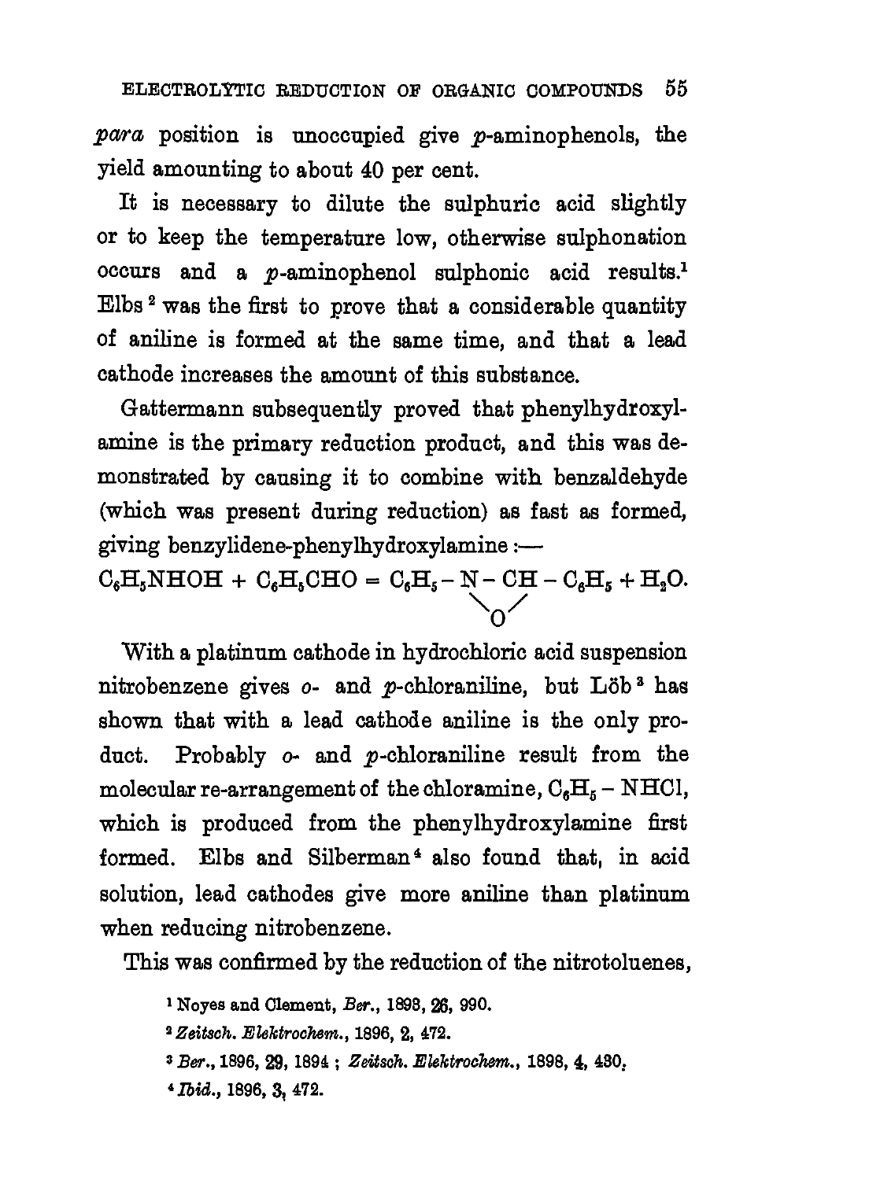*para* position is unoccupied give *p*-aminophenols, the yield amounting to about 40 per cent.

It is necessary to dilute the sulphuric acid slightly or to keep the temperature low, otherwise sulphonation occurs and a *p*-aminophenol sulphonic acid results.[1] Elbs[2] was the first to prove that a considerable quantity of aniline is formed at the same time, and that a lead cathode increases the amount of this substance.

Gattermann subsequently proved that phenylhydroxylamine is the primary reduction product, and this was demonstrated by causing it to combine with benzaldehyde (which was present during reduction) as fast as formed, giving benzylidene-phenylhydroxylamine :—

$$C_6H_5NHOH + C_6H_5CHO = C_6H_5-\underset{\diagdown O \diagup}{N - CH} - C_6H_5 + H_2O.$$

With a platinum cathode in hydrochloric acid suspension nitrobenzene gives *o*- and *p*-chloraniline, but Löb[3] has shown that with a lead cathode aniline is the only product. Probably *o*- and *p*-chloraniline result from the molecular re-arrangement of the chloramine, $C_6H_5-NHCl$, which is produced from the phenylhydroxylamine first formed. Elbs and Silberman[4] also found that, in acid solution, lead cathodes give more aniline than platinum when reducing nitrobenzene.

This was confirmed by the reduction of the nitrotoluenes,

[1] Noyes and Clement, *Ber.*, 1893, **26**, 990.

[2] *Zeitsch. Elektrochem.*, 1896, **2**, 472.

[3] *Ber.*, 1896, **29**, 1894 ; *Zeitsch. Elektrochem.*, 1898, **4**, 430.

[4] *Ibid.*, 1896, **3**, 472.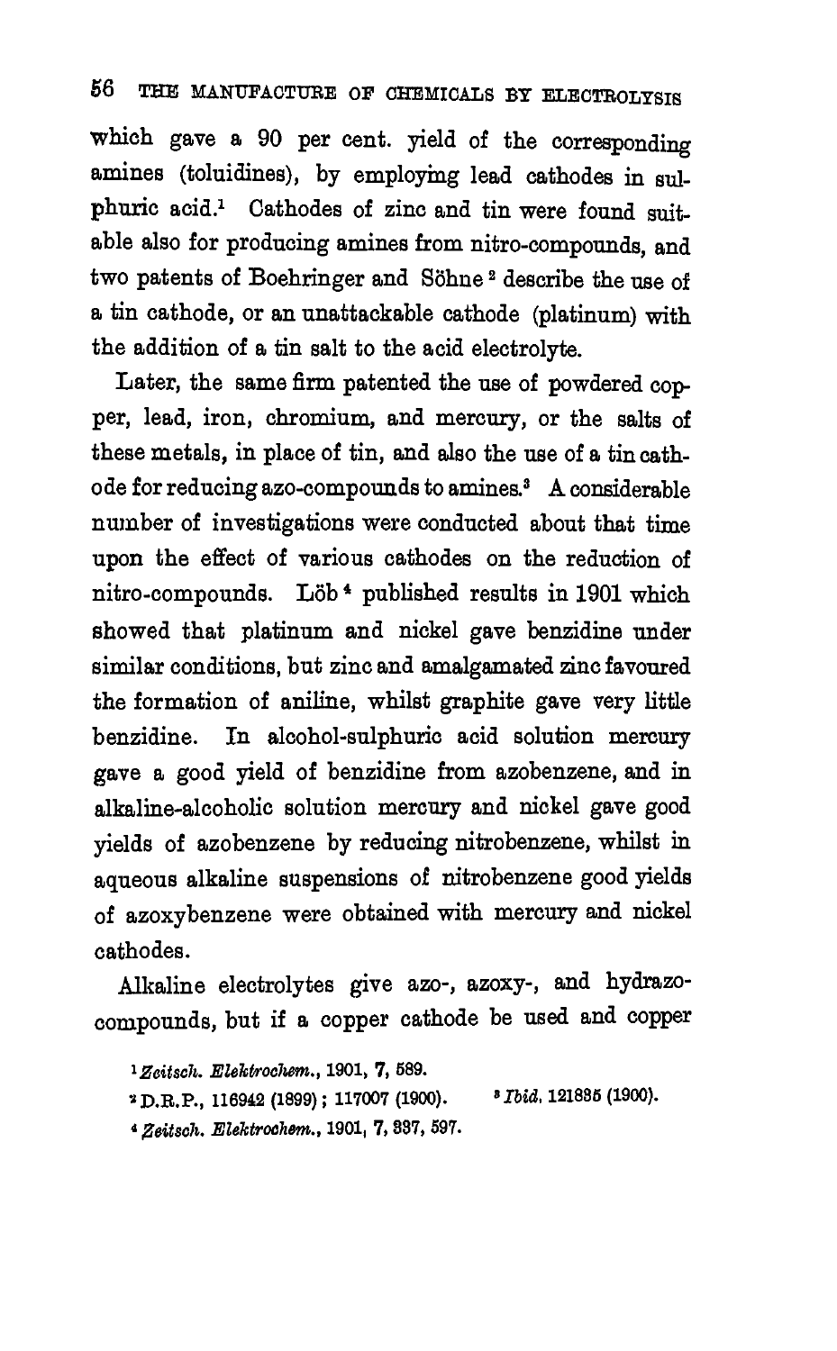which gave a 90 per cent. yield of the corresponding amines (toluidines), by employing lead cathodes in sulphuric acid.[1] Cathodes of zinc and tin were found suitable also for producing amines from nitro-compounds, and two patents of Boehringer and Söhne[2] describe the use of a tin cathode, or an unattackable cathode (platinum) with the addition of a tin salt to the acid electrolyte.

Later, the same firm patented the use of powdered copper, lead, iron, chromium, and mercury, or the salts of these metals, in place of tin, and also the use of a tin cathode for reducing azo-compounds to amines.[3] A considerable number of investigations were conducted about that time upon the effect of various cathodes on the reduction of nitro-compounds. Löb[4] published results in 1901 which showed that platinum and nickel gave benzidine under similar conditions, but zinc and amalgamated zinc favoured the formation of aniline, whilst graphite gave very little benzidine. In alcohol-sulphuric acid solution mercury gave a good yield of benzidine from azobenzene, and in alkaline-alcoholic solution mercury and nickel gave good yields of azobenzene by reducing nitrobenzene, whilst in aqueous alkaline suspensions of nitrobenzene good yields of azoxybenzene were obtained with mercury and nickel cathodes.

Alkaline electrolytes give azo-, azoxy-, and hydrazo-compounds, but if a copper cathode be used and copper

[1] *Zeitsch. Elektrochem.*, 1901, **7**, 589.

[2] D.R.P., 116942 (1899); 117007 (1900).

[3] *Ibid.* 121835 (1900).

[4] *Zeitsch. Elektrochem.*, 1901, **7**, 337, 597.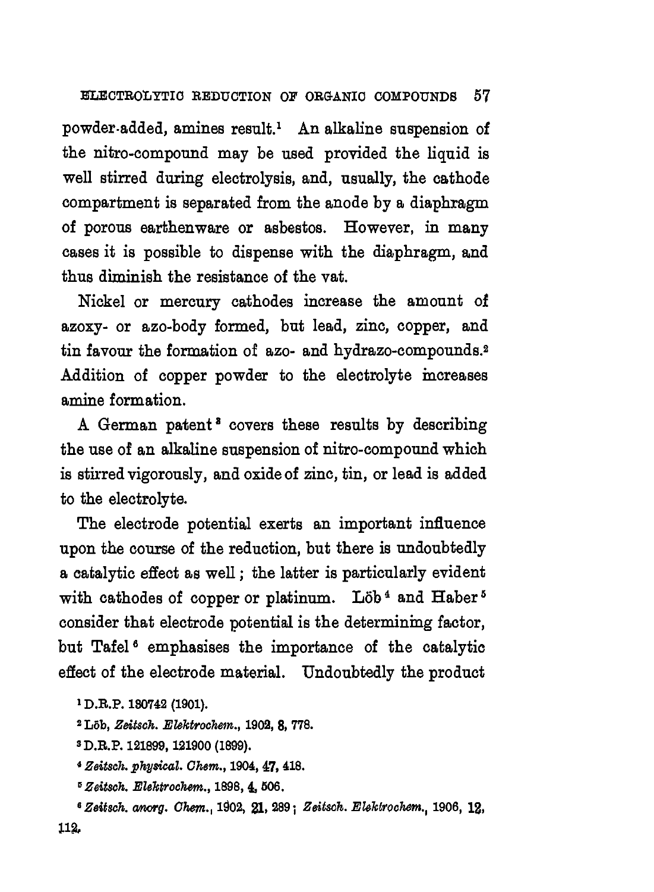powder-added, amines result.[1] An alkaline suspension of the nitro-compound may be used provided the liquid is well stirred during electrolysis, and, usually, the cathode compartment is separated from the anode by a diaphragm of porous earthenware or asbestos. However, in many cases it is possible to dispense with the diaphragm, and thus diminish the resistance of the vat.

Nickel or mercury cathodes increase the amount of azoxy- or azo-body formed, but lead, zinc, copper, and tin favour the formation of azo- and hydrazo-compounds.[2] Addition of copper powder to the electrolyte increases amine formation.

A German patent[3] covers these results by describing the use of an alkaline suspension of nitro-compound which is stirred vigorously, and oxide of zinc, tin, or lead is added to the electrolyte.

The electrode potential exerts an important influence upon the course of the reduction, but there is undoubtedly a catalytic effect as well; the latter is particularly evident with cathodes of copper or platinum. Löb[4] and Haber[5] consider that electrode potential is the determining factor, but Tafel[6] emphasises the importance of the catalytic effect of the electrode material. Undoubtedly the product

[1] D.R.P. 130742 (1901).

[2] Löb, *Zeitsch. Elektrochem.*, 1902, **8**, 778.

[3] D.R.P. 121899, 121900 (1899).

[4] *Zeitsch. physical. Chem.*, 1904, **47**, 418.

[5] *Zeitsch. Elektrochem.*, 1898, **4**, 506.

[6] *Zeitsch. anorg. Chem.*, 1902, **21**, 289; *Zeitsch. Elektrochem.*, 1906, **12**, 112.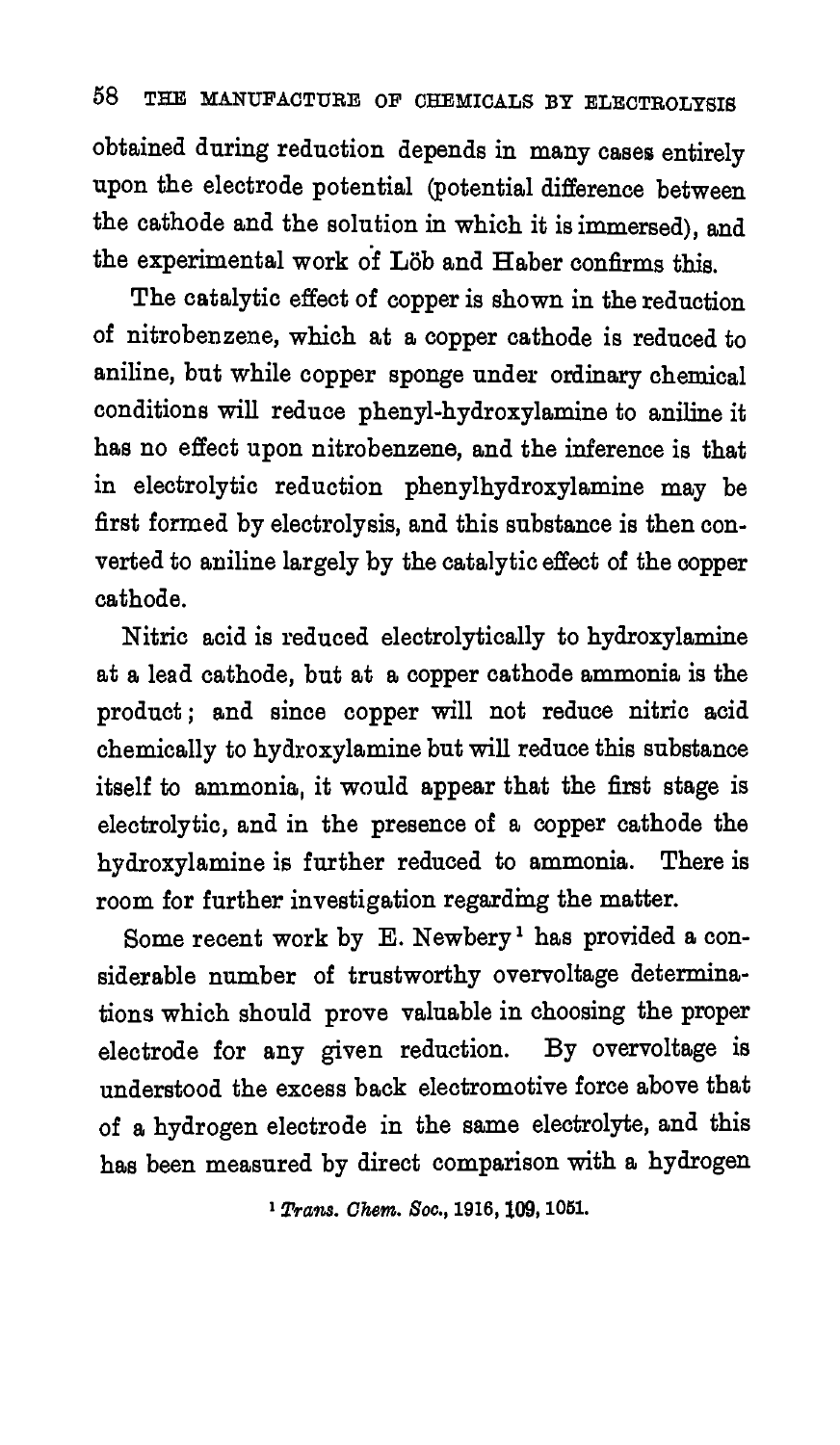obtained during reduction depends in many cases entirely upon the electrode potential (potential difference between the cathode and the solution in which it is immersed), and the experimental work of Löb and Haber confirms this.

The catalytic effect of copper is shown in the reduction of nitrobenzene, which at a copper cathode is reduced to aniline, but while copper sponge under ordinary chemical conditions will reduce phenyl-hydroxylamine to aniline it has no effect upon nitrobenzene, and the inference is that in electrolytic reduction phenylhydroxylamine may be first formed by electrolysis, and this substance is then converted to aniline largely by the catalytic effect of the copper cathode.

Nitric acid is reduced electrolytically to hydroxylamine at a lead cathode, but at a copper cathode ammonia is the product; and since copper will not reduce nitric acid chemically to hydroxylamine but will reduce this substance itself to ammonia, it would appear that the first stage is electrolytic, and in the presence of a copper cathode the hydroxylamine is further reduced to ammonia. There is room for further investigation regarding the matter.

Some recent work by E. Newbery[1] has provided a considerable number of trustworthy overvoltage determinations which should prove valuable in choosing the proper electrode for any given reduction. By overvoltage is understood the excess back electromotive force above that of a hydrogen electrode in the same electrolyte, and this has been measured by direct comparison with a hydrogen

[1] *Trans. Chem. Soc.*, 1916, **109**, 1051.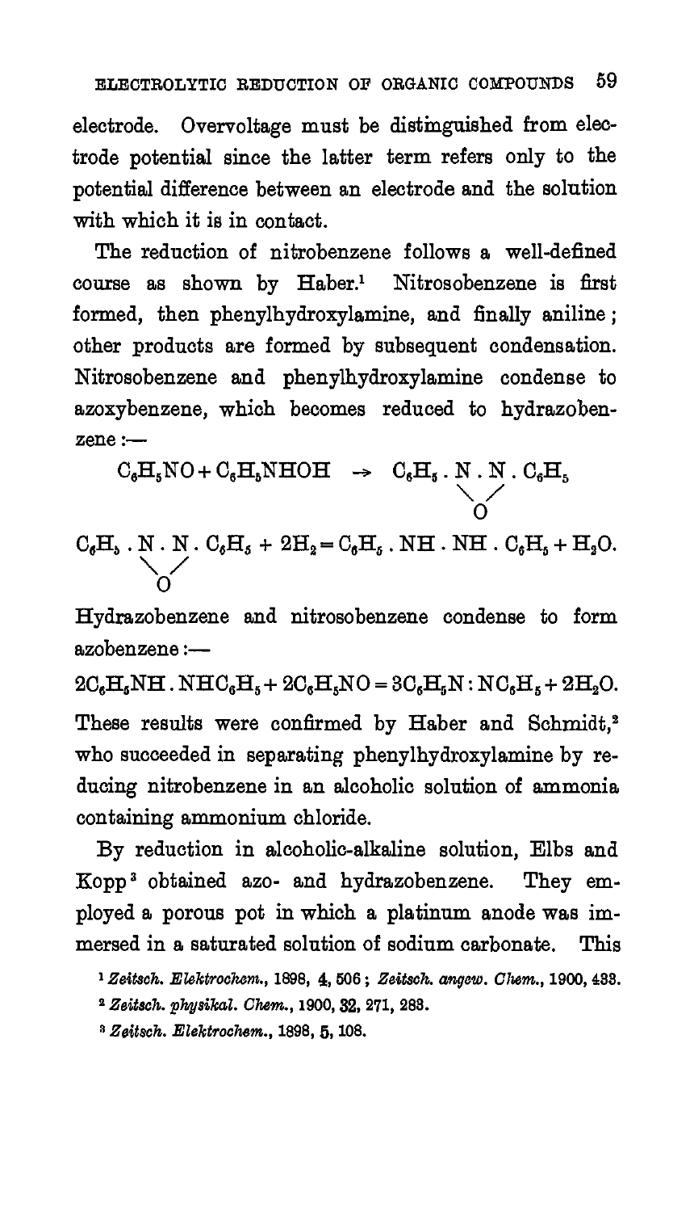electrode. Overvoltage must be distinguished from electrode potential since the latter term refers only to the potential difference between an electrode and the solution with which it is in contact.

The reduction of nitrobenzene follows a well-defined course as shown by Haber.[1] Nitrosobenzene is first formed, then phenylhydroxylamine, and finally aniline; other products are formed by subsequent condensation. Nitrosobenzene and phenylhydroxylamine condense to azoxybenzene, which becomes reduced to hydrazobenzene:—

$$C_6H_5NO + C_6H_5NHOH \rightarrow C_6H_5 . \underset{\diagdown \; O \; \diagup}{N . N} . C_6H_5$$

$$C_6H_5 . \underset{\diagdown \; O \; \diagup}{N . N} . C_6H_5 + 2H_2 = C_6H_5 . NH . NH . C_6H_5 + H_2O.$$

Hydrazobenzene and nitrosobenzene condense to form azobenzene:—

$$2C_6H_5NH . NHC_6H_5 + 2C_6H_5NO = 3C_6H_5N : NC_6H_5 + 2H_2O.$$

These results were confirmed by Haber and Schmidt,[2] who succeeded in separating phenylhydroxylamine by reducing nitrobenzene in an alcoholic solution of ammonia containing ammonium chloride.

By reduction in alcoholic-alkaline solution, Elbs and Kopp[3] obtained azo- and hydrazobenzene. They employed a porous pot in which a platinum anode was immersed in a saturated solution of sodium carbonate. This

[1] *Zeitsch. Elektrochem.*, 1898, **4**, 506; *Zeitsch. angew. Chem.*, 1900, 433.

[2] *Zeitsch. physikal. Chem.*, 1900, **32**, 271, 283.

[3] *Zeitsch. Elektrochem.*, 1898, **5**, 108.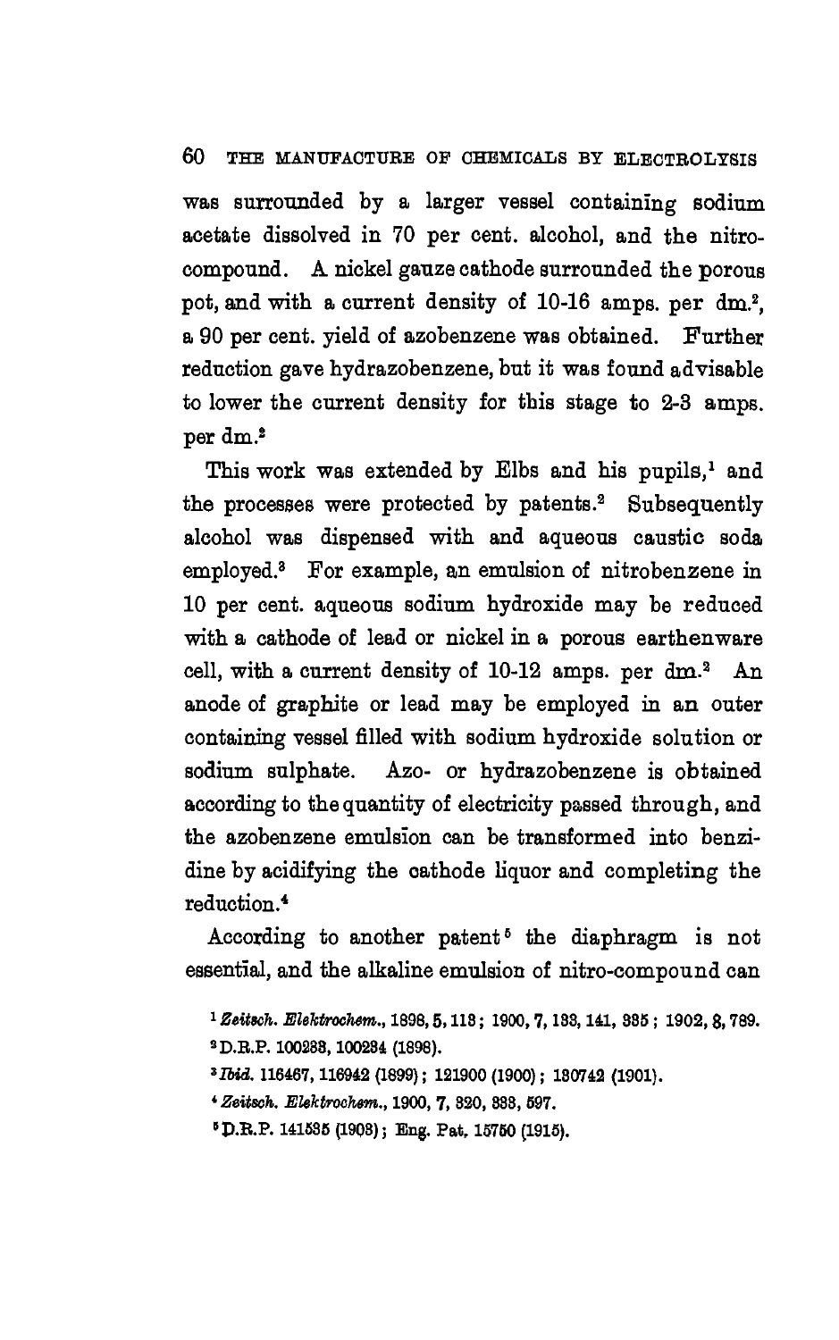was surrounded by a larger vessel containing sodium acetate dissolved in 70 per cent. alcohol, and the nitro-compound. A nickel gauze cathode surrounded the porous pot, and with a current density of 10-16 amps. per $dm.^2$, a 90 per cent. yield of azobenzene was obtained. Further reduction gave hydrazobenzene, but it was found advisable to lower the current density for this stage to 2-3 amps. per $dm.^2$

This work was extended by Elbs and his pupils,[1] and the processes were protected by patents.[2] Subsequently alcohol was dispensed with and aqueous caustic soda employed.[3] For example, an emulsion of nitrobenzene in 10 per cent. aqueous sodium hydroxide may be reduced with a cathode of lead or nickel in a porous earthenware cell, with a current density of 10-12 amps. per $dm.^2$ An anode of graphite or lead may be employed in an outer containing vessel filled with sodium hydroxide solution or sodium sulphate. Azo- or hydrazobenzene is obtained according to the quantity of electricity passed through, and the azobenzene emulsion can be transformed into benzidine by acidifying the cathode liquor and completing the reduction.[4]

According to another patent[5] the diaphragm is not essential, and the alkaline emulsion of nitro-compound can

[1] *Zeitsch. Elektrochem.*, 1898, **5**, 113; 1900, **7**, 133, 141, 335; 1902, **8**, 789.

[2] D.R.P. 100233, 100234 (1898).

[3] *Ibid.* 116467, 116942 (1899); 121900 (1900); 130742 (1901).

[4] *Zeitsch. Elektrochem.*, 1900, **7**, 320, 333, 597.

[5] D.R.P. 141535 (1903); Eng. Pat. 15750 (1915).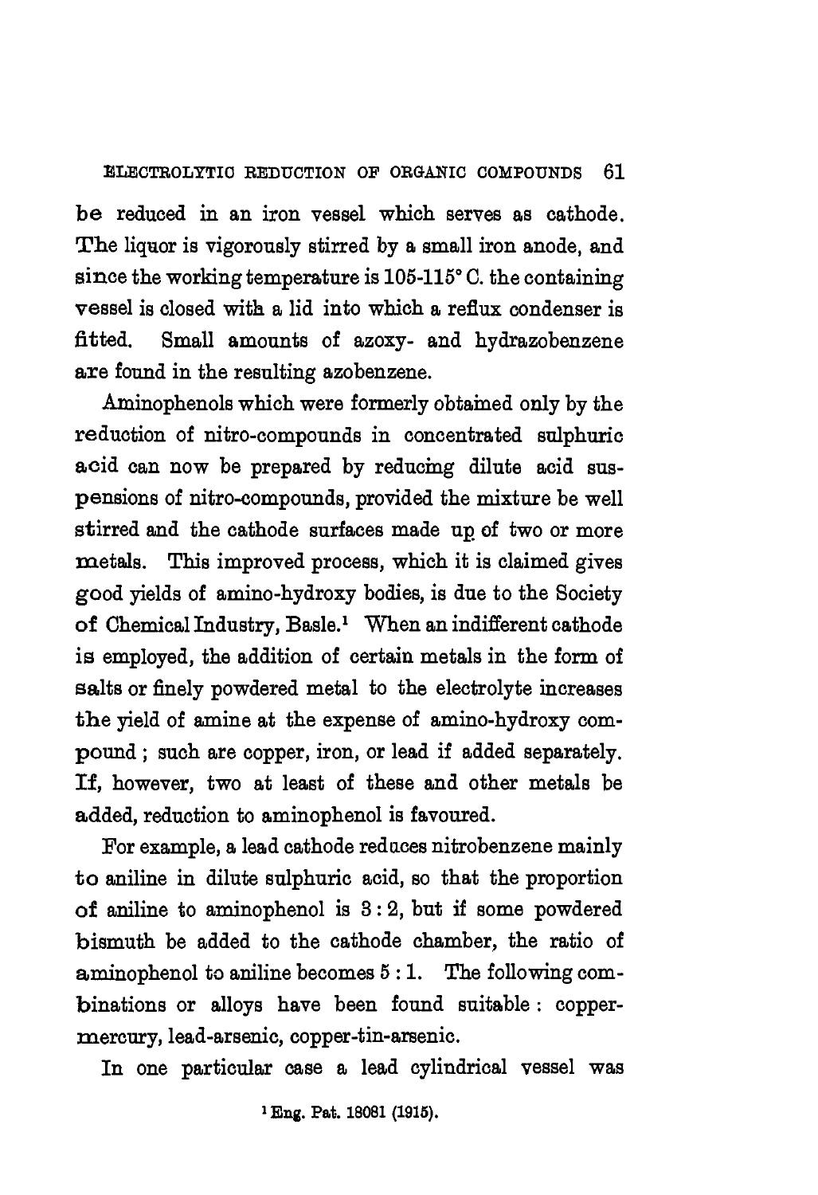be reduced in an iron vessel which serves as cathode. The liquor is vigorously stirred by a small iron anode, and since the working temperature is 105-115° C. the containing vessel is closed with a lid into which a reflux condenser is fitted. Small amounts of azoxy- and hydrazobenzene are found in the resulting azobenzene.

Aminophenols which were formerly obtained only by the reduction of nitro-compounds in concentrated sulphuric acid can now be prepared by reducing dilute acid suspensions of nitro-compounds, provided the mixture be well stirred and the cathode surfaces made up of two or more metals. This improved process, which it is claimed gives good yields of amino-hydroxy bodies, is due to the Society of Chemical Industry, Basle.[1] When an indifferent cathode is employed, the addition of certain metals in the form of salts or finely powdered metal to the electrolyte increases the yield of amine at the expense of amino-hydroxy compound; such are copper, iron, or lead if added separately. If, however, two at least of these and other metals be added, reduction to aminophenol is favoured.

For example, a lead cathode reduces nitrobenzene mainly to aniline in dilute sulphuric acid, so that the proportion of aniline to aminophenol is 3 : 2, but if some powdered bismuth be added to the cathode chamber, the ratio of aminophenol to aniline becomes 5 : 1. The following combinations or alloys have been found suitable: copper-mercury, lead-arsenic, copper-tin-arsenic.

In one particular case a lead cylindrical vessel was

[1] Eng. Pat. 18081 (1915).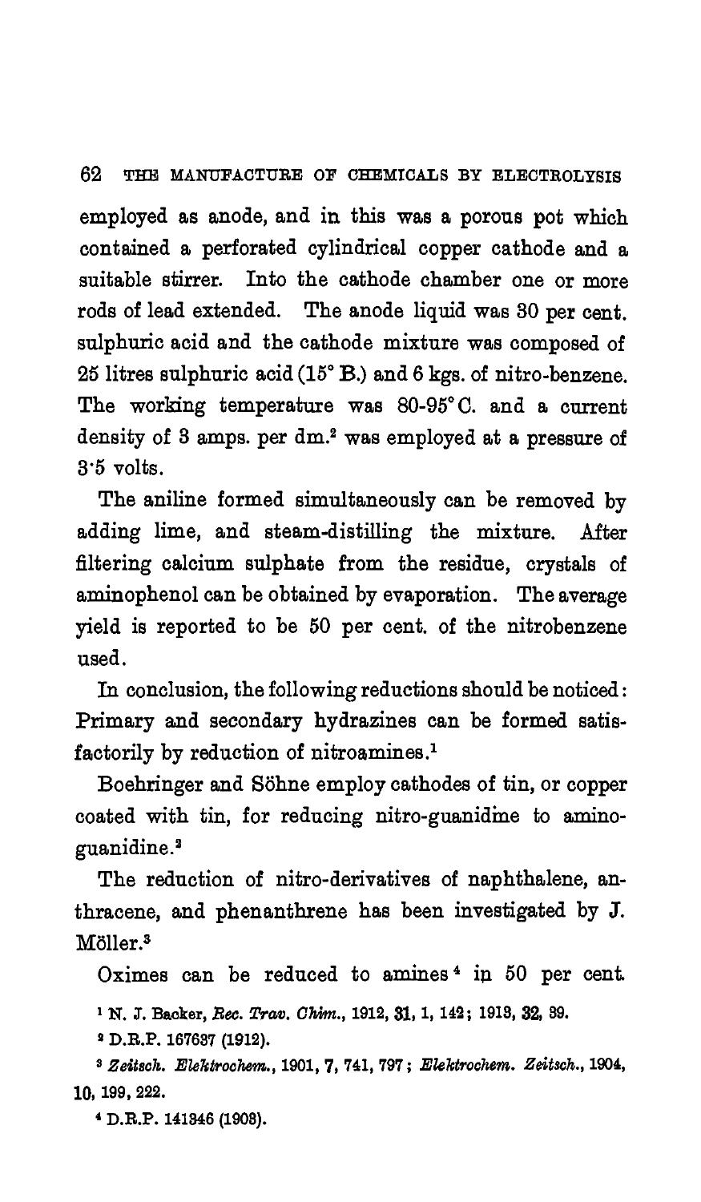employed as anode, and in this was a porous pot which contained a perforated cylindrical copper cathode and a suitable stirrer. Into the cathode chamber one or more rods of lead extended. The anode liquid was 30 per cent. sulphuric acid and the cathode mixture was composed of 25 litres sulphuric acid (15° B.) and 6 kgs. of nitro-benzene. The working temperature was 80-95° C. and a current density of 3 amps. per $dm.^2$ was employed at a pressure of 3·5 volts.

The aniline formed simultaneously can be removed by adding lime, and steam-distilling the mixture. After filtering calcium sulphate from the residue, crystals of aminophenol can be obtained by evaporation. The average yield is reported to be 50 per cent. of the nitrobenzene used.

In conclusion, the following reductions should be noticed: Primary and secondary hydrazines can be formed satisfactorily by reduction of nitroamines.[1]

Boehringer and Söhne employ cathodes of tin, or copper coated with tin, for reducing nitro-guanidine to amino-guanidine.[2]

The reduction of nitro-derivatives of naphthalene, anthracene, and phenanthrene has been investigated by J. Möller.[3]

Oximes can be reduced to amines[4] in 50 per cent.

[1] N. J. Backer, *Rec. Trav. Chim.*, 1912, **31**, 1, 142; 1913, **32**, 39.

[2] D.R.P. 167637 (1912).

[3] *Zeitsch. Elektrochem.*, 1901, **7**, 741, 797; *Elektrochem. Zeitsch.*, 1904, **10**, 199, 222.

[4] D.R.P. 141346 (1903).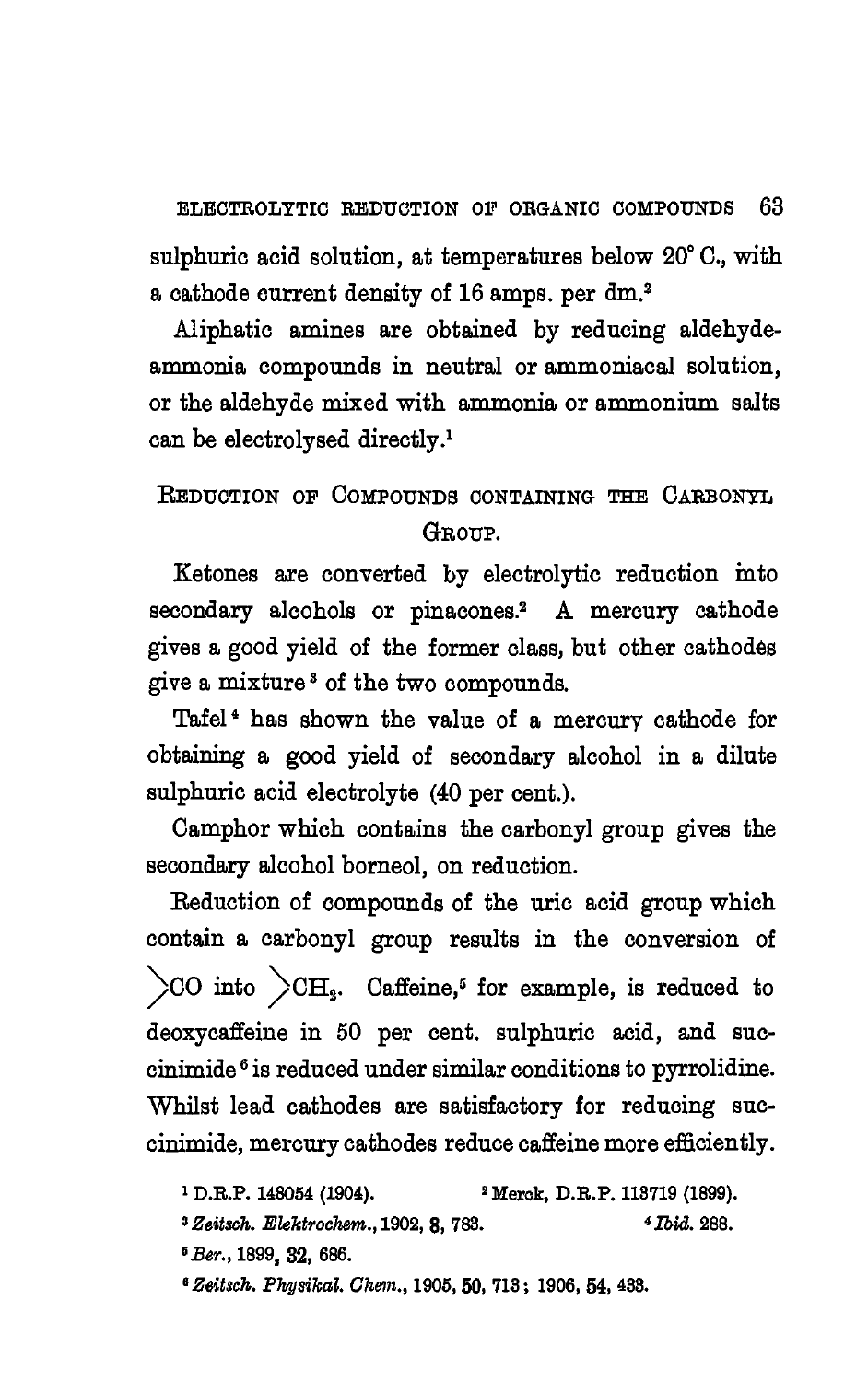sulphuric acid solution, at temperatures below 20° C., with a cathode current density of 16 amps. per dm.[2]

Aliphatic amines are obtained by reducing aldehyde-ammonia compounds in neutral or ammoniacal solution, or the aldehyde mixed with ammonia or ammonium salts can be electrolysed directly.[1]

## Reduction of Compounds containing the Carbonyl Group.

Ketones are converted by electrolytic reduction into secondary alcohols or pinacones.[2] A mercury cathode gives a good yield of the former class, but other cathodes give a mixture[3] of the two compounds.

Tafel[4] has shown the value of a mercury cathode for obtaining a good yield of secondary alcohol in a dilute sulphuric acid electrolyte (40 per cent.).

Camphor which contains the carbonyl group gives the secondary alcohol borneol, on reduction.

Reduction of compounds of the uric acid group which contain a carbonyl group results in the conversion of $>CO$ into $>CH_2$. Caffeine,[5] for example, is reduced to deoxycaffeine in 50 per cent. sulphuric acid, and succinimide[6] is reduced under similar conditions to pyrrolidine. Whilst lead cathodes are satisfactory for reducing succinimide, mercury cathodes reduce caffeine more efficiently.

[1] D.R.P. 148054 (1904).

[2] Merck, D.R.P. 113719 (1899).

[3] *Zeitsch. Elektrochem.*, 1902, **8**, 783.

[4] *Ibid.* 288.

[5] *Ber.*, 1899, **32**, 686.

[6] *Zeitsch. Physikal. Chem.*, 1905, **50**, 713; 1906, **54**, 433.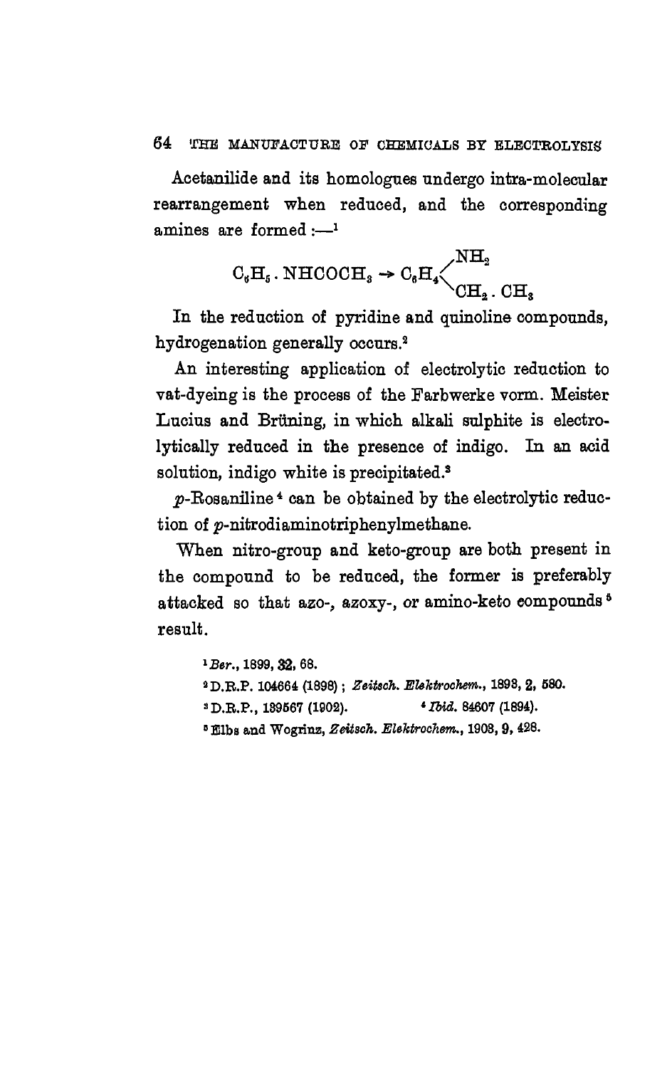Acetanilide and its homologues undergo intra-molecular rearrangement when reduced, and the corresponding amines are formed :—[1]

$$C_6H_5 . NHCOCH_3 \rightarrow C_6H_4\begin{cases} NH_2 \\ CH_2 . CH_3 \end{cases}$$

In the reduction of pyridine and quinoline compounds, hydrogenation generally occurs.[2]

An interesting application of electrolytic reduction to vat-dyeing is the process of the Farbwerke vorm. Meister Lucius and Brüning, in which alkali sulphite is electrolytically reduced in the presence of indigo. In an acid solution, indigo white is precipitated.[3]

*p*-Rosaniline[4] can be obtained by the electrolytic reduction of *p*-nitrodiaminotriphenylmethane.

When nitro-group and keto-group are both present in the compound to be reduced, the former is preferably attacked so that azo-, azoxy-, or amino-keto compounds[5] result.

[1] *Ber.*, 1899, **32**, 68.

[2] D.R.P. 104664 (1898); *Zeitsch. Elektrochem.*, 1898, **2**, 580.

[3] D.R.P., 139567 (1902).

[4] *Ibid.* 84607 (1894).

[5] Elbs and Wogrinz, *Zeitsch. Elektrochem.*, 1903, **9**, 428.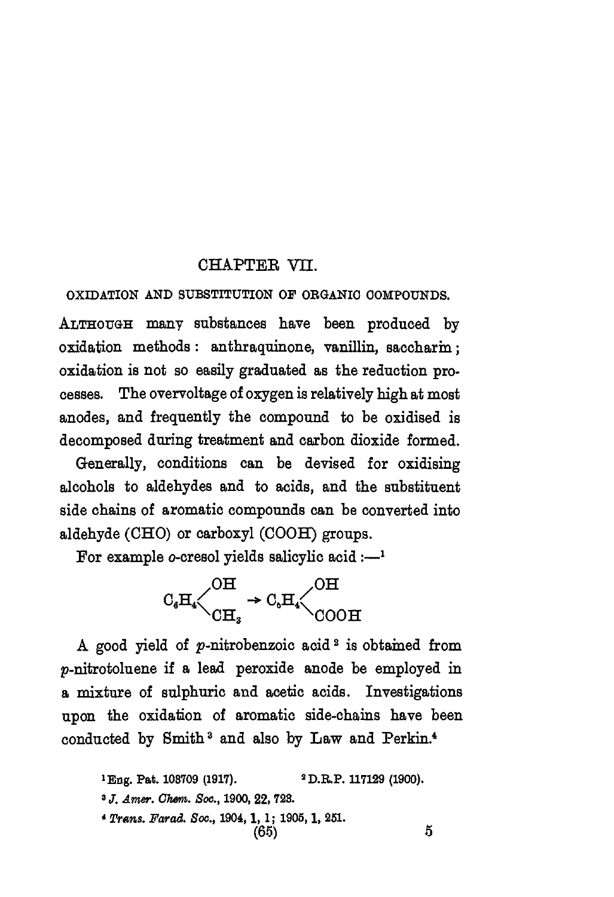# CHAPTER VII.

## OXIDATION AND SUBSTITUTION OF ORGANIC COMPOUNDS.

ALTHOUGH many substances have been produced by oxidation methods: anthraquinone, vanillin, saccharin; oxidation is not so easily graduated as the reduction processes. The overvoltage of oxygen is relatively high at most anodes, and frequently the compound to be oxidised is decomposed during treatment and carbon dioxide formed.

Generally, conditions can be devised for oxidising alcohols to aldehydes and to acids, and the substituent side chains of aromatic compounds can be converted into aldehyde (CHO) or carboxyl (COOH) groups.

For example *o*-cresol yields salicylic acid :—[1]

$$C_6H_4\begin{cases} OH \\ CH_3 \end{cases} \rightarrow C_6H_4\begin{cases} OH \\ COOH \end{cases}$$

A good yield of *p*-nitrobenzoic acid[2] is obtained from *p*-nitrotoluene if a lead peroxide anode be employed in a mixture of sulphuric and acetic acids. Investigations upon the oxidation of aromatic side-chains have been conducted by Smith[3] and also by Law and Perkin.[4]

[1] Eng. Pat. 108709 (1917).
[2] D.R.P. 117129 (1900).
[3] *J. Amer. Chem. Soc.*, 1900, **22**, 723.
[4] *Trans. Farad. Soc.*, 1904, **1**, 1; 1905, **1**, 251.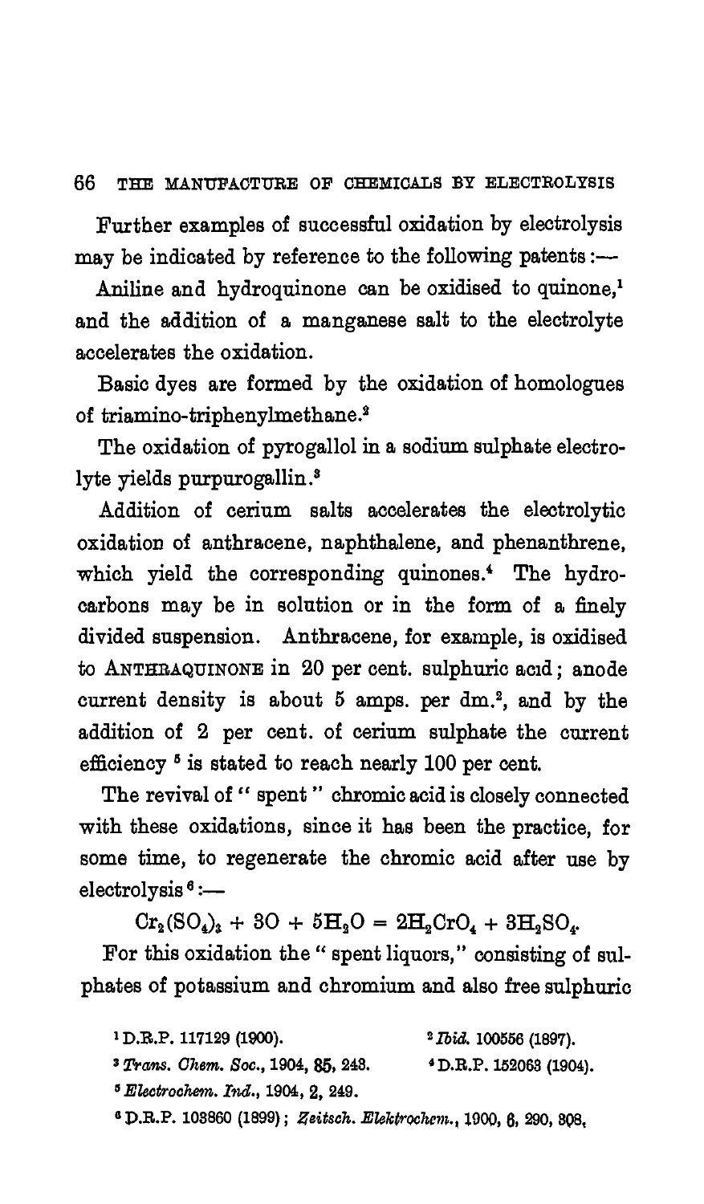Further examples of successful oxidation by electrolysis may be indicated by reference to the following patents :—

Aniline and hydroquinone can be oxidised to quinone,[1] and the addition of a manganese salt to the electrolyte accelerates the oxidation.

Basic dyes are formed by the oxidation of homologues of triamino-triphenylmethane.[2]

The oxidation of pyrogallol in a sodium sulphate electrolyte yields purpurogallin.[3]

Addition of cerium salts accelerates the electrolytic oxidation of anthracene, naphthalene, and phenanthrene, which yield the corresponding quinones.[4] The hydrocarbons may be in solution or in the form of a finely divided suspension. Anthracene, for example, is oxidised to ANTHRAQUINONE in 20 per cent. sulphuric acid; anode current density is about 5 amps. per $dm.^2$, and by the addition of 2 per cent. of cerium sulphate the current efficiency [5] is stated to reach nearly 100 per cent.

The revival of "spent" chromic acid is closely connected with these oxidations, since it has been the practice, for some time, to regenerate the chromic acid after use by electrolysis [6] :—

$$Cr_2(SO_4)_3 + 3O + 5H_2O = 2H_2CrO_4 + 3H_2SO_4.$$

For this oxidation the "spent liquors," consisting of sulphates of potassium and chromium and also free sulphuric

[1] D.R.P. 117129 (1900).

[2] *Ibid.* 100556 (1897).

[3] *Trans. Chem. Soc.*, 1904, **85**, 248.

[4] D.R.P. 152063 (1904).

[5] *Electrochem. Ind.*, 1904, 2, 249.

[6] D.R.P. 103860 (1899); *Zeitsch. Elektrochem.*, 1900, 6, 290, 308.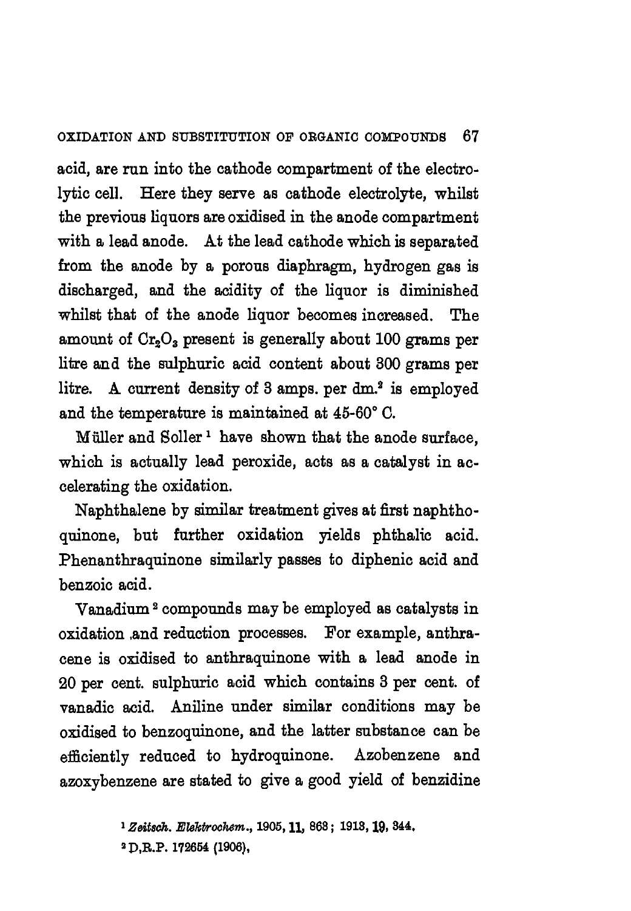acid, are run into the cathode compartment of the electrolytic cell. Here they serve as cathode electrolyte, whilst the previous liquors are oxidised in the anode compartment with a lead anode. At the lead cathode which is separated from the anode by a porous diaphragm, hydrogen gas is discharged, and the acidity of the liquor is diminished whilst that of the anode liquor becomes increased. The amount of $Cr_2O_3$ present is generally about 100 grams per litre and the sulphuric acid content about 300 grams per litre. A current density of 3 amps. per dm.$^2$ is employed and the temperature is maintained at 45-60° C.

Müller and Soller [1] have shown that the anode surface, which is actually lead peroxide, acts as a catalyst in accelerating the oxidation.

Naphthalene by similar treatment gives at first naphthoquinone, but further oxidation yields phthalic acid. Phenanthraquinone similarly passes to diphenic acid and benzoic acid.

Vanadium [2] compounds may be employed as catalysts in oxidation and reduction processes. For example, anthracene is oxidised to anthraquinone with a lead anode in 20 per cent. sulphuric acid which contains 3 per cent. of vanadic acid. Aniline under similar conditions may be oxidised to benzoquinone, and the latter substance can be efficiently reduced to hydroquinone. Azobenzene and azoxybenzene are stated to give a good yield of benzidine

[1] *Zeitsch. Elektrochem.*, 1905, **11**, 863; 1913, **19**, 344.

[2] D.R.P. 172654 (1906).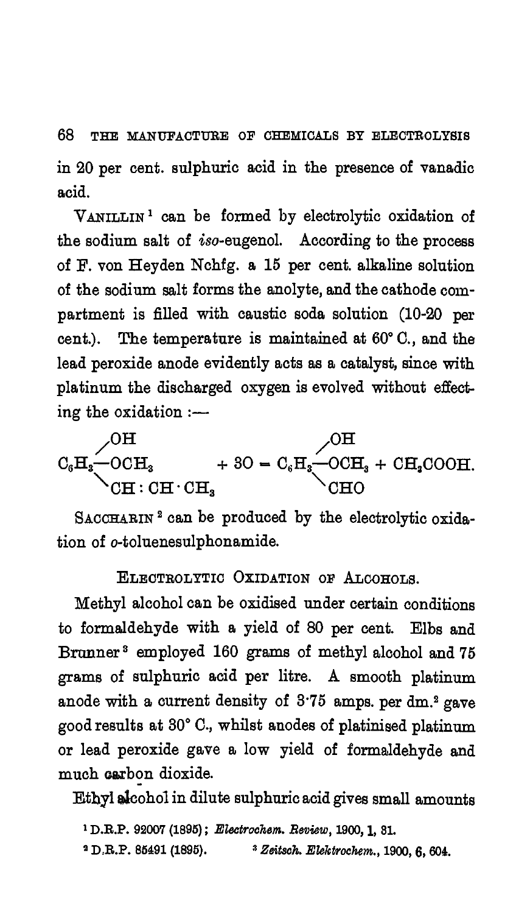in 20 per cent. sulphuric acid in the presence of vanadic acid.

VANILLIN[1] can be formed by electrolytic oxidation of the sodium salt of *iso*-eugenol. According to the process of F. von Heyden Nchfg. a 15 per cent. alkaline solution of the sodium salt forms the anolyte, and the cathode compartment is filled with caustic soda solution (10-20 per cent.). The temperature is maintained at 60° C., and the lead peroxide anode evidently acts as a catalyst, since with platinum the discharged oxygen is evolved without effecting the oxidation :—

$$C_6H_3\begin{cases}OH \\ OCH_3 \\ CH:CH\cdot CH_3\end{cases} + 3O = C_6H_3\begin{cases}OH \\ OCH_3 \\ CHO\end{cases} + CH_3COOH.$$

SACCHARIN[2] can be produced by the electrolytic oxidation of *o*-toluenesulphonamide.

## ELECTROLYTIC OXIDATION OF ALCOHOLS.

Methyl alcohol can be oxidised under certain conditions to formaldehyde with a yield of 80 per cent. Elbs and Brunner[3] employed 160 grams of methyl alcohol and 75 grams of sulphuric acid per litre. A smooth platinum anode with a current density of 3·75 amps. per $dm.^2$ gave good results at 30° C., whilst anodes of platinised platinum or lead peroxide gave a low yield of formaldehyde and much carbon dioxide.

Ethyl alcohol in dilute sulphuric acid gives small amounts

[1] D.R.P. 92007 (1895); *Electrochem. Review*, 1900, 1, 31.

[2] D.R.P. 85491 (1895).

[3] *Zeitsch. Elektrochem.*, 1900, 6, 604.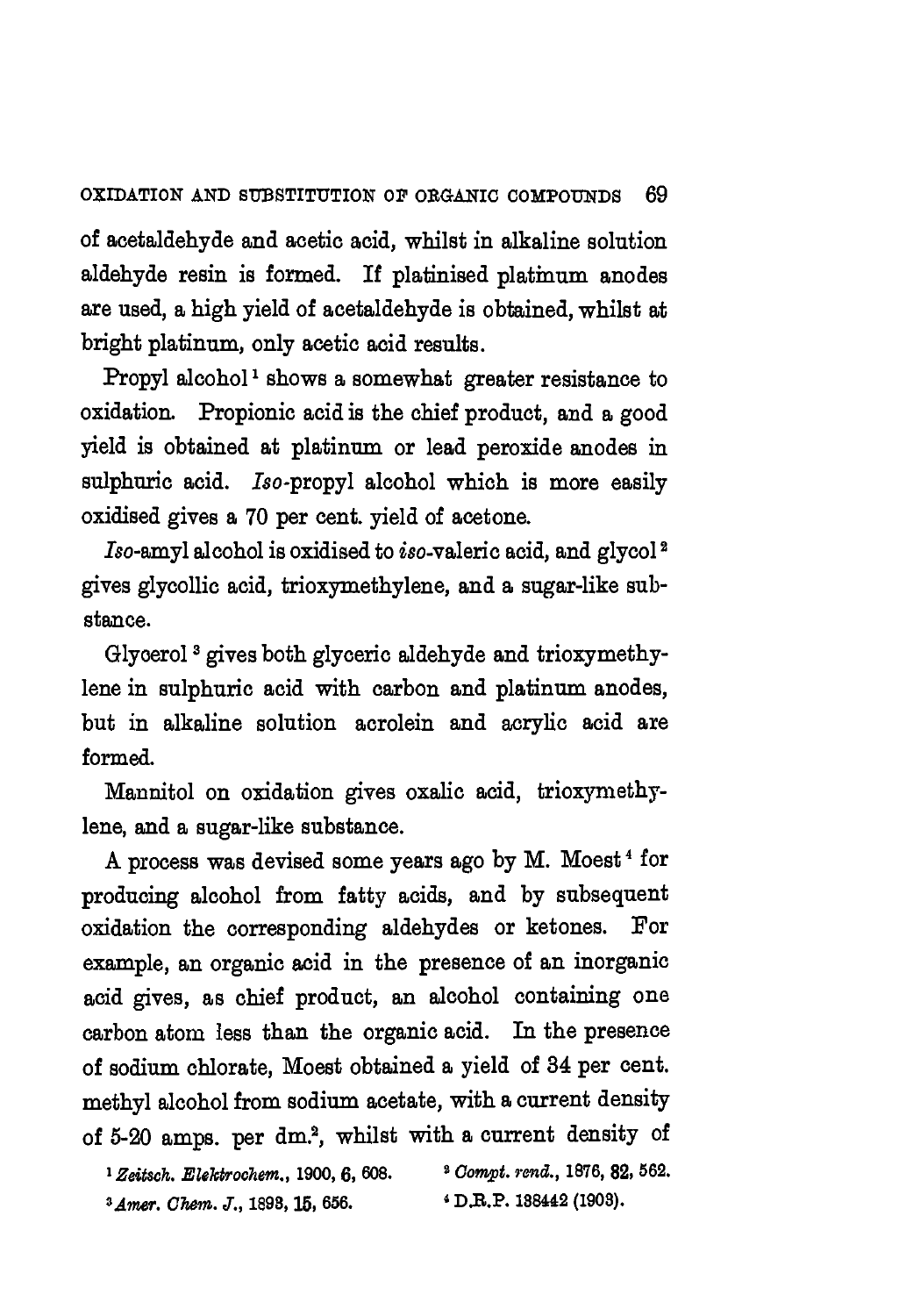of acetaldehyde and acetic acid, whilst in alkaline solution aldehyde resin is formed. If platinised platinum anodes are used, a high yield of acetaldehyde is obtained, whilst at bright platinum, only acetic acid results.

Propyl alcohol[1] shows a somewhat greater resistance to oxidation. Propionic acid is the chief product, and a good yield is obtained at platinum or lead peroxide anodes in sulphuric acid. *Iso*-propyl alcohol which is more easily oxidised gives a 70 per cent. yield of acetone.

*Iso*-amyl alcohol is oxidised to *iso*-valeric acid, and glycol[2] gives glycollic acid, trioxymethylene, and a sugar-like substance.

Glycerol[3] gives both glyceric aldehyde and trioxymethylene in sulphuric acid with carbon and platinum anodes, but in alkaline solution acrolein and acrylic acid are formed.

Mannitol on oxidation gives oxalic acid, trioxymethylene, and a sugar-like substance.

A process was devised some years ago by M. Moest[4] for producing alcohol from fatty acids, and by subsequent oxidation the corresponding aldehydes or ketones. For example, an organic acid in the presence of an inorganic acid gives, as chief product, an alcohol containing one carbon atom less than the organic acid. In the presence of sodium chlorate, Moest obtained a yield of 34 per cent. methyl alcohol from sodium acetate, with a current density of 5-20 amps. per dm.$^2$, whilst with a current density of

[1] *Zeitsch. Elektrochem.*, 1900, **6**, 608.

[2] *Compt. rend.*, 1876, **82**, 562.

[3] *Amer. Chem. J.*, 1893, **15**, 656.

[4] D.R.P. 138442 (1903).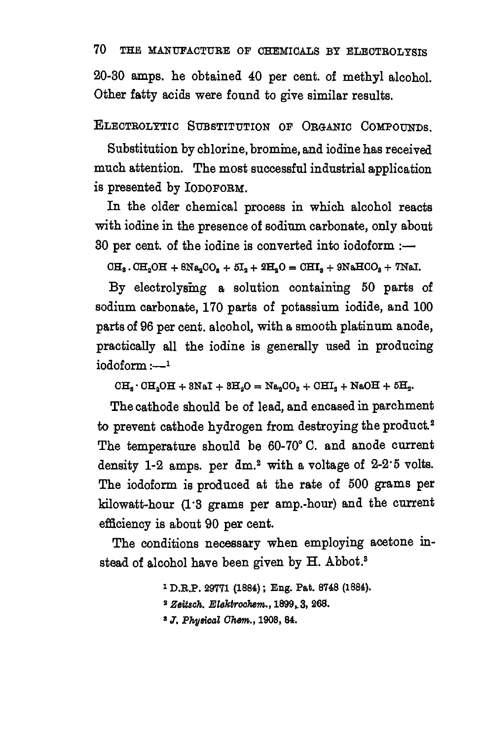20-30 amps. he obtained 40 per cent. of methyl alcohol. Other fatty acids were found to give similar results.

## ELECTROLYTIC SUBSTITUTION OF ORGANIC COMPOUNDS.

Substitution by chlorine, bromine, and iodine has received much attention. The most successful industrial application is presented by IODOFORM.

In the older chemical process in which alcohol reacts with iodine in the presence of sodium carbonate, only about 30 per cent. of the iodine is converted into iodoform :—

$$CH_3 . CH_2OH + 8Na_2CO_3 + 5I_2 + 2H_2O = CHI_3 + 9NaHCO_3 + 7NaI.$$

By electrolysing a solution containing 50 parts of sodium carbonate, 170 parts of potassium iodide, and 100 parts of 96 per cent. alcohol, with a smooth platinum anode, practically all the iodine is generally used in producing iodoform :—[1]

$$CH_3 \cdot CH_2OH + 3NaI + 3H_2O = Na_2CO_3 + CHI_3 + NaOH + 5H_2.$$

The cathode should be of lead, and encased in parchment to prevent cathode hydrogen from destroying the product.[2] The temperature should be 60-70° C. and anode current density 1-2 amps. per dm.$^2$ with a voltage of 2-2·5 volts. The iodoform is produced at the rate of 500 grams per kilowatt-hour (1·3 grams per amp.-hour) and the current efficiency is about 90 per cent.

The conditions necessary when employing acetone instead of alcohol have been given by H. Abbot.[3]

[1] D.R.P. 29771 (1884); Eng. Pat. 8748 (1884).

[2] *Zeitsch. Elektrochem.*, 1899, 3, 268.

[3] *J. Physical Chem.*, 1903, 84.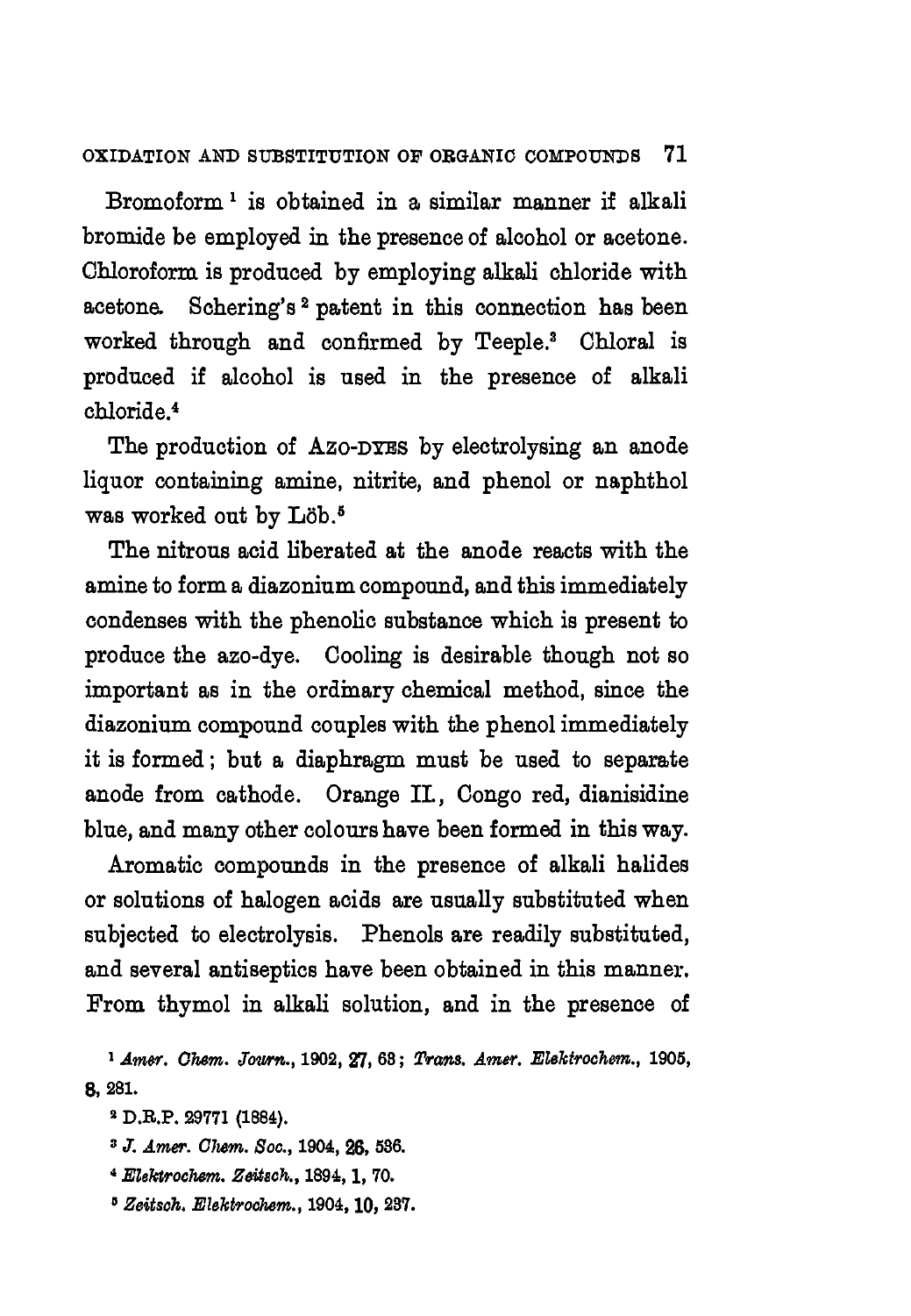Bromoform[1] is obtained in a similar manner if alkali bromide be employed in the presence of alcohol or acetone. Chloroform is produced by employing alkali chloride with acetone. Schering's[2] patent in this connection has been worked through and confirmed by Teeple.[3] Chloral is produced if alcohol is used in the presence of alkali chloride.[4]

The production of Azo-dyes by electrolysing an anode liquor containing amine, nitrite, and phenol or naphthol was worked out by Löb.[5]

The nitrous acid liberated at the anode reacts with the amine to form a diazonium compound, and this immediately condenses with the phenolic substance which is present to produce the azo-dye. Cooling is desirable though not so important as in the ordinary chemical method, since the diazonium compound couples with the phenol immediately it is formed; but a diaphragm must be used to separate anode from cathode. Orange II., Congo red, dianisidine blue, and many other colours have been formed in this way.

Aromatic compounds in the presence of alkali halides or solutions of halogen acids are usually substituted when subjected to electrolysis. Phenols are readily substituted, and several antiseptics have been obtained in this manner. From thymol in alkali solution, and in the presence of

[1] *Amer. Chem. Journ.*, 1902, **27**, 63; *Trans. Amer. Elektrochem.*, 1905, **8**, 281.

[2] D.R.P. 29771 (1884).

[3] *J. Amer. Chem. Soc.*, 1904, **26**, 536.

[4] *Elektrochem. Zeitsch.*, 1894, **1**, 70.

[5] *Zeitsch. Elektrochem.*, 1904, **10**, 237.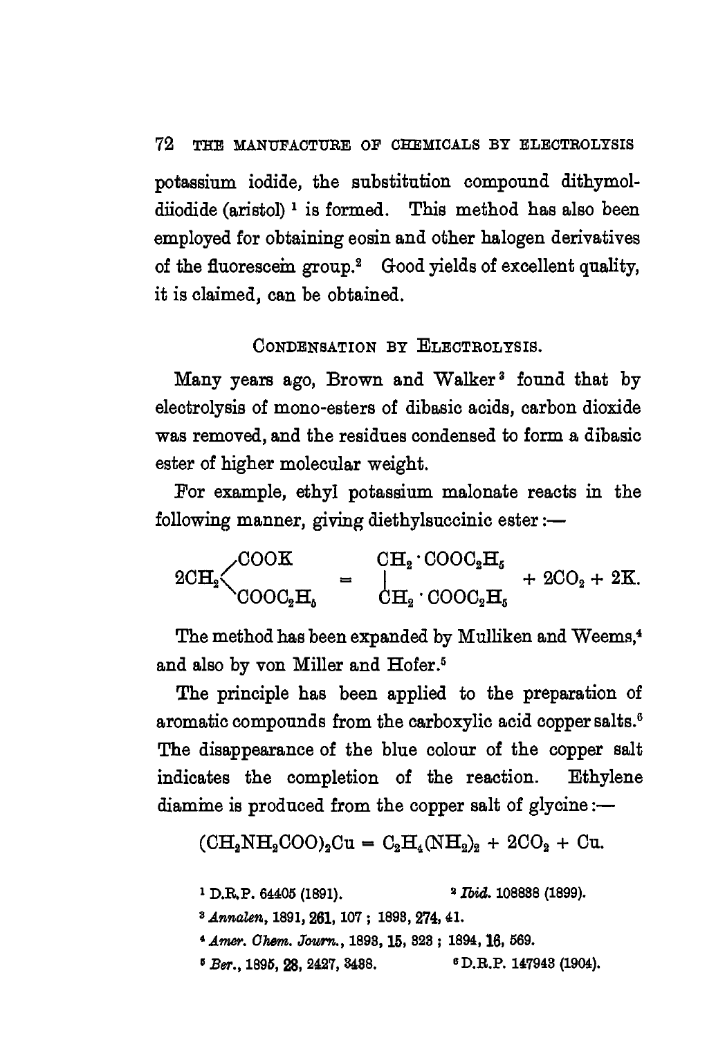potassium iodide, the substitution compound dithymol-diiodide (aristol) [1] is formed. This method has also been employed for obtaining eosin and other halogen derivatives of the fluorescein group.[2] Good yields of excellent quality, it is claimed, can be obtained.

## CONDENSATION BY ELECTROLYSIS.

Many years ago, Brown and Walker [3] found that by electrolysis of mono-esters of dibasic acids, carbon dioxide was removed, and the residues condensed to form a dibasic ester of higher molecular weight.

For example, ethyl potassium malonate reacts in the following manner, giving diethylsuccinic ester :—

$$2CH_2\left\langle\begin{matrix} COOK \\ COOC_2H_5 \end{matrix}\right. = \begin{matrix} CH_2 \cdot COOC_2H_5 \\ | \\ CH_2 \cdot COOC_2H_5 \end{matrix} + 2CO_2 + 2K.$$

The method has been expanded by Mulliken and Weems,[4] and also by von Miller and Hofer.[5]

The principle has been applied to the preparation of aromatic compounds from the carboxylic acid copper salts.[6] The disappearance of the blue colour of the copper salt indicates the completion of the reaction. Ethylene diamine is produced from the copper salt of glycine :—

$$(CH_2NH_2COO)_2Cu = C_2H_4(NH_2)_2 + 2CO_2 + Cu.$$

[1] D.R.P. 64405 (1891). [2] *Ibid.* 108838 (1899).

[3] *Annalen*, 1891, **261**, 107 ; 1893, **274**, 41.

[4] *Amer. Chem. Journ.*, 1893, **15**, 323 ; 1894, **16**, 569.

[5] *Ber.*, 1895, **28**, 2427, 3438. [6] D.R.P. 147943 (1904).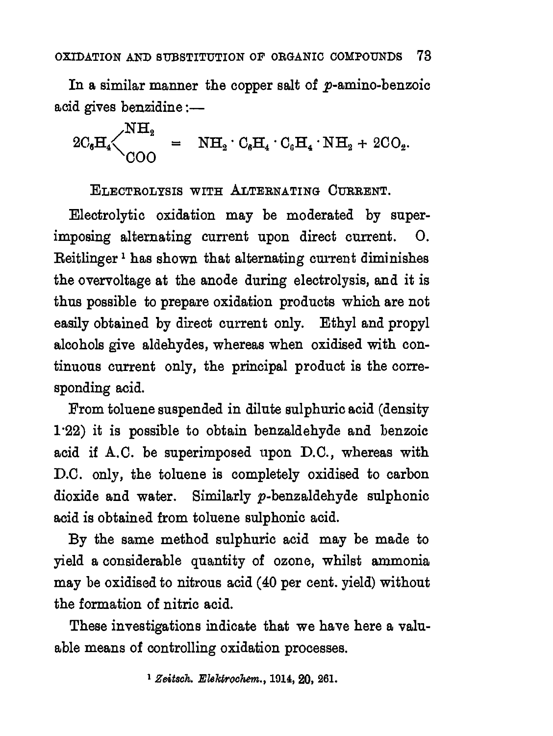In a similar manner the copper salt of *p*-amino-benzoic acid gives benzidine:—

$$2C_6H_4\langle^{NH_2}_{COO} \quad = \quad NH_2 \cdot C_6H_4 \cdot C_6H_4 \cdot NH_2 + 2CO_2.$$

### Electrolysis with Alternating Current.

Electrolytic oxidation may be moderated by superimposing alternating current upon direct current. O. Reitlinger[1] has shown that alternating current diminishes the overvoltage at the anode during electrolysis, and it is thus possible to prepare oxidation products which are not easily obtained by direct current only. Ethyl and propyl alcohols give aldehydes, whereas when oxidised with continuous current only, the principal product is the corresponding acid.

From toluene suspended in dilute sulphuric acid (density 1·22) it is possible to obtain benzaldehyde and benzoic acid if A.C. be superimposed upon D.C., whereas with D.C. only, the toluene is completely oxidised to carbon dioxide and water. Similarly *p*-benzaldehyde sulphonic acid is obtained from toluene sulphonic acid.

By the same method sulphuric acid may be made to yield a considerable quantity of ozone, whilst ammonia may be oxidised to nitrous acid (40 per cent. yield) without the formation of nitric acid.

These investigations indicate that we have here a valuable means of controlling oxidation processes.

[1] *Zeitsch. Elektrochem.*, 1914, **20**, 261.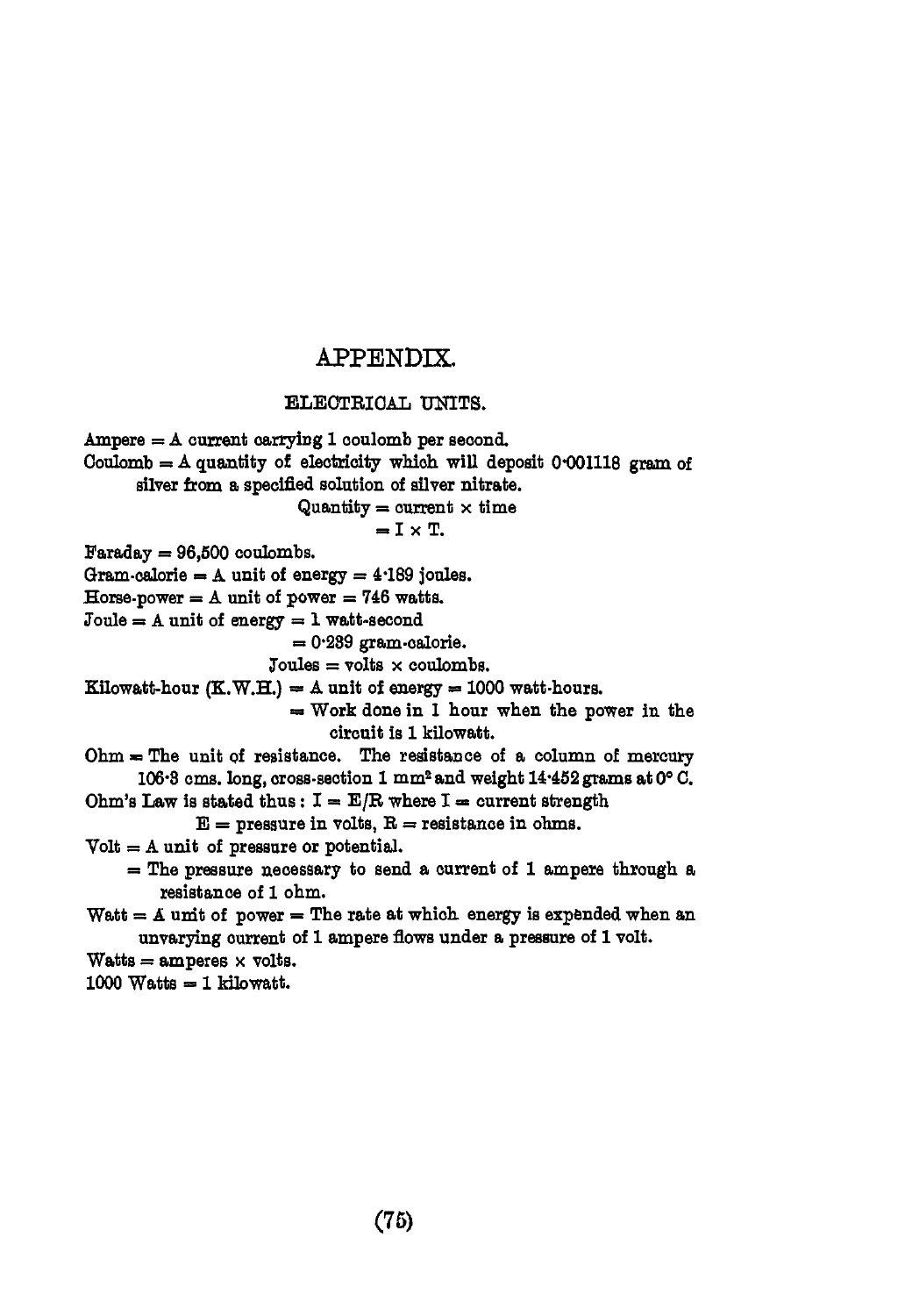# APPENDIX.

## ELECTRICAL UNITS.

Ampere = A current carrying 1 coulomb per second.

Coulomb = A quantity of electricity which will deposit 0·001118 gram of silver from a specified solution of silver nitrate.

$$\text{Quantity} = \text{current} \times \text{time}$$
$$= \text{I} \times \text{T}.$$

Faraday = 96,500 coulombs.

Gram-calorie = A unit of energy = 4·189 joules.

Horse-power = A unit of power = 746 watts.

Joule = A unit of energy = 1 watt-second
= 0·239 gram-calorie.

Joules = volts × coulombs.

Kilowatt-hour (K.W.H.) = A unit of energy = 1000 watt-hours.
= Work done in 1 hour when the power in the circuit is 1 kilowatt.

Ohm = The unit of resistance. The resistance of a column of mercury 106·3 cms. long, cross-section 1 mm$^2$ and weight 14·452 grams at 0° C.

Ohm's Law is stated thus : $I = E/R$ where I = current strength
E = pressure in volts, R = resistance in ohms.

Volt = A unit of pressure or potential.
= The pressure necessary to send a current of 1 ampere through a resistance of 1 ohm.

Watt = A unit of power = The rate at which energy is expended when an unvarying current of 1 ampere flows under a pressure of 1 volt.

Watts = amperes × volts.

1000 Watts = 1 kilowatt.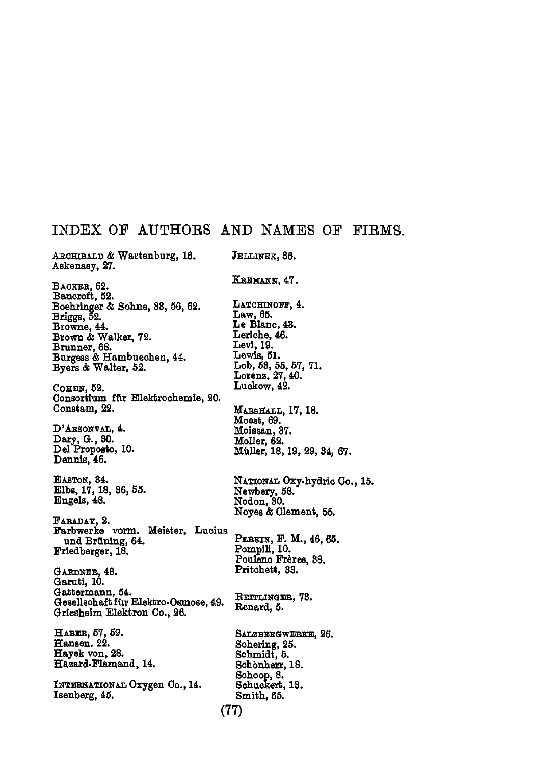## INDEX OF AUTHORS AND NAMES OF FIRMS.

ARCHIBALD & Wartenburg, 16.
Askenasy, 27.

BACKER, 62.
Bancroft, 52.
Boehringer & Sohne, 33, 56, 62.
Briggs, 52.
Browne, 44.
Brown & Walker, 72.
Brunner, 68.
Burgess & Hambuechen, 44.
Byers & Walter, 52.

COHEN, 52.
Consortium für Elektrochemie, 20.
Constam, 22.

D'ARSONVAL, 4.
Dary, G., 30.
Del Proposto, 10.
Dennis, 46.

EASTON, 34.
Elbs, 17, 18, 36, 55.
Engels, 48.

FARADAY, 2.
Farbwerke vorm. Meister, Lucius und Brüning, 64.
Friedberger, 18.

GARDNER, 43.
Garuti, 10.
Gattermann, 54.
Gesellschaft für Elektro-Osmose, 49.
Griesheim Elektron Co., 26.

HABER, 57, 59.
Hansen. 22.
Hayek von, 28.
Hazard-Flamand, 14.

INTERNATIONAL Oxygen Co., 14.
Isenberg, 45.

JELLINEK, 36.

KREMANN, 47.

LATCHINOFF, 4.
Law, 65.
Le Blanc, 43.
Leriche, 46.
Levi, 19.
Lewis, 51.
Lob, 53, 55, 57, 71.
Lorenz, 27, 40.
Luckow, 42.

MARSHALL, 17, 18.
Moest, 69.
Moissan, 37.
Moller, 62.
Müller, 18, 19, 29, 34, 67.

NATIONAL Oxy-hydric Co., 15.
Newbery, 58.
Nodon, 30.
Noyes & Clement, 55.

PERKIN, F. M., 46, 65.
Pompili, 10.
Poulenc Frères, 38.
Pritchett, 33.

REITLINGER, 73.
Renard, 5.

SALZBERGWERKE, 26.
Schering, 25.
Schmidt, 5.
Schònherr, 18.
Schoop, 8.
Schuckert, 13.
Smith, 65.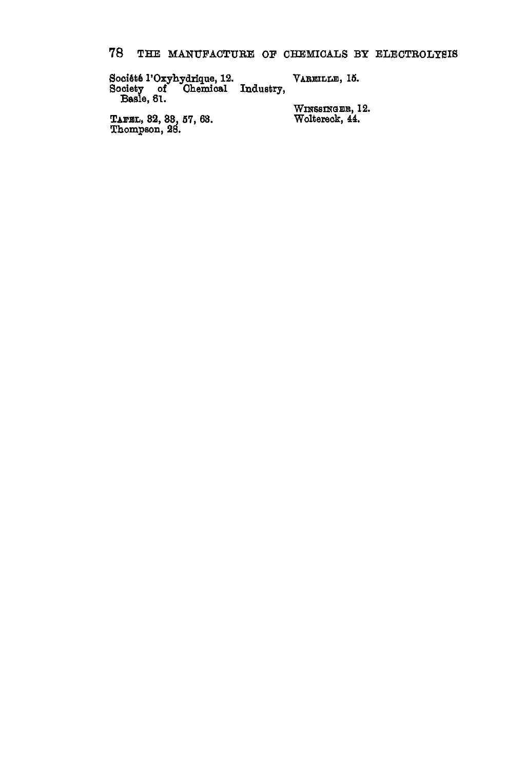Société l'Oxyhydrique, 12.  
Society of Chemical Industry, Basle, 61.

TAFEL, 32, 33, 57, 63.  
Thompson, 28.

VARBILLE, 15.

WINSSINGER, 12.  
Woltereck, 44.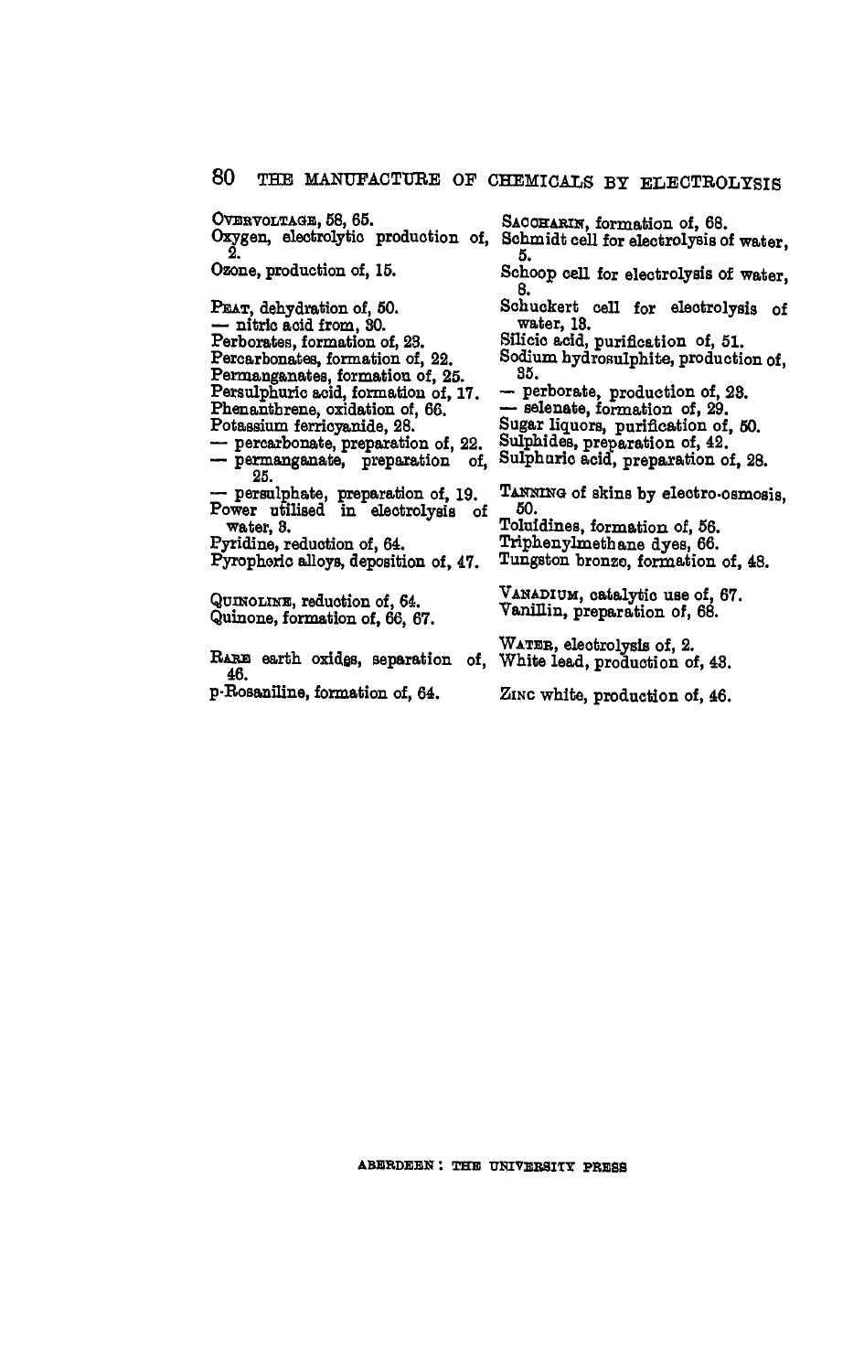OVERVOLTAGE, 58, 65.
Oxygen, electrolytic production of, 2.
Ozone, production of, 15.

PEAT, dehydration of, 50.
— nitric acid from, 30.
Perborates, formation of, 23.
Percarbonates, formation of, 22.
Permanganates, formation of, 25.
Persulphuric acid, formation of, 17.
Phenanthrene, oxidation of, 66.
Potassium ferricyanide, 28.
— percarbonate, preparation of, 22.
— permanganate, preparation of, 25.
— persulphate, preparation of, 19.
Power utilised in electrolysis of water, 3.
Pyridine, reduction of, 64.
Pyrophoric alloys, deposition of, 47.

QUINOLINE, reduction of, 64.
Quinone, formation of, 66, 67.

RARE earth oxides, separation of, 46.
p-Rosaniline, formation of, 64.

SACCHARIN, formation of, 68.
Schmidt cell for electrolysis of water, 5.
Schoop cell for electrolysis of water, 8.
Schuckert cell for electrolysis of water, 18.
Silicic acid, purification of, 51.
Sodium hydrosulphite, production of, 35.
— perborate, production of, 23.
— selenate, formation of, 29.
Sugar liquors, purification of, 50.
Sulphides, preparation of, 42.
Sulphuric acid, preparation of, 28.

TANNING of skins by electro-osmosis, 50.
Toluidines, formation of, 56.
Triphenylmethane dyes, 66.
Tungston bronze, formation of, 48.

VANADIUM, catalytic use of, 67.
Vanillin, preparation of, 68.

WATER, electrolysis of, 2.
White lead, production of, 43.

ZINC white, production of, 46.

ABERDEEN: THE UNIVERSITY PRESS